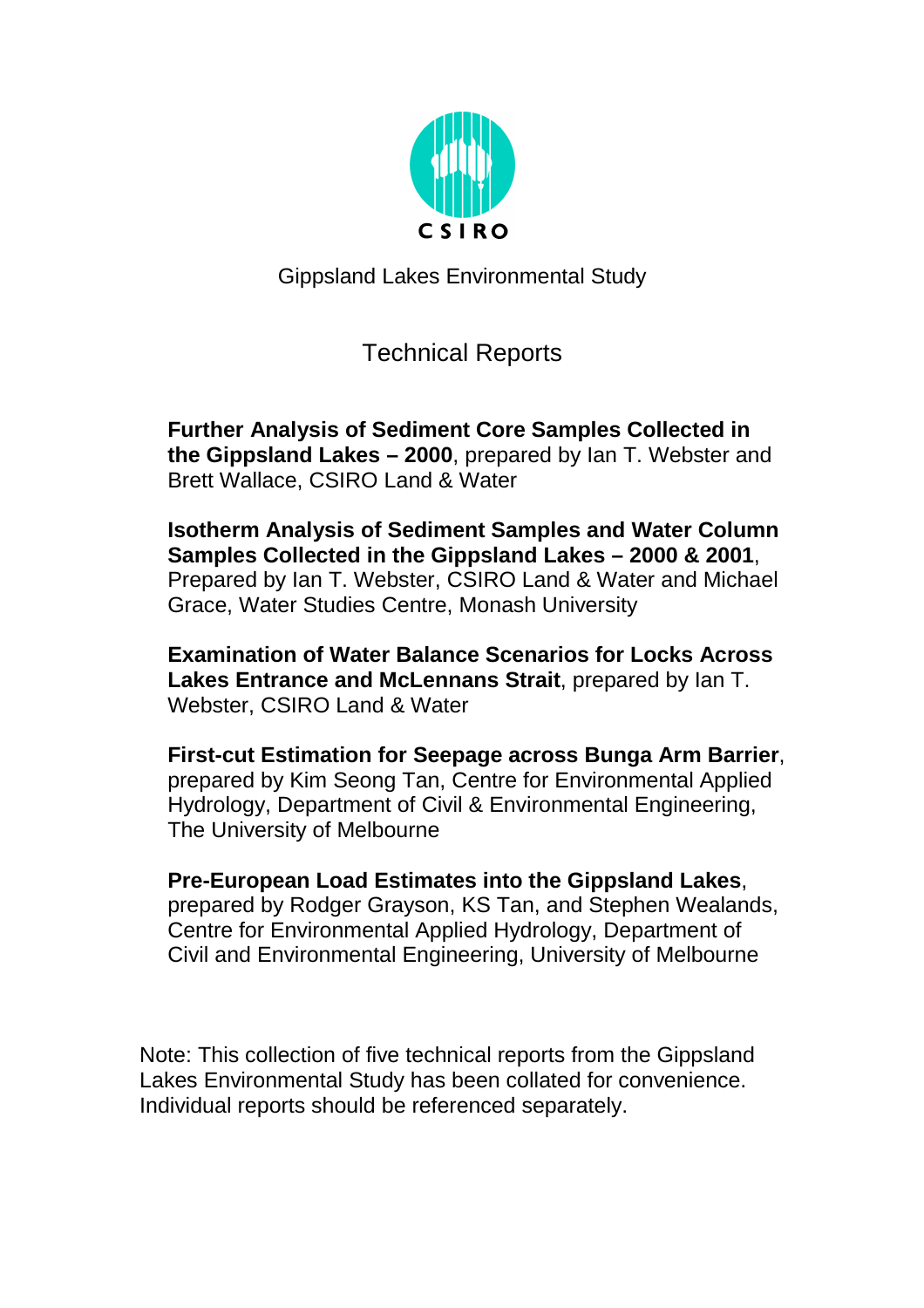CSIRO

Gippsland Lakes Environmental Study

# Technical Reports

**Further Analysis of Sediment Core Samples Collected in the Gippsland Lakes – 2000**, prepared by Ian T. Webster and Brett Wallace, CSIRO Land & Water

**Isotherm Analysis of Sediment Samples and Water Column Samples Collected in the Gippsland Lakes – 2000 & 2001**, Prepared by Ian T. Webster, CSIRO Land & Water and Michael Grace, Water Studies Centre, Monash University

**Examination of Water Balance Scenarios for Locks Across Lakes Entrance and McLennans Strait**, prepared by Ian T. Webster, CSIRO Land & Water

**First-cut Estimation for Seepage across Bunga Arm Barrier**, prepared by Kim Seong Tan, Centre for Environmental Applied Hydrology, Department of Civil & Environmental Engineering, The University of Melbourne

**Pre-European Load Estimates into the Gippsland Lakes**, prepared by Rodger Grayson, KS Tan, and Stephen Wealands, Centre for Environmental Applied Hydrology, Department of Civil and Environmental Engineering, University of Melbourne

Note: This collection of five technical reports from the Gippsland Lakes Environmental Study has been collated for convenience. Individual reports should be referenced separately.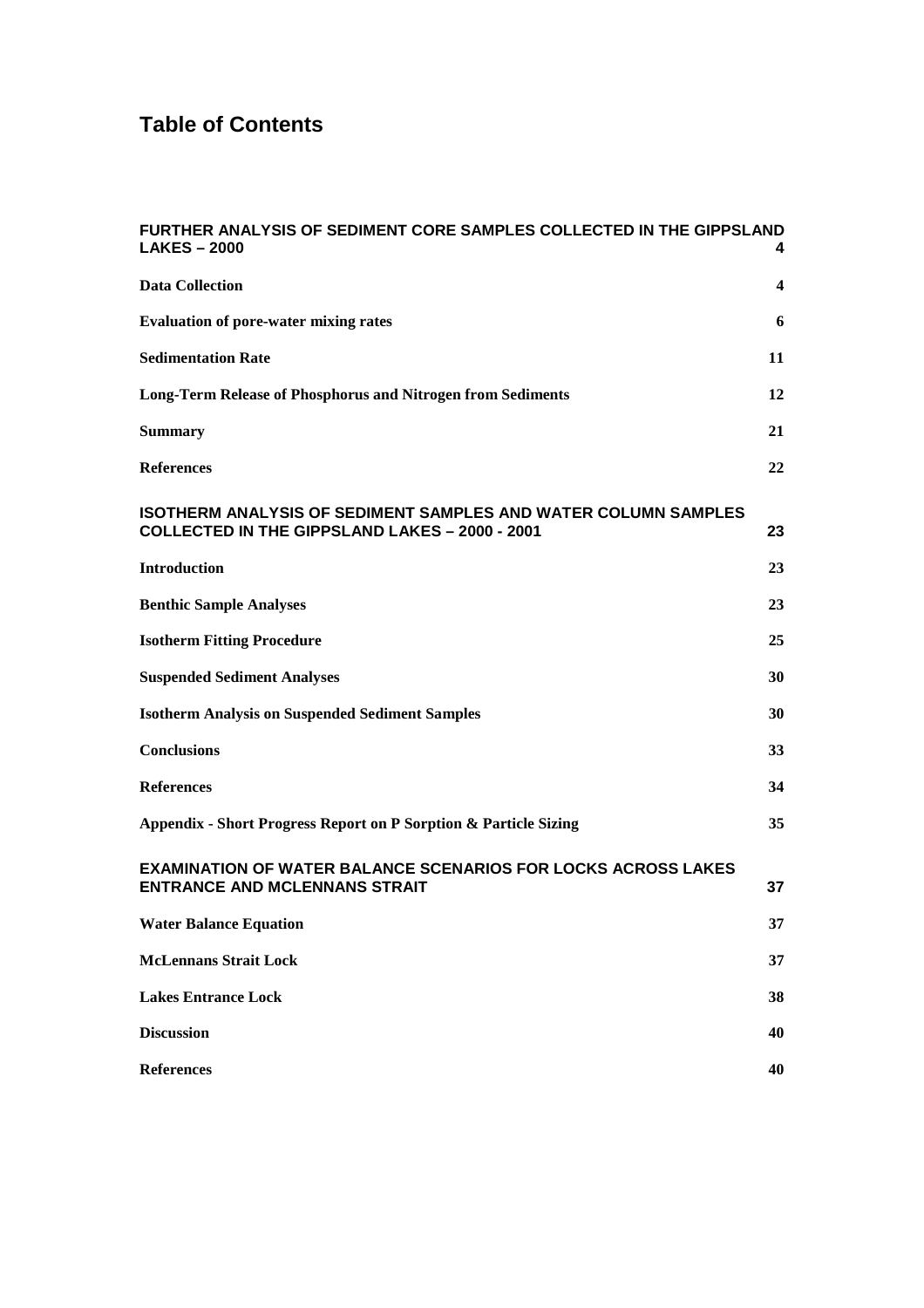# Table of Contents

| | |
|---|---|
| **FURTHER ANALYSIS OF SEDIMENT CORE SAMPLES COLLECTED IN THE GIPPSLAND LAKES – 2000** | **4** |
| **Data Collection** | **4** |
| **Evaluation of pore-water mixing rates** | **6** |
| **Sedimentation Rate** | **11** |
| **Long-Term Release of Phosphorus and Nitrogen from Sediments** | **12** |
| **Summary** | **21** |
| **References** | **22** |
| **ISOTHERM ANALYSIS OF SEDIMENT SAMPLES AND WATER COLUMN SAMPLES COLLECTED IN THE GIPPSLAND LAKES – 2000 - 2001** | **23** |
| **Introduction** | **23** |
| **Benthic Sample Analyses** | **23** |
| **Isotherm Fitting Procedure** | **25** |
| **Suspended Sediment Analyses** | **30** |
| **Isotherm Analysis on Suspended Sediment Samples** | **30** |
| **Conclusions** | **33** |
| **References** | **34** |
| **Appendix - Short Progress Report on P Sorption & Particle Sizing** | **35** |
| **EXAMINATION OF WATER BALANCE SCENARIOS FOR LOCKS ACROSS LAKES ENTRANCE AND MCLENNANS STRAIT** | **37** |
| **Water Balance Equation** | **37** |
| **McLennans Strait Lock** | **37** |
| **Lakes Entrance Lock** | **38** |
| **Discussion** | **40** |
| **References** | **40** |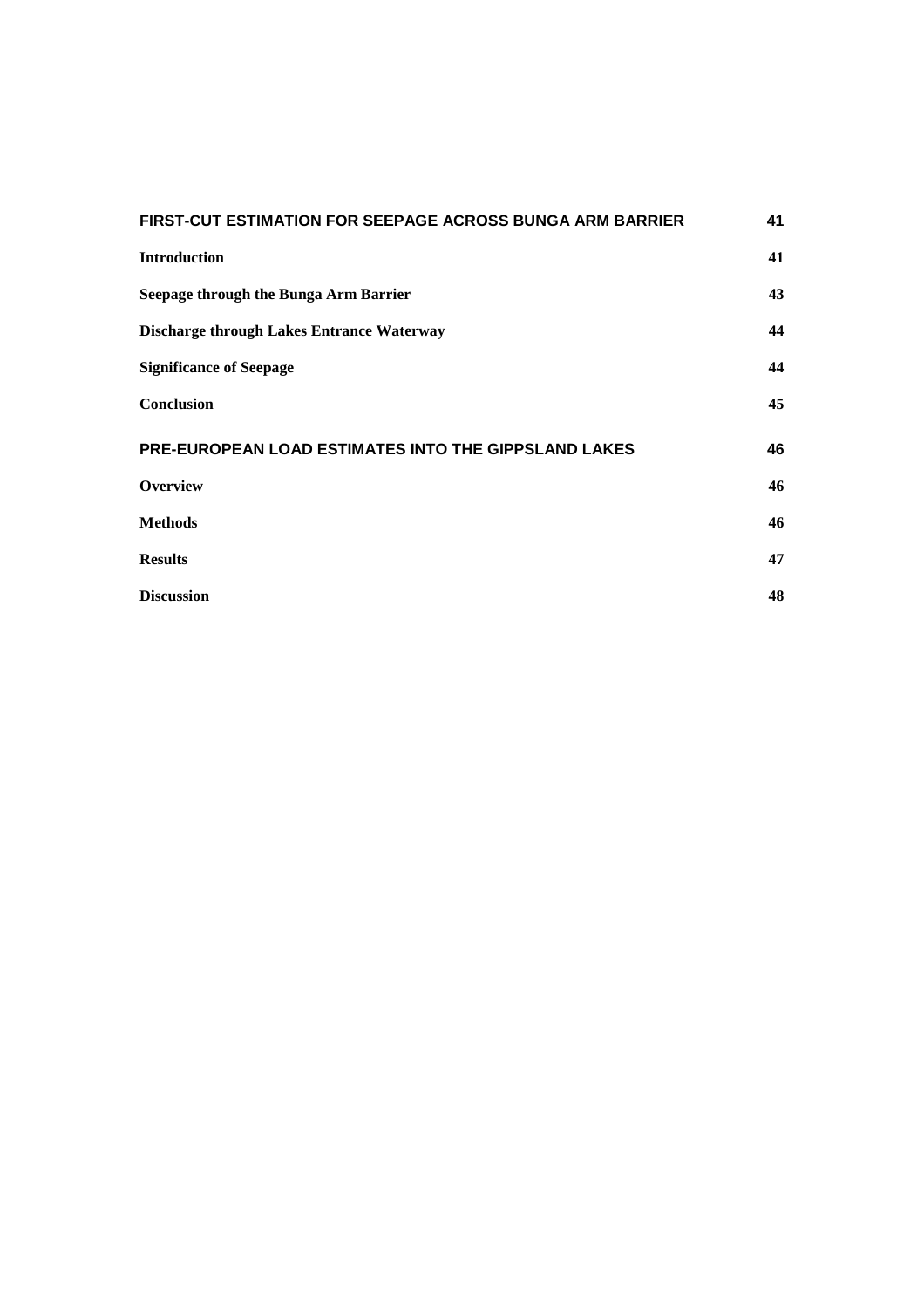| | |
|---|---|
| **FIRST-CUT ESTIMATION FOR SEEPAGE ACROSS BUNGA ARM BARRIER** | **41** |
| **Introduction** | **41** |
| **Seepage through the Bunga Arm Barrier** | **43** |
| **Discharge through Lakes Entrance Waterway** | **44** |
| **Significance of Seepage** | **44** |
| **Conclusion** | **45** |
| **PRE-EUROPEAN LOAD ESTIMATES INTO THE GIPPSLAND LAKES** | **46** |
| **Overview** | **46** |
| **Methods** | **46** |
| **Results** | **47** |
| **Discussion** | **48** |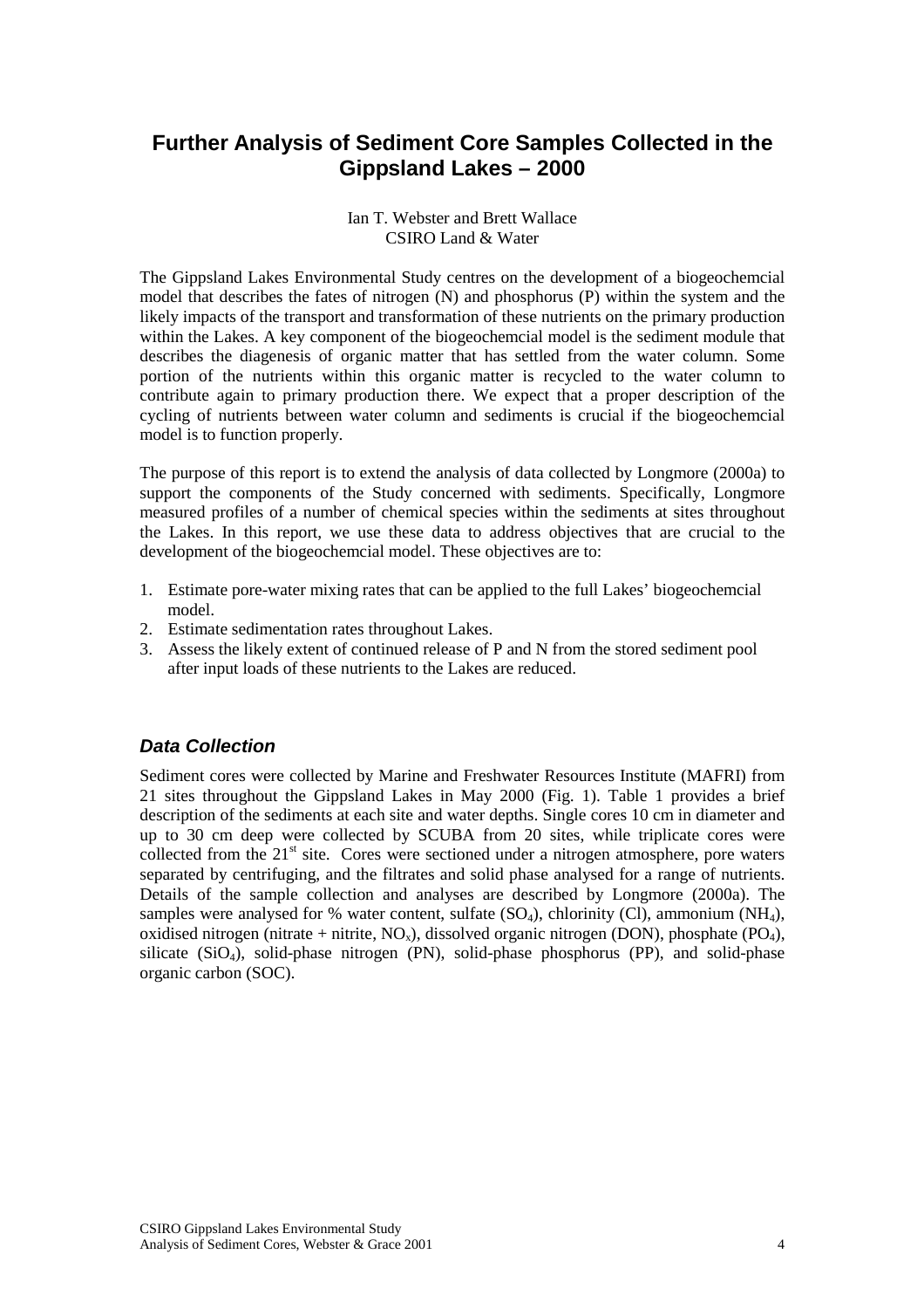# Further Analysis of Sediment Core Samples Collected in the Gippsland Lakes – 2000

Ian T. Webster and Brett Wallace
CSIRO Land & Water

The Gippsland Lakes Environmental Study centres on the development of a biogeochemcial model that describes the fates of nitrogen (N) and phosphorus (P) within the system and the likely impacts of the transport and transformation of these nutrients on the primary production within the Lakes. A key component of the biogeochemcial model is the sediment module that describes the diagenesis of organic matter that has settled from the water column. Some portion of the nutrients within this organic matter is recycled to the water column to contribute again to primary production there. We expect that a proper description of the cycling of nutrients between water column and sediments is crucial if the biogeochemcial model is to function properly.

The purpose of this report is to extend the analysis of data collected by Longmore (2000a) to support the components of the Study concerned with sediments. Specifically, Longmore measured profiles of a number of chemical species within the sediments at sites throughout the Lakes. In this report, we use these data to address objectives that are crucial to the development of the biogeochemcial model. These objectives are to:

1. Estimate pore-water mixing rates that can be applied to the full Lakes' biogeochemcial model.
2. Estimate sedimentation rates throughout Lakes.
3. Assess the likely extent of continued release of P and N from the stored sediment pool after input loads of these nutrients to the Lakes are reduced.

## *Data Collection*

Sediment cores were collected by Marine and Freshwater Resources Institute (MAFRI) from 21 sites throughout the Gippsland Lakes in May 2000 (Fig. 1). Table 1 provides a brief description of the sediments at each site and water depths. Single cores 10 cm in diameter and up to 30 cm deep were collected by SCUBA from 20 sites, while triplicate cores were collected from the 21$^{st}$ site. Cores were sectioned under a nitrogen atmosphere, pore waters separated by centrifuging, and the filtrates and solid phase analysed for a range of nutrients. Details of the sample collection and analyses are described by Longmore (2000a). The samples were analysed for % water content, sulfate ($SO_4$), chlorinity (Cl), ammonium ($NH_4$), oxidised nitrogen (nitrate + nitrite, $NO_x$), dissolved organic nitrogen (DON), phosphate ($PO_4$), silicate ($SiO_4$), solid-phase nitrogen (PN), solid-phase phosphorus (PP), and solid-phase organic carbon (SOC).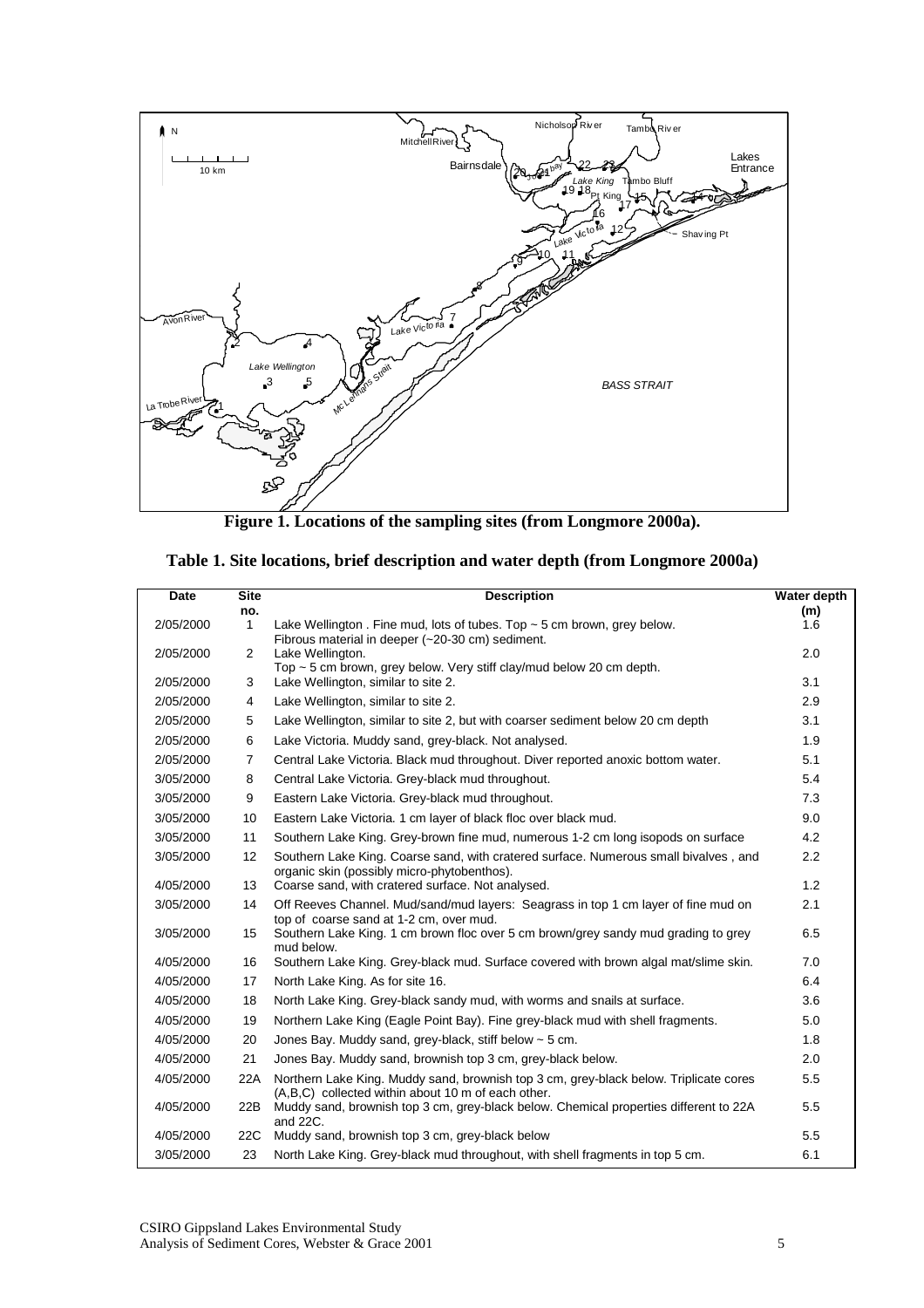**Figure 1. Locations of the sampling sites (from Longmore 2000a).**

**Table 1. Site locations, brief description and water depth (from Longmore 2000a)**

| Date | Site no. | Description | Water depth (m) |
|---|---|---|---|
| 2/05/2000 | 1 | Lake Wellington . Fine mud, lots of tubes. Top ~ 5 cm brown, grey below. Fibrous material in deeper (~20-30 cm) sediment. | 1.6 |
| 2/05/2000 | 2 | Lake Wellington. Top ~ 5 cm brown, grey below. Very stiff clay/mud below 20 cm depth. | 2.0 |
| 2/05/2000 | 3 | Lake Wellington, similar to site 2. | 3.1 |
| 2/05/2000 | 4 | Lake Wellington, similar to site 2. | 2.9 |
| 2/05/2000 | 5 | Lake Wellington, similar to site 2, but with coarser sediment below 20 cm depth | 3.1 |
| 2/05/2000 | 6 | Lake Victoria. Muddy sand, grey-black. Not analysed. | 1.9 |
| 2/05/2000 | 7 | Central Lake Victoria. Black mud throughout. Diver reported anoxic bottom water. | 5.1 |
| 3/05/2000 | 8 | Central Lake Victoria. Grey-black mud throughout. | 5.4 |
| 3/05/2000 | 9 | Eastern Lake Victoria. Grey-black mud throughout. | 7.3 |
| 3/05/2000 | 10 | Eastern Lake Victoria. 1 cm layer of black floc over black mud. | 9.0 |
| 3/05/2000 | 11 | Southern Lake King. Grey-brown fine mud, numerous 1-2 cm long isopods on surface | 4.2 |
| 3/05/2000 | 12 | Southern Lake King. Coarse sand, with cratered surface. Numerous small bivalves , and organic skin (possibly micro-phytobenthos). | 2.2 |
| 4/05/2000 | 13 | Coarse sand, with cratered surface. Not analysed. | 1.2 |
| 3/05/2000 | 14 | Off Reeves Channel. Mud/sand/mud layers: Seagrass in top 1 cm layer of fine mud on top of coarse sand at 1-2 cm, over mud. | 2.1 |
| 3/05/2000 | 15 | Southern Lake King. 1 cm brown floc over 5 cm brown/grey sandy mud grading to grey mud below. | 6.5 |
| 4/05/2000 | 16 | Southern Lake King. Grey-black mud. Surface covered with brown algal mat/slime skin. | 7.0 |
| 4/05/2000 | 17 | North Lake King. As for site 16. | 6.4 |
| 4/05/2000 | 18 | North Lake King. Grey-black sandy mud, with worms and snails at surface. | 3.6 |
| 4/05/2000 | 19 | Northern Lake King (Eagle Point Bay). Fine grey-black mud with shell fragments. | 5.0 |
| 4/05/2000 | 20 | Jones Bay. Muddy sand, grey-black, stiff below ~ 5 cm. | 1.8 |
| 4/05/2000 | 21 | Jones Bay. Muddy sand, brownish top 3 cm, grey-black below. | 2.0 |
| 4/05/2000 | 22A | Northern Lake King. Muddy sand, brownish top 3 cm, grey-black below. Triplicate cores (A,B,C) collected within about 10 m of each other. | 5.5 |
| 4/05/2000 | 22B | Muddy sand, brownish top 3 cm, grey-black below. Chemical properties different to 22A and 22C. | 5.5 |
| 4/05/2000 | 22C | Muddy sand, brownish top 3 cm, grey-black below | 5.5 |
| 3/05/2000 | 23 | North Lake King. Grey-black mud throughout, with shell fragments in top 5 cm. | 6.1 |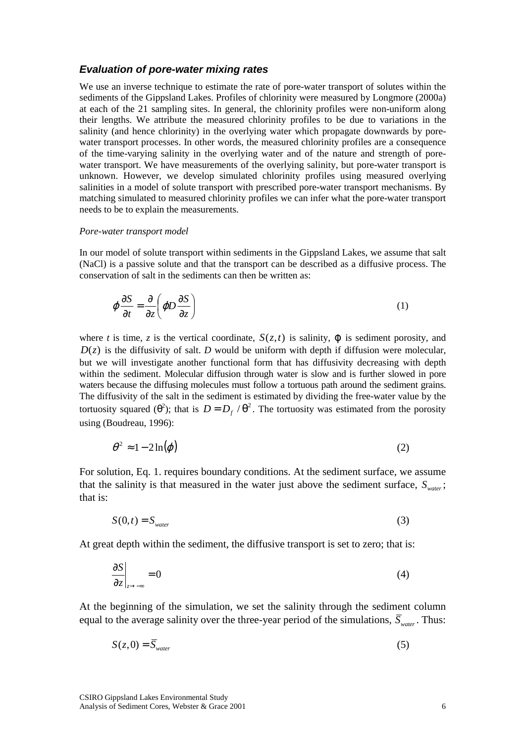### *Evaluation of pore-water mixing rates*

We use an inverse technique to estimate the rate of pore-water transport of solutes within the sediments of the Gippsland Lakes. Profiles of chlorinity were measured by Longmore (2000a) at each of the 21 sampling sites. In general, the chlorinity profiles were non-uniform along their lengths. We attribute the measured chlorinity profiles to be due to variations in the salinity (and hence chlorinity) in the overlying water which propagate downwards by pore-water transport processes. In other words, the measured chlorinity profiles are a consequence of the time-varying salinity in the overlying water and of the nature and strength of pore-water transport. We have measurements of the overlying salinity, but pore-water transport is unknown. However, we develop simulated chlorinity profiles using measured overlying salinities in a model of solute transport with prescribed pore-water transport mechanisms. By matching simulated to measured chlorinity profiles we can infer what the pore-water transport needs to be to explain the measurements.

*Pore-water transport model*

In our model of solute transport within sediments in the Gippsland Lakes, we assume that salt (NaCl) is a passive solute and that the transport can be described as a diffusive process. The conservation of salt in the sediments can then be written as:

$$\varphi \frac{\partial S}{\partial t} = \frac{\partial}{\partial z}\left( \varphi D \frac{\partial S}{\partial z} \right) \tag{1}$$

where $t$ is time, $z$ is the vertical coordinate, $S(z,t)$ is salinity, $\varphi$ is sediment porosity, and $D(z)$ is the diffusivity of salt. $D$ would be uniform with depth if diffusion were molecular, but we will investigate another functional form that has diffusivity decreasing with depth within the sediment. Molecular diffusion through water is slow and is further slowed in pore waters because the diffusing molecules must follow a tortuous path around the sediment grains. The diffusivity of the salt in the sediment is estimated by dividing the free-water value by the tortuosity squared ($\theta^2$); that is $D = D_f / \theta^2$. The tortuosity was estimated from the porosity using (Boudreau, 1996):

$$\theta^2 \approx 1 - 2\ln(\varphi) \tag{2}$$

For solution, Eq. 1. requires boundary conditions. At the sediment surface, we assume that the salinity is that measured in the water just above the sediment surface, $S_{water}$; that is:

$$S(0,t) = S_{water} \tag{3}$$

At great depth within the sediment, the diffusive transport is set to zero; that is:

$$\left. \frac{\partial S}{\partial z} \right|_{z \to -\infty} = 0 \tag{4}$$

At the beginning of the simulation, we set the salinity through the sediment column equal to the average salinity over the three-year period of the simulations, $\overline{S}_{water}$. Thus:

$$S(z,0) = \overline{S}_{water} \tag{5}$$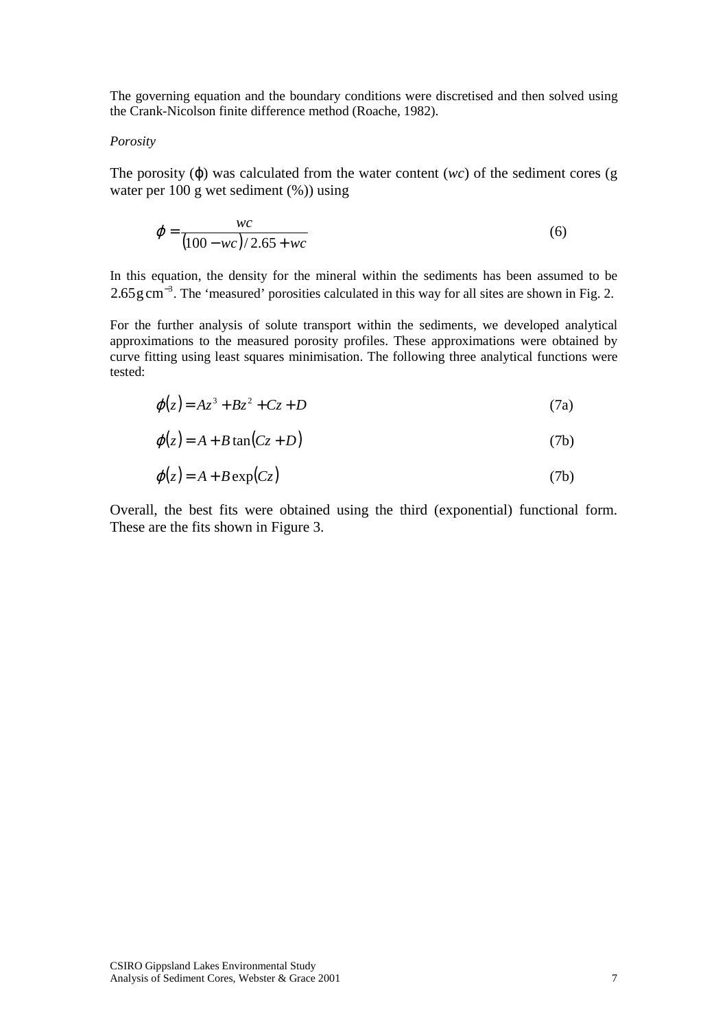The governing equation and the boundary conditions were discretised and then solved using the Crank-Nicolson finite difference method (Roache, 1982).

*Porosity*

The porosity ($\varphi$) was calculated from the water content (*wc*) of the sediment cores (g water per 100 g wet sediment (%)) using

$$\varphi = \frac{wc}{(100 - wc)/2.65 + wc} \tag{6}$$

In this equation, the density for the mineral within the sediments has been assumed to be $2.65\,\mathrm{g\,cm^{-3}}$. The 'measured' porosities calculated in this way for all sites are shown in Fig. 2.

For the further analysis of solute transport within the sediments, we developed analytical approximations to the measured porosity profiles. These approximations were obtained by curve fitting using least squares minimisation. The following three analytical functions were tested:

$$\varphi(z) = Az^3 + Bz^2 + Cz + D \tag{7a}$$

$$\varphi(z) = A + B\tan(Cz + D) \tag{7b}$$

$$\varphi(z) = A + B\exp(Cz) \tag{7b}$$

Overall, the best fits were obtained using the third (exponential) functional form. These are the fits shown in Figure 3.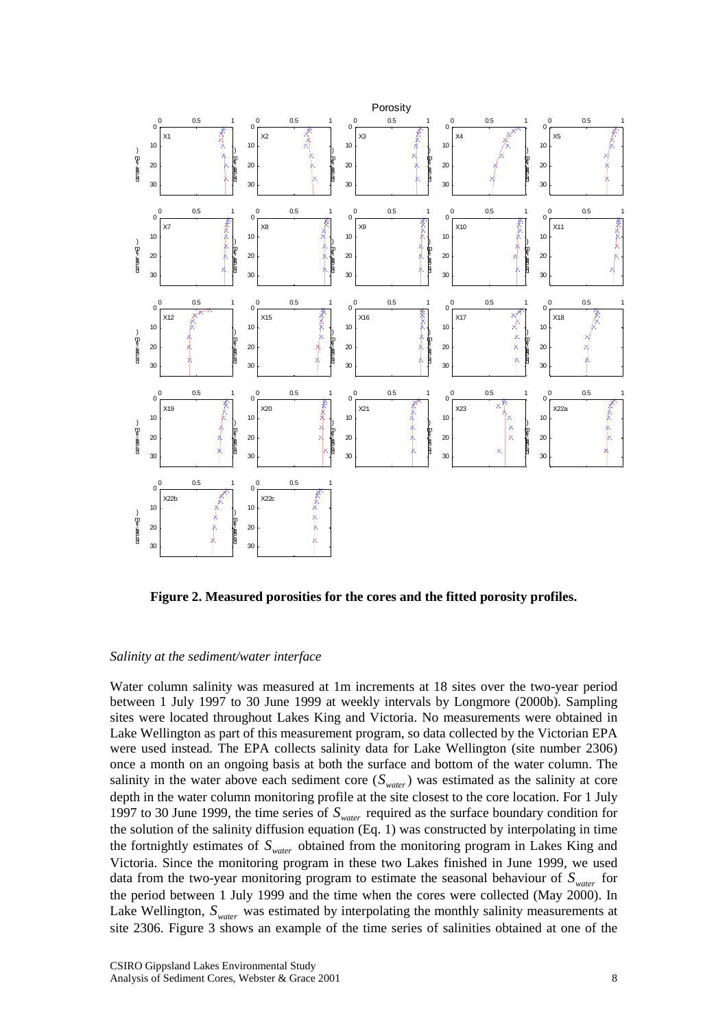**Figure 2. Measured porosities for the cores and the fitted porosity profiles.**

*Salinity at the sediment/water interface*

Water column salinity was measured at 1m increments at 18 sites over the two-year period between 1 July 1997 to 30 June 1999 at weekly intervals by Longmore (2000b). Sampling sites were located throughout Lakes King and Victoria. No measurements were obtained in Lake Wellington as part of this measurement program, so data collected by the Victorian EPA were used instead. The EPA collects salinity data for Lake Wellington (site number 2306) once a month on an ongoing basis at both the surface and bottom of the water column. The salinity in the water above each sediment core ($S_{water}$) was estimated as the salinity at core depth in the water column monitoring profile at the site closest to the core location. For 1 July 1997 to 30 June 1999, the time series of $S_{water}$ required as the surface boundary condition for the solution of the salinity diffusion equation (Eq. 1) was constructed by interpolating in time the fortnightly estimates of $S_{water}$ obtained from the monitoring program in Lakes King and Victoria. Since the monitoring program in these two Lakes finished in June 1999, we used data from the two-year monitoring program to estimate the seasonal behaviour of $S_{water}$ for the period between 1 July 1999 and the time when the cores were collected (May 2000). In Lake Wellington, $S_{water}$ was estimated by interpolating the monthly salinity measurements at site 2306. Figure 3 shows an example of the time series of salinities obtained at one of the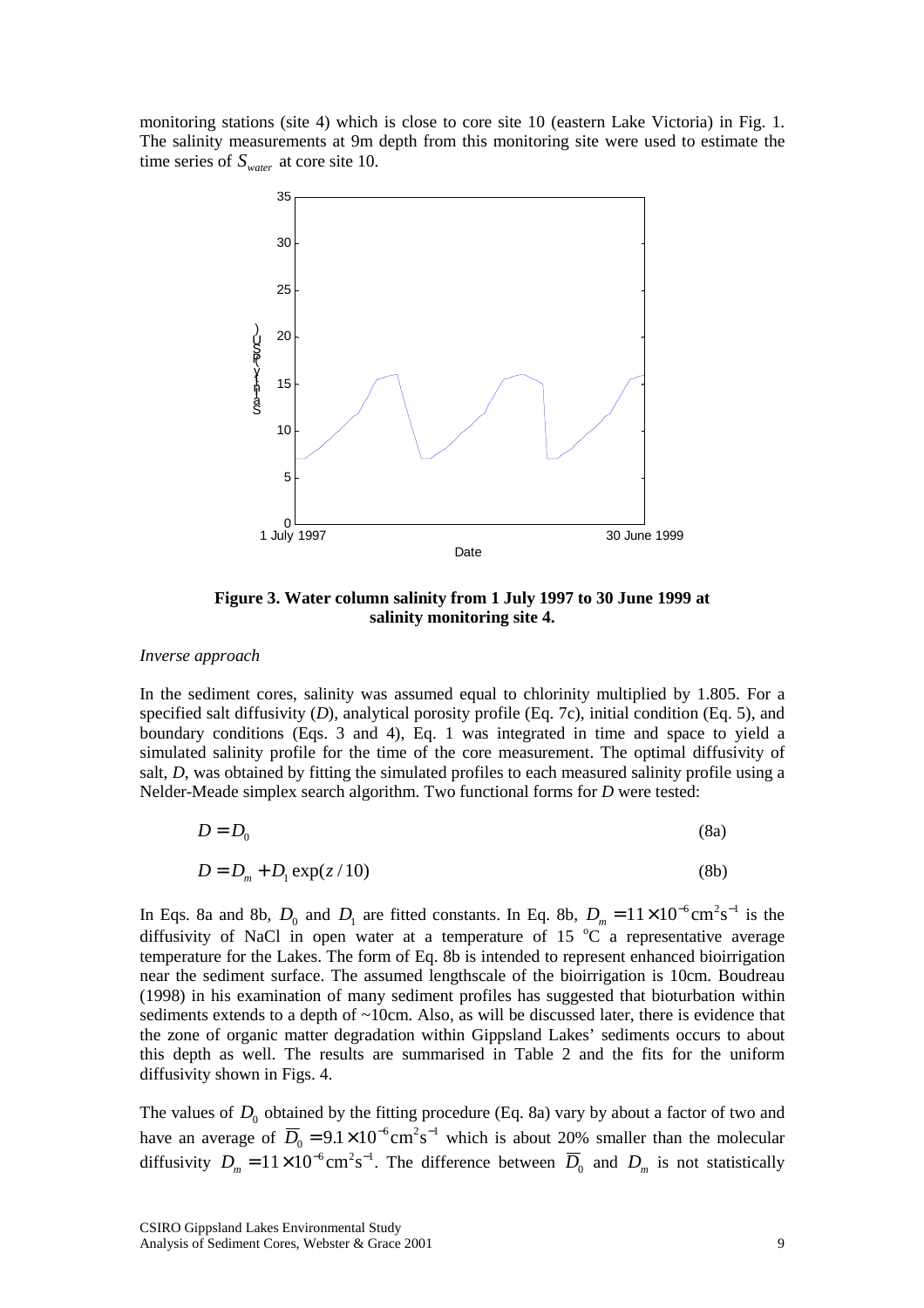monitoring stations (site 4) which is close to core site 10 (eastern Lake Victoria) in Fig. 1. The salinity measurements at 9m depth from this monitoring site were used to estimate the time series of $S_{water}$ at core site 10.

**Figure 3. Water column salinity from 1 July 1997 to 30 June 1999 at salinity monitoring site 4.**

*Inverse approach*

In the sediment cores, salinity was assumed equal to chlorinity multiplied by 1.805. For a specified salt diffusivity ($D$), analytical porosity profile (Eq. 7c), initial condition (Eq. 5), and boundary conditions (Eqs. 3 and 4), Eq. 1 was integrated in time and space to yield a simulated salinity profile for the time of the core measurement. The optimal diffusivity of salt, $D$, was obtained by fitting the simulated profiles to each measured salinity profile using a Nelder-Meade simplex search algorithm. Two functional forms for $D$ were tested:

$$D = D_0 \tag{8a}$$

$$D = D_m + D_1 \exp(z/10) \tag{8b}$$

In Eqs. 8a and 8b, $D_0$ and $D_1$ are fitted constants. In Eq. 8b, $D_m = 11\times10^{-6}\,\mathrm{cm^2s^{-1}}$ is the diffusivity of NaCl in open water at a temperature of 15 °C a representative average temperature for the Lakes. The form of Eq. 8b is intended to represent enhanced bioirrigation near the sediment surface. The assumed lengthscale of the bioirrigation is 10cm. Boudreau (1998) in his examination of many sediment profiles has suggested that bioturbation within sediments extends to a depth of ~10cm. Also, as will be discussed later, there is evidence that the zone of organic matter degradation within Gippsland Lakes' sediments occurs to about this depth as well. The results are summarised in Table 2 and the fits for the uniform diffusivity shown in Figs. 4.

The values of $D_0$ obtained by the fitting procedure (Eq. 8a) vary by about a factor of two and have an average of $\overline{D}_0 = 9.1\times10^{-6}\,\mathrm{cm^2s^{-1}}$ which is about 20% smaller than the molecular diffusivity $D_m = 11\times10^{-6}\,\mathrm{cm^2s^{-1}}$. The difference between $\overline{D}_0$ and $D_m$ is not statistically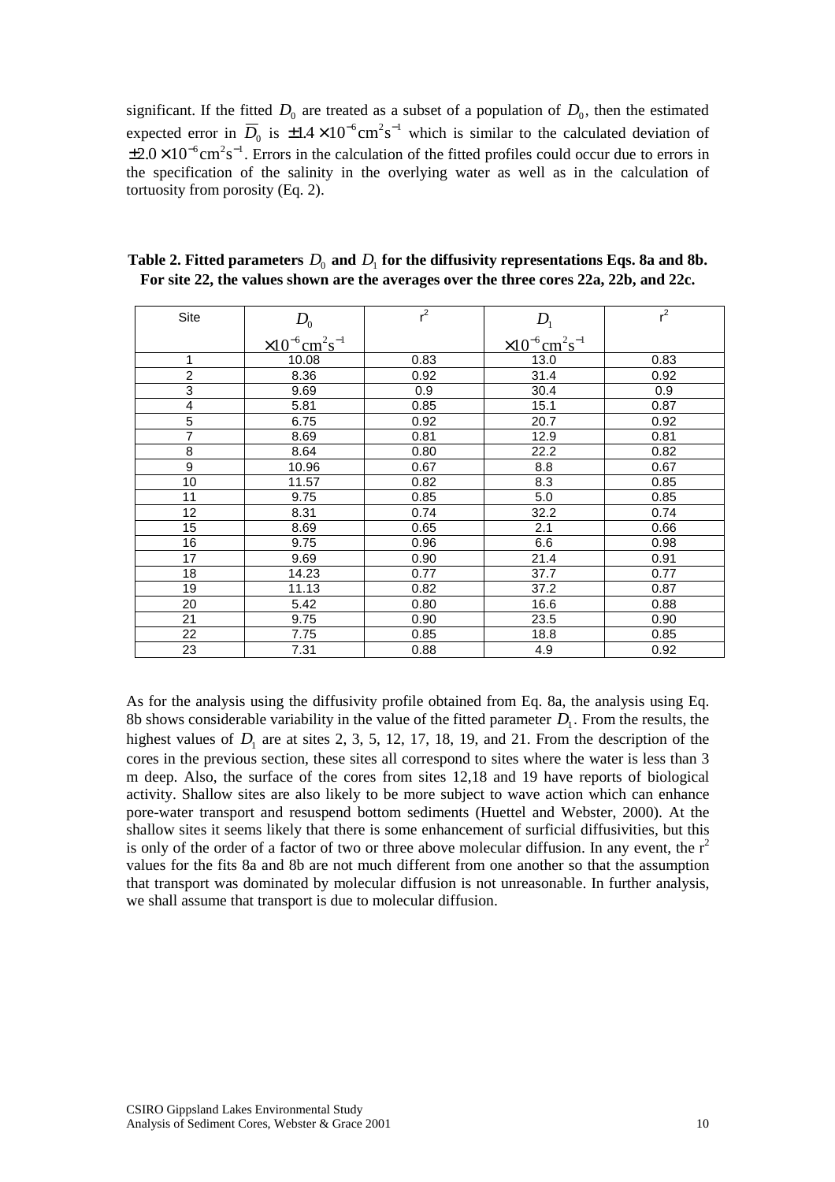significant. If the fitted $D_0$ are treated as a subset of a population of $D_0$, then the estimated expected error in $\overline{D}_0$ is $\pm 1.4\times10^{-6}\mathrm{cm}^2\mathrm{s}^{-1}$ which is similar to the calculated deviation of $\pm 2.0\times10^{-6}\mathrm{cm}^2\mathrm{s}^{-1}$. Errors in the calculation of the fitted profiles could occur due to errors in the specification of the salinity in the overlying water as well as in the calculation of tortuosity from porosity (Eq. 2).

**Table 2. Fitted parameters $D_0$ and $D_1$ for the diffusivity representations Eqs. 8a and 8b. For site 22, the values shown are the averages over the three cores 22a, 22b, and 22c.**

| Site | $D_0$ $\times10^{-6}\mathrm{cm}^2\mathrm{s}^{-1}$ | $r^2$ | $D_1$ $\times10^{-6}\mathrm{cm}^2\mathrm{s}^{-1}$ | $r^2$ |
|---|---|---|---|---|
| 1 | 10.08 | 0.83 | 13.0 | 0.83 |
| 2 | 8.36 | 0.92 | 31.4 | 0.92 |
| 3 | 9.69 | 0.9 | 30.4 | 0.9 |
| 4 | 5.81 | 0.85 | 15.1 | 0.87 |
| 5 | 6.75 | 0.92 | 20.7 | 0.92 |
| 7 | 8.69 | 0.81 | 12.9 | 0.81 |
| 8 | 8.64 | 0.80 | 22.2 | 0.82 |
| 9 | 10.96 | 0.67 | 8.8 | 0.67 |
| 10 | 11.57 | 0.82 | 8.3 | 0.85 |
| 11 | 9.75 | 0.85 | 5.0 | 0.85 |
| 12 | 8.31 | 0.74 | 32.2 | 0.74 |
| 15 | 8.69 | 0.65 | 2.1 | 0.66 |
| 16 | 9.75 | 0.96 | 6.6 | 0.98 |
| 17 | 9.69 | 0.90 | 21.4 | 0.91 |
| 18 | 14.23 | 0.77 | 37.7 | 0.77 |
| 19 | 11.13 | 0.82 | 37.2 | 0.87 |
| 20 | 5.42 | 0.80 | 16.6 | 0.88 |
| 21 | 9.75 | 0.90 | 23.5 | 0.90 |
| 22 | 7.75 | 0.85 | 18.8 | 0.85 |
| 23 | 7.31 | 0.88 | 4.9 | 0.92 |

As for the analysis using the diffusivity profile obtained from Eq. 8a, the analysis using Eq. 8b shows considerable variability in the value of the fitted parameter $D_1$. From the results, the highest values of $D_1$ are at sites 2, 3, 5, 12, 17, 18, 19, and 21. From the description of the cores in the previous section, these sites all correspond to sites where the water is less than 3 m deep. Also, the surface of the cores from sites 12,18 and 19 have reports of biological activity. Shallow sites are also likely to be more subject to wave action which can enhance pore-water transport and resuspend bottom sediments (Huettel and Webster, 2000). At the shallow sites it seems likely that there is some enhancement of surficial diffusivities, but this is only of the order of a factor of two or three above molecular diffusion. In any event, the $r^2$ values for the fits 8a and 8b are not much different from one another so that the assumption that transport was dominated by molecular diffusion is not unreasonable. In further analysis, we shall assume that transport is due to molecular diffusion.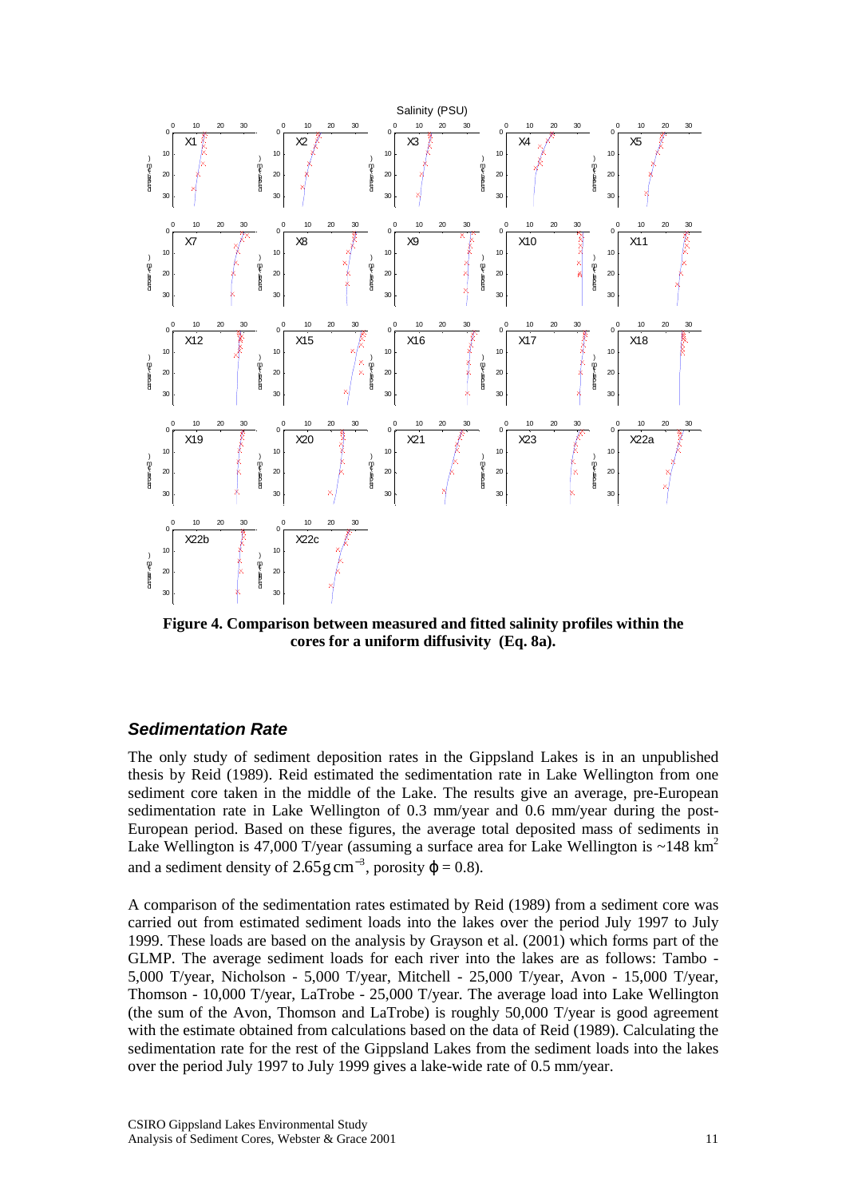**Figure 4. Comparison between measured and fitted salinity profiles within the cores for a uniform diffusivity (Eq. 8a).**

### *Sedimentation Rate*

The only study of sediment deposition rates in the Gippsland Lakes is in an unpublished thesis by Reid (1989). Reid estimated the sedimentation rate in Lake Wellington from one sediment core taken in the middle of the Lake. The results give an average, pre-European sedimentation rate in Lake Wellington of 0.3 mm/year and 0.6 mm/year during the post-European period. Based on these figures, the average total deposited mass of sediments in Lake Wellington is 47,000 T/year (assuming a surface area for Lake Wellington is ~148 $km^2$ and a sediment density of $2.65\,g\,cm^{-3}$, porosity $\varphi = 0.8$).

A comparison of the sedimentation rates estimated by Reid (1989) from a sediment core was carried out from estimated sediment loads into the lakes over the period July 1997 to July 1999. These loads are based on the analysis by Grayson et al. (2001) which forms part of the GLMP. The average sediment loads for each river into the lakes are as follows: Tambo - 5,000 T/year, Nicholson - 5,000 T/year, Mitchell - 25,000 T/year, Avon - 15,000 T/year, Thomson - 10,000 T/year, LaTrobe - 25,000 T/year. The average load into Lake Wellington (the sum of the Avon, Thomson and LaTrobe) is roughly 50,000 T/year is good agreement with the estimate obtained from calculations based on the data of Reid (1989). Calculating the sedimentation rate for the rest of the Gippsland Lakes from the sediment loads into the lakes over the period July 1997 to July 1999 gives a lake-wide rate of 0.5 mm/year.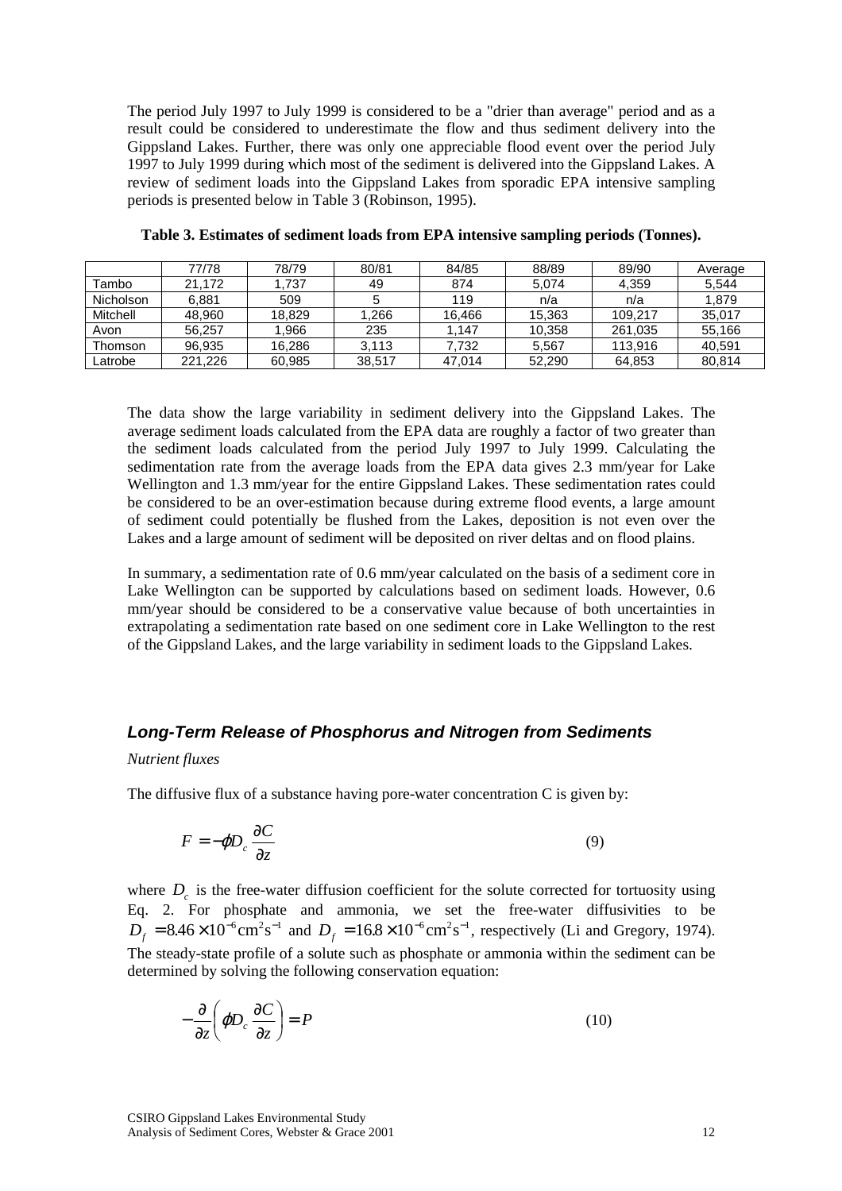The period July 1997 to July 1999 is considered to be a "drier than average" period and as a result could be considered to underestimate the flow and thus sediment delivery into the Gippsland Lakes. Further, there was only one appreciable flood event over the period July 1997 to July 1999 during which most of the sediment is delivered into the Gippsland Lakes. A review of sediment loads into the Gippsland Lakes from sporadic EPA intensive sampling periods is presented below in Table 3 (Robinson, 1995).

**Table 3. Estimates of sediment loads from EPA intensive sampling periods (Tonnes).**

| | 77/78 | 78/79 | 80/81 | 84/85 | 88/89 | 89/90 | Average |
|---|---|---|---|---|---|---|---|
| Tambo | 21,172 | 1,737 | 49 | 874 | 5,074 | 4,359 | 5,544 |
| Nicholson | 6,881 | 509 | 5 | 119 | n/a | n/a | 1,879 |
| Mitchell | 48,960 | 18,829 | 1,266 | 16,466 | 15,363 | 109,217 | 35,017 |
| Avon | 56,257 | 1,966 | 235 | 1,147 | 10,358 | 261,035 | 55,166 |
| Thomson | 96,935 | 16,286 | 3,113 | 7,732 | 5,567 | 113,916 | 40,591 |
| Latrobe | 221,226 | 60,985 | 38,517 | 47,014 | 52,290 | 64,853 | 80,814 |

The data show the large variability in sediment delivery into the Gippsland Lakes. The average sediment loads calculated from the EPA data are roughly a factor of two greater than the sediment loads calculated from the period July 1997 to July 1999. Calculating the sedimentation rate from the average loads from the EPA data gives 2.3 mm/year for Lake Wellington and 1.3 mm/year for the entire Gippsland Lakes. These sedimentation rates could be considered to be an over-estimation because during extreme flood events, a large amount of sediment could potentially be flushed from the Lakes, deposition is not even over the Lakes and a large amount of sediment will be deposited on river deltas and on flood plains.

In summary, a sedimentation rate of 0.6 mm/year calculated on the basis of a sediment core in Lake Wellington can be supported by calculations based on sediment loads. However, 0.6 mm/year should be considered to be a conservative value because of both uncertainties in extrapolating a sedimentation rate based on one sediment core in Lake Wellington to the rest of the Gippsland Lakes, and the large variability in sediment loads to the Gippsland Lakes.

## *Long-Term Release of Phosphorus and Nitrogen from Sediments*

*Nutrient fluxes*

The diffusive flux of a substance having pore-water concentration C is given by:

$$F = -\varphi D_c \frac{\partial C}{\partial z} \tag{9}$$

where $D_c$ is the free-water diffusion coefficient for the solute corrected for tortuosity using Eq. 2. For phosphate and ammonia, we set the free-water diffusivities to be $D_f = 8.46 \times 10^{-6} \text{cm}^2\text{s}^{-1}$ and $D_f = 16.8 \times 10^{-6} \text{cm}^2\text{s}^{-1}$, respectively (Li and Gregory, 1974). The steady-state profile of a solute such as phosphate or ammonia within the sediment can be determined by solving the following conservation equation:

$$-\frac{\partial}{\partial z}\left(\varphi D_c \frac{\partial C}{\partial z}\right) = P \tag{10}$$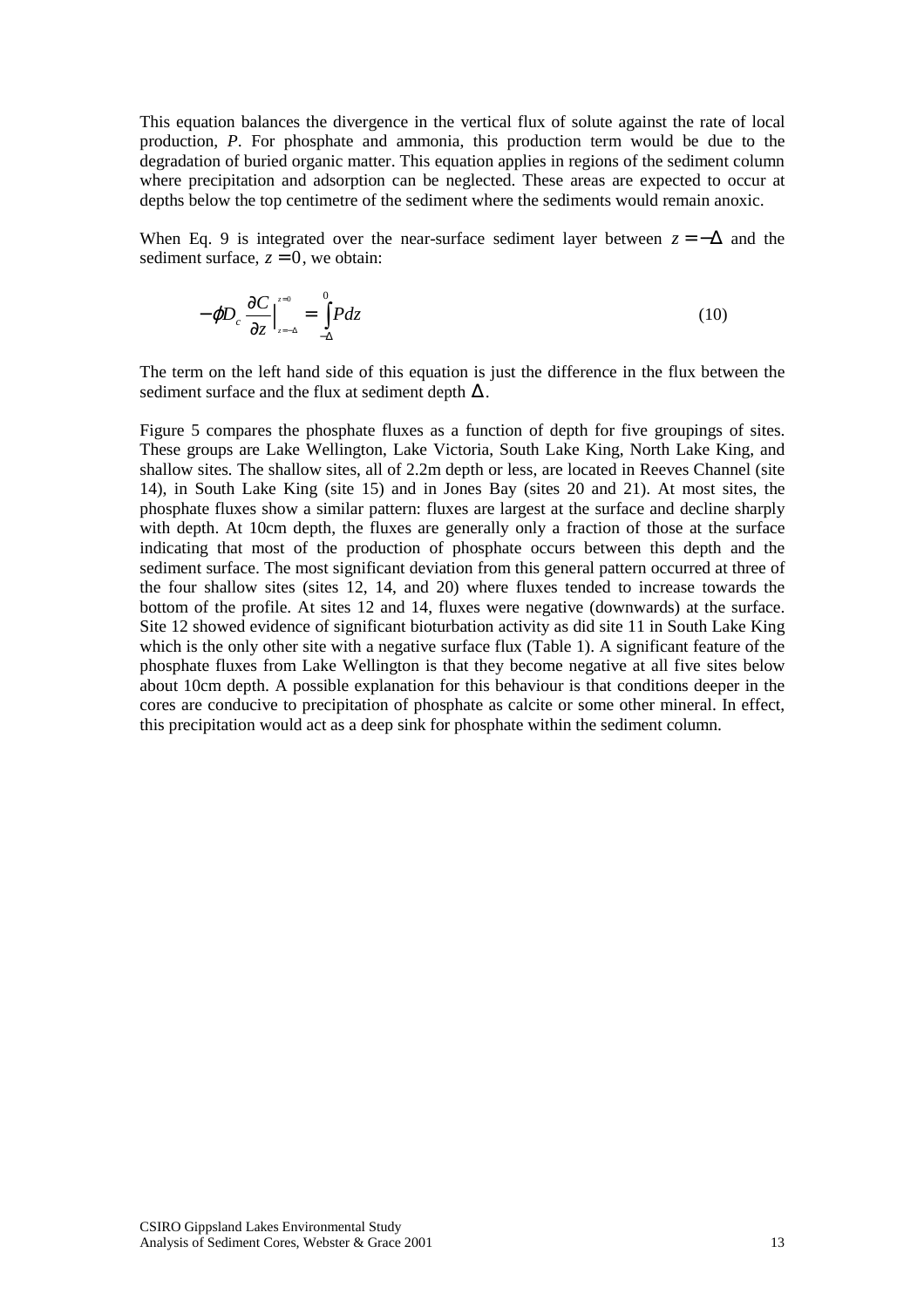This equation balances the divergence in the vertical flux of solute against the rate of local production, $P$. For phosphate and ammonia, this production term would be due to the degradation of buried organic matter. This equation applies in regions of the sediment column where precipitation and adsorption can be neglected. These areas are expected to occur at depths below the top centimetre of the sediment where the sediments would remain anoxic.

When Eq. 9 is integrated over the near-surface sediment layer between $z = -\Delta$ and the sediment surface, $z = 0$, we obtain:

$$-\varphi D_c \frac{\partial C}{\partial z}\Big|_{z=-\Delta}^{z=0} = \int_{-\Delta}^{0} P dz \tag{10}$$

The term on the left hand side of this equation is just the difference in the flux between the sediment surface and the flux at sediment depth $\Delta$.

Figure 5 compares the phosphate fluxes as a function of depth for five groupings of sites. These groups are Lake Wellington, Lake Victoria, South Lake King, North Lake King, and shallow sites. The shallow sites, all of 2.2m depth or less, are located in Reeves Channel (site 14), in South Lake King (site 15) and in Jones Bay (sites 20 and 21). At most sites, the phosphate fluxes show a similar pattern: fluxes are largest at the surface and decline sharply with depth. At 10cm depth, the fluxes are generally only a fraction of those at the surface indicating that most of the production of phosphate occurs between this depth and the sediment surface. The most significant deviation from this general pattern occurred at three of the four shallow sites (sites 12, 14, and 20) where fluxes tended to increase towards the bottom of the profile. At sites 12 and 14, fluxes were negative (downwards) at the surface. Site 12 showed evidence of significant bioturbation activity as did site 11 in South Lake King which is the only other site with a negative surface flux (Table 1). A significant feature of the phosphate fluxes from Lake Wellington is that they become negative at all five sites below about 10cm depth. A possible explanation for this behaviour is that conditions deeper in the cores are conducive to precipitation of phosphate as calcite or some other mineral. In effect, this precipitation would act as a deep sink for phosphate within the sediment column.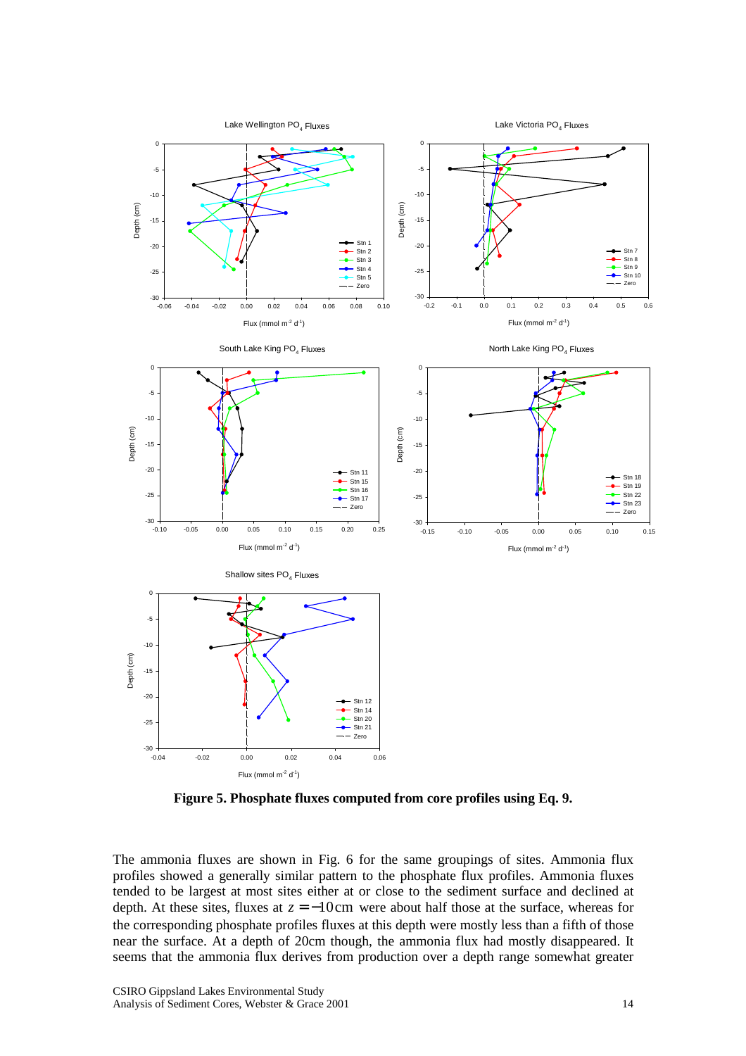**Figure 5. Phosphate fluxes computed from core profiles using Eq. 9.**

The ammonia fluxes are shown in Fig. 6 for the same groupings of sites. Ammonia flux profiles showed a generally similar pattern to the phosphate flux profiles. Ammonia fluxes tended to be largest at most sites either at or close to the sediment surface and declined at depth. At these sites, fluxes at $z = -10$ cm were about half those at the surface, whereas for the corresponding phosphate profiles fluxes at this depth were mostly less than a fifth of those near the surface. At a depth of 20cm though, the ammonia flux had mostly disappeared. It seems that the ammonia flux derives from production over a depth range somewhat greater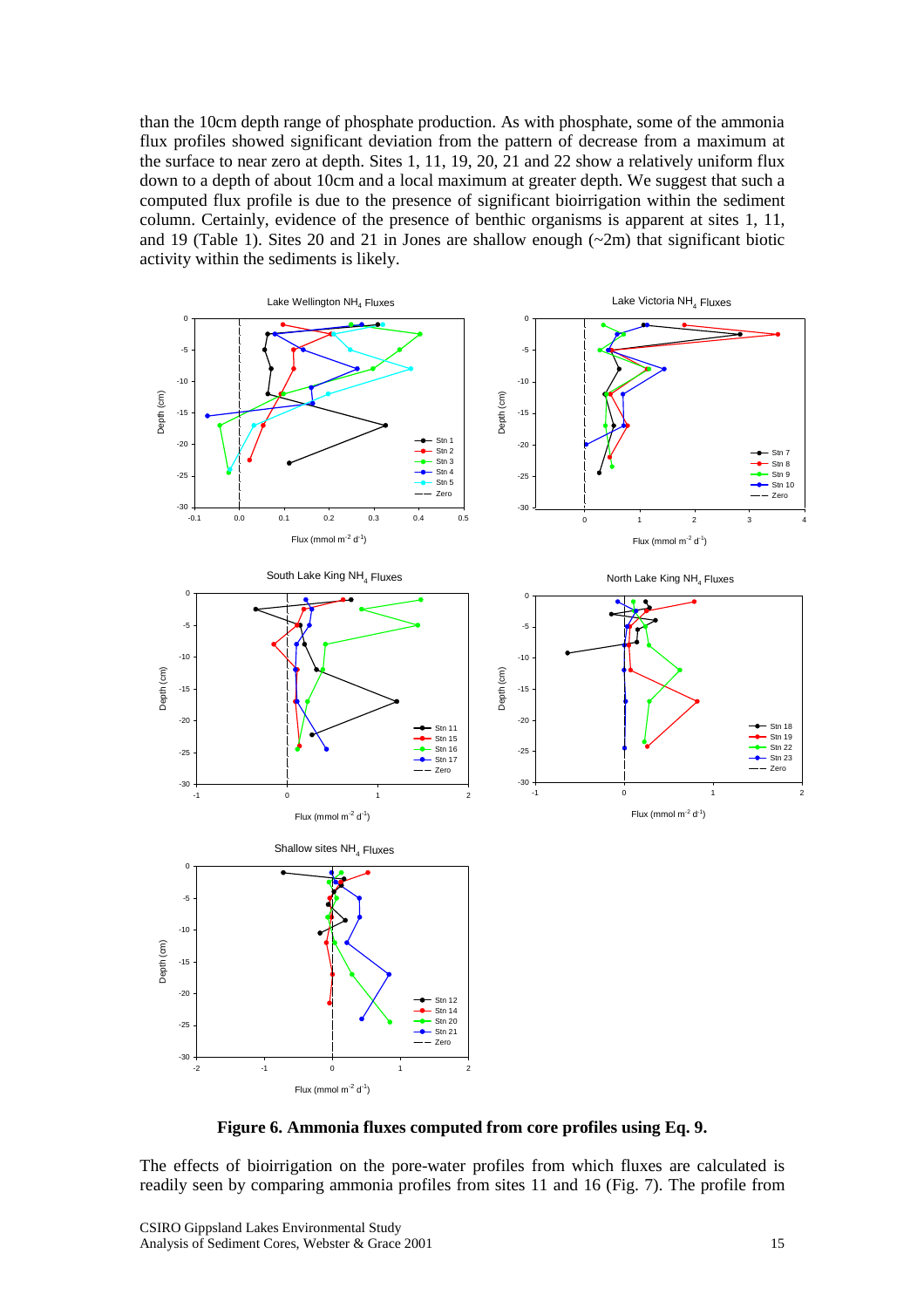than the 10cm depth range of phosphate production. As with phosphate, some of the ammonia flux profiles showed significant deviation from the pattern of decrease from a maximum at the surface to near zero at depth. Sites 1, 11, 19, 20, 21 and 22 show a relatively uniform flux down to a depth of about 10cm and a local maximum at greater depth. We suggest that such a computed flux profile is due to the presence of significant bioirrigation within the sediment column. Certainly, evidence of the presence of benthic organisms is apparent at sites 1, 11, and 19 (Table 1). Sites 20 and 21 in Jones are shallow enough (~2m) that significant biotic activity within the sediments is likely.

**Figure 6. Ammonia fluxes computed from core profiles using Eq. 9.**

The effects of bioirrigation on the pore-water profiles from which fluxes are calculated is readily seen by comparing ammonia profiles from sites 11 and 16 (Fig. 7). The profile from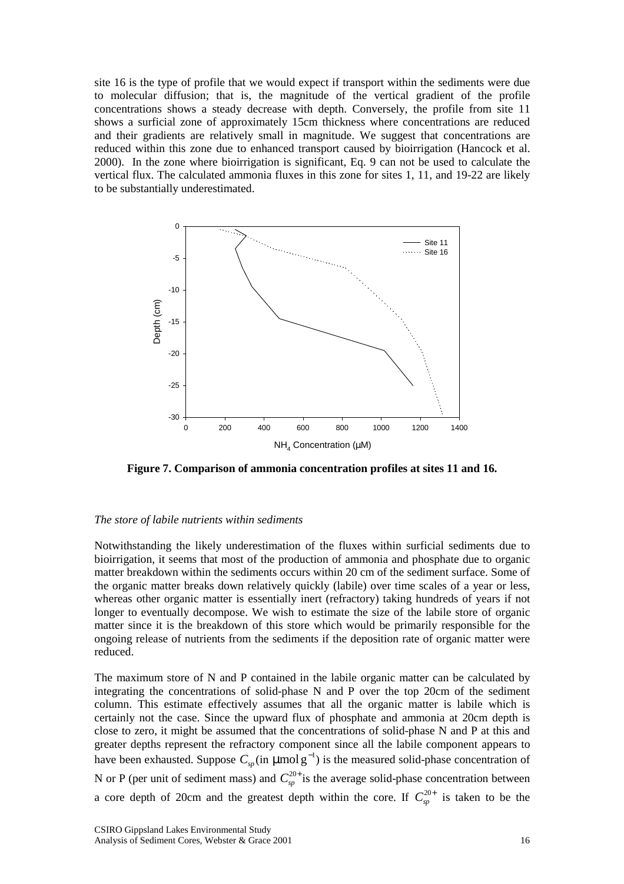site 16 is the type of profile that we would expect if transport within the sediments were due to molecular diffusion; that is, the magnitude of the vertical gradient of the profile concentrations shows a steady decrease with depth. Conversely, the profile from site 11 shows a surficial zone of approximately 15cm thickness where concentrations are reduced and their gradients are relatively small in magnitude. We suggest that concentrations are reduced within this zone due to enhanced transport caused by bioirrigation (Hancock et al. 2000). In the zone where bioirrigation is significant, Eq. 9 can not be used to calculate the vertical flux. The calculated ammonia fluxes in this zone for sites 1, 11, and 19-22 are likely to be substantially underestimated.

**Figure 7. Comparison of ammonia concentration profiles at sites 11 and 16.**

*The store of labile nutrients within sediments*

Notwithstanding the likely underestimation of the fluxes within surficial sediments due to bioirrigation, it seems that most of the production of ammonia and phosphate due to organic matter breakdown within the sediments occurs within 20 cm of the sediment surface. Some of the organic matter breaks down relatively quickly (labile) over time scales of a year or less, whereas other organic matter is essentially inert (refractory) taking hundreds of years if not longer to eventually decompose. We wish to estimate the size of the labile store of organic matter since it is the breakdown of this store which would be primarily responsible for the ongoing release of nutrients from the sediments if the deposition rate of organic matter were reduced.

The maximum store of N and P contained in the labile organic matter can be calculated by integrating the concentrations of solid-phase N and P over the top 20cm of the sediment column. This estimate effectively assumes that all the organic matter is labile which is certainly not the case. Since the upward flux of phosphate and ammonia at 20cm depth is close to zero, it might be assumed that the concentrations of solid-phase N and P at this and greater depths represent the refractory component since all the labile component appears to have been exhausted. Suppose $C_{sp}$ (in $\mu\mathrm{mol\,g}^{-1}$) is the measured solid-phase concentration of N or P (per unit of sediment mass) and $C_{sp}^{20+}$ is the average solid-phase concentration between a core depth of 20cm and the greatest depth within the core. If $C_{sp}^{20+}$ is taken to be the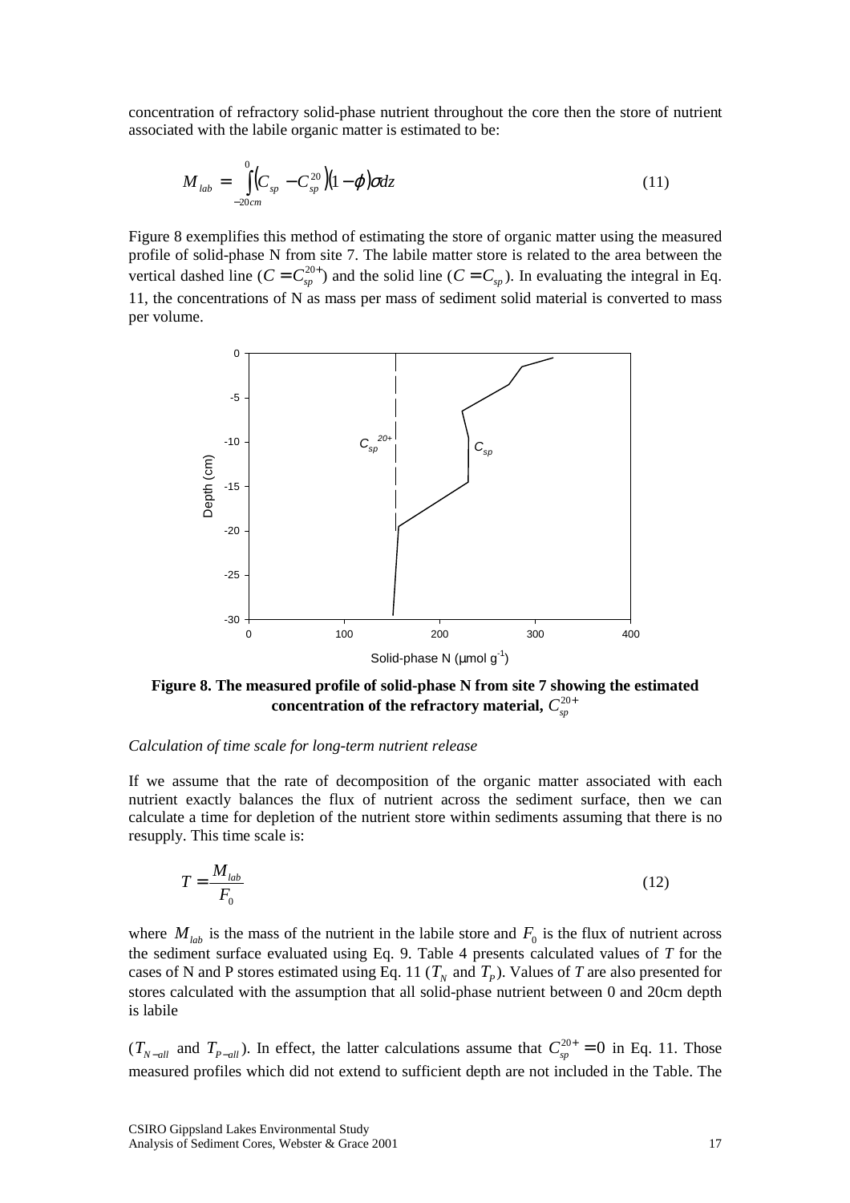concentration of refractory solid-phase nutrient throughout the core then the store of nutrient associated with the labile organic matter is estimated to be:

$$M_{lab} = \int_{-20cm}^{0} \left(C_{sp} - C_{sp}^{20}\right)(1-\varphi)\sigma dz \tag{11}$$

Figure 8 exemplifies this method of estimating the store of organic matter using the measured profile of solid-phase N from site 7. The labile matter store is related to the area between the vertical dashed line ($C = C_{sp}^{20+}$) and the solid line ($C = C_{sp}$). In evaluating the integral in Eq. 11, the concentrations of N as mass per mass of sediment solid material is converted to mass per volume.

**Figure 8. The measured profile of solid-phase N from site 7 showing the estimated concentration of the refractory material, $C_{sp}^{20+}$**

*Calculation of time scale for long-term nutrient release*

If we assume that the rate of decomposition of the organic matter associated with each nutrient exactly balances the flux of nutrient across the sediment surface, then we can calculate a time for depletion of the nutrient store within sediments assuming that there is no resupply. This time scale is:

$$T = \frac{M_{lab}}{F_0} \tag{12}$$

where $M_{lab}$ is the mass of the nutrient in the labile store and $F_0$ is the flux of nutrient across the sediment surface evaluated using Eq. 9. Table 4 presents calculated values of *T* for the cases of N and P stores estimated using Eq. 11 ($T_N$ and $T_P$). Values of *T* are also presented for stores calculated with the assumption that all solid-phase nutrient between 0 and 20cm depth is labile

($T_{N-all}$ and $T_{P-all}$). In effect, the latter calculations assume that $C_{sp}^{20+} = 0$ in Eq. 11. Those measured profiles which did not extend to sufficient depth are not included in the Table. The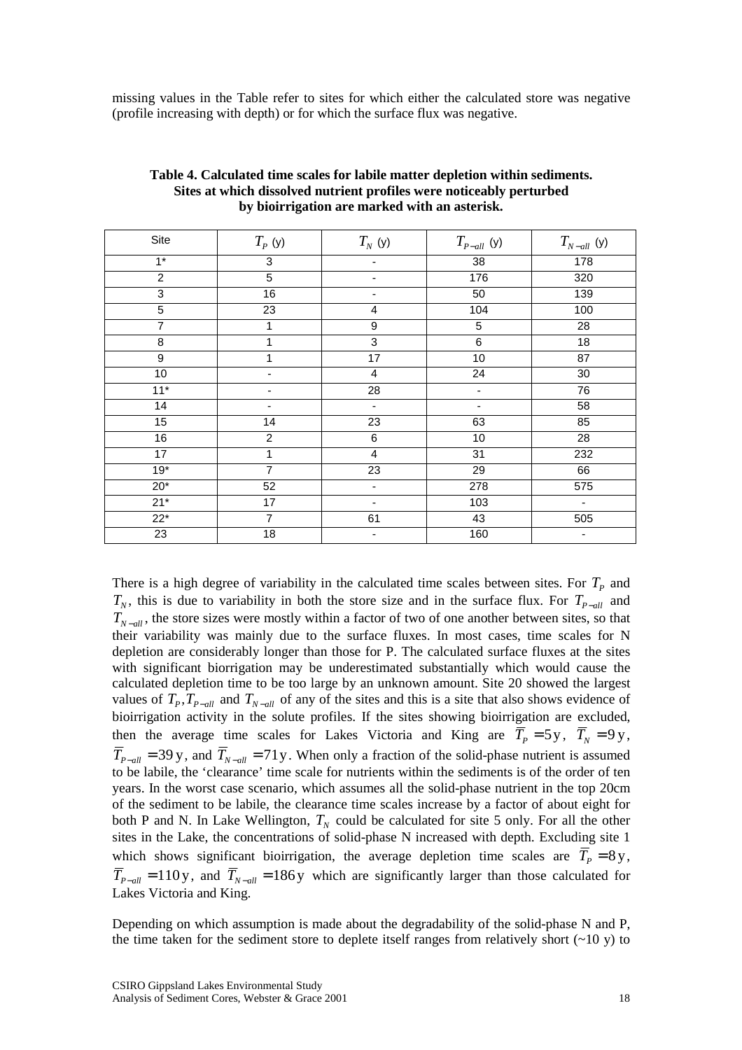missing values in the Table refer to sites for which either the calculated store was negative (profile increasing with depth) or for which the surface flux was negative.

**Table 4. Calculated time scales for labile matter depletion within sediments. Sites at which dissolved nutrient profiles were noticeably perturbed by bioirrigation are marked with an asterisk.**

| Site | $T_P$ (y) | $T_N$ (y) | $T_{P-all}$ (y) | $T_{N-all}$ (y) |
|---|---|---|---|---|
| 1* | 3 | - | 38 | 178 |
| 2 | 5 | - | 176 | 320 |
| 3 | 16 | - | 50 | 139 |
| 5 | 23 | 4 | 104 | 100 |
| 7 | 1 | 9 | 5 | 28 |
| 8 | 1 | 3 | 6 | 18 |
| 9 | 1 | 17 | 10 | 87 |
| 10 | - | 4 | 24 | 30 |
| 11* | - | 28 | - | 76 |
| 14 | - | - | - | 58 |
| 15 | 14 | 23 | 63 | 85 |
| 16 | 2 | 6 | 10 | 28 |
| 17 | 1 | 4 | 31 | 232 |
| 19* | 7 | 23 | 29 | 66 |
| 20* | 52 | - | 278 | 575 |
| 21* | 17 | - | 103 | - |
| 22* | 7 | 61 | 43 | 505 |
| 23 | 18 | - | 160 | - |

There is a high degree of variability in the calculated time scales between sites. For $T_P$ and $T_N$, this is due to variability in both the store size and in the surface flux. For $T_{P-all}$ and $T_{N-all}$, the store sizes were mostly within a factor of two of one another between sites, so that their variability was mainly due to the surface fluxes. In most cases, time scales for N depletion are considerably longer than those for P. The calculated surface fluxes at the sites with significant biorrigation may be underestimated substantially which would cause the calculated depletion time to be too large by an unknown amount. Site 20 showed the largest values of $T_P, T_{P-all}$ and $T_{N-all}$ of any of the sites and this is a site that also shows evidence of bioirrigation activity in the solute profiles. If the sites showing bioirrigation are excluded, then the average time scales for Lakes Victoria and King are $\overline{T}_P = 5\,\mathrm{y}$, $\overline{T}_N = 9\,\mathrm{y}$, $\overline{T}_{P-all} = 39\,\mathrm{y}$, and $\overline{T}_{N-all} = 71\,\mathrm{y}$. When only a fraction of the solid-phase nutrient is assumed to be labile, the 'clearance' time scale for nutrients within the sediments is of the order of ten years. In the worst case scenario, which assumes all the solid-phase nutrient in the top 20cm of the sediment to be labile, the clearance time scales increase by a factor of about eight for both P and N. In Lake Wellington, $T_N$ could be calculated for site 5 only. For all the other sites in the Lake, the concentrations of solid-phase N increased with depth. Excluding site 1 which shows significant bioirrigation, the average depletion time scales are $\overline{T}_P = 8\,\mathrm{y}$, $\overline{T}_{P-all} = 110\,\mathrm{y}$, and $\overline{T}_{N-all} = 186\,\mathrm{y}$ which are significantly larger than those calculated for Lakes Victoria and King.

Depending on which assumption is made about the degradability of the solid-phase N and P, the time taken for the sediment store to deplete itself ranges from relatively short (~10 y) to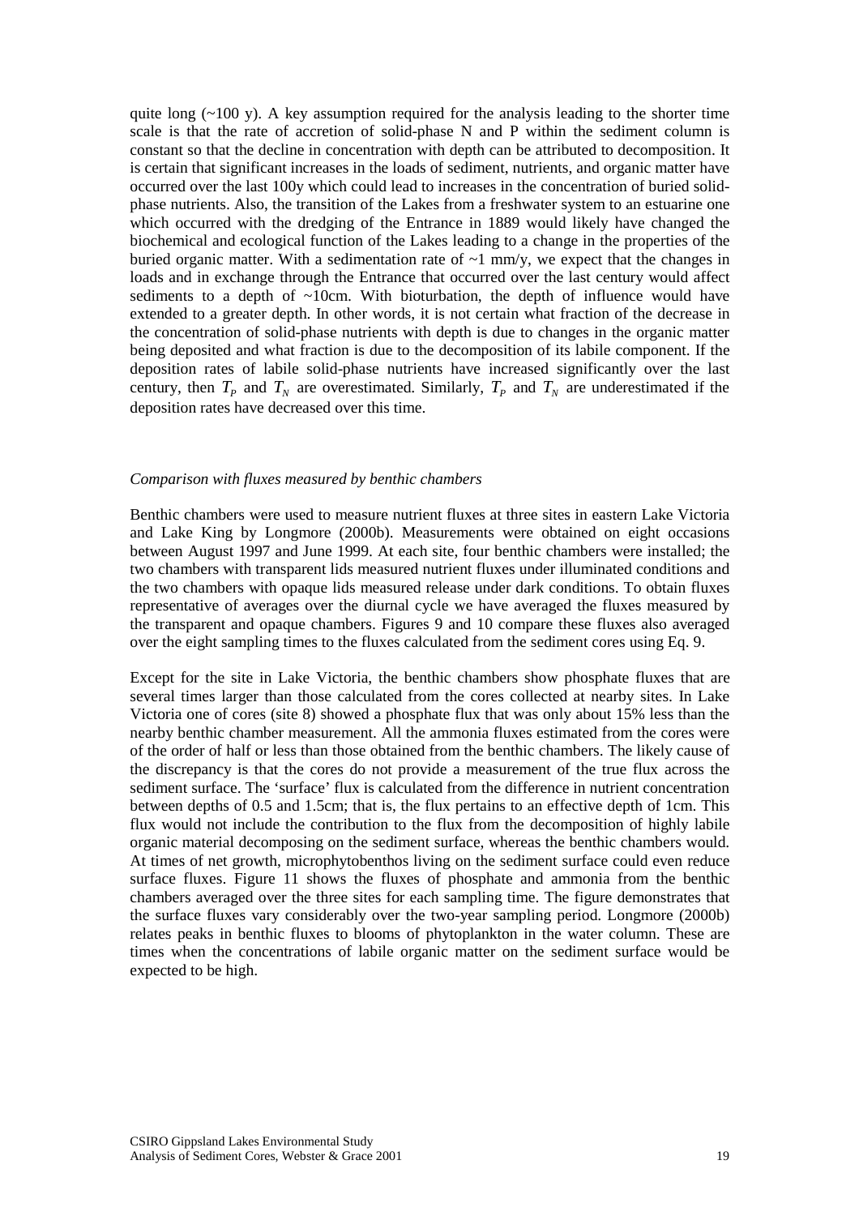quite long (~100 y). A key assumption required for the analysis leading to the shorter time scale is that the rate of accretion of solid-phase N and P within the sediment column is constant so that the decline in concentration with depth can be attributed to decomposition. It is certain that significant increases in the loads of sediment, nutrients, and organic matter have occurred over the last 100y which could lead to increases in the concentration of buried solid-phase nutrients. Also, the transition of the Lakes from a freshwater system to an estuarine one which occurred with the dredging of the Entrance in 1889 would likely have changed the biochemical and ecological function of the Lakes leading to a change in the properties of the buried organic matter. With a sedimentation rate of ~1 mm/y, we expect that the changes in loads and in exchange through the Entrance that occurred over the last century would affect sediments to a depth of ~10cm. With bioturbation, the depth of influence would have extended to a greater depth. In other words, it is not certain what fraction of the decrease in the concentration of solid-phase nutrients with depth is due to changes in the organic matter being deposited and what fraction is due to the decomposition of its labile component. If the deposition rates of labile solid-phase nutrients have increased significantly over the last century, then $T_P$ and $T_N$ are overestimated. Similarly, $T_P$ and $T_N$ are underestimated if the deposition rates have decreased over this time.

*Comparison with fluxes measured by benthic chambers*

Benthic chambers were used to measure nutrient fluxes at three sites in eastern Lake Victoria and Lake King by Longmore (2000b). Measurements were obtained on eight occasions between August 1997 and June 1999. At each site, four benthic chambers were installed; the two chambers with transparent lids measured nutrient fluxes under illuminated conditions and the two chambers with opaque lids measured release under dark conditions. To obtain fluxes representative of averages over the diurnal cycle we have averaged the fluxes measured by the transparent and opaque chambers. Figures 9 and 10 compare these fluxes also averaged over the eight sampling times to the fluxes calculated from the sediment cores using Eq. 9.

Except for the site in Lake Victoria, the benthic chambers show phosphate fluxes that are several times larger than those calculated from the cores collected at nearby sites. In Lake Victoria one of cores (site 8) showed a phosphate flux that was only about 15% less than the nearby benthic chamber measurement. All the ammonia fluxes estimated from the cores were of the order of half or less than those obtained from the benthic chambers. The likely cause of the discrepancy is that the cores do not provide a measurement of the true flux across the sediment surface. The 'surface' flux is calculated from the difference in nutrient concentration between depths of 0.5 and 1.5cm; that is, the flux pertains to an effective depth of 1cm. This flux would not include the contribution to the flux from the decomposition of highly labile organic material decomposing on the sediment surface, whereas the benthic chambers would. At times of net growth, microphytobenthos living on the sediment surface could even reduce surface fluxes. Figure 11 shows the fluxes of phosphate and ammonia from the benthic chambers averaged over the three sites for each sampling time. The figure demonstrates that the surface fluxes vary considerably over the two-year sampling period. Longmore (2000b) relates peaks in benthic fluxes to blooms of phytoplankton in the water column. These are times when the concentrations of labile organic matter on the sediment surface would be expected to be high.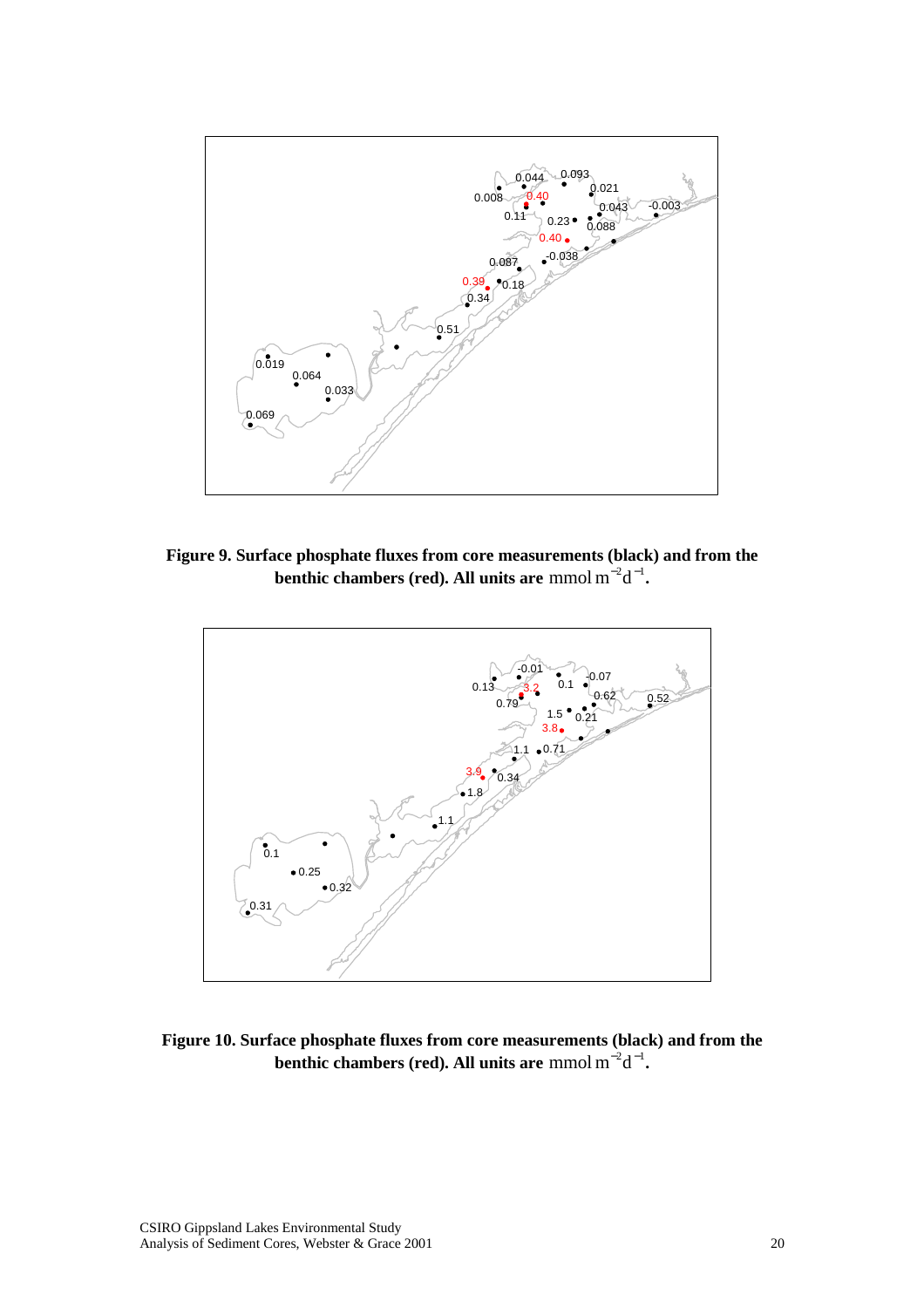**Figure 9. Surface phosphate fluxes from core measurements (black) and from the benthic chambers (red). All units are $\mathrm{mmol\,m^{-2}d^{-1}}$.**

**Figure 10. Surface phosphate fluxes from core measurements (black) and from the benthic chambers (red). All units are $\mathrm{mmol\,m^{-2}d^{-1}}$.**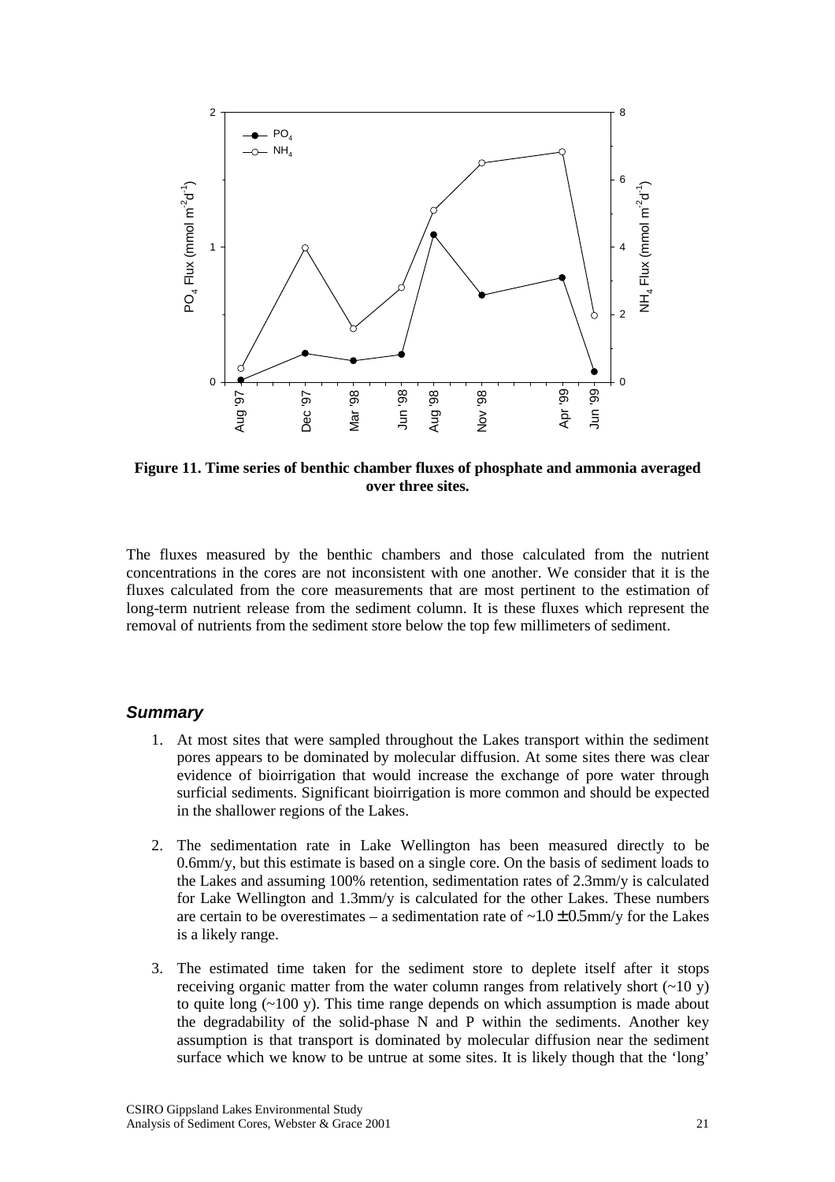**Figure 11. Time series of benthic chamber fluxes of phosphate and ammonia averaged over three sites.**

The fluxes measured by the benthic chambers and those calculated from the nutrient concentrations in the cores are not inconsistent with one another. We consider that it is the fluxes calculated from the core measurements that are most pertinent to the estimation of long-term nutrient release from the sediment column. It is these fluxes which represent the removal of nutrients from the sediment store below the top few millimeters of sediment.

### *Summary*

1. At most sites that were sampled throughout the Lakes transport within the sediment pores appears to be dominated by molecular diffusion. At some sites there was clear evidence of bioirrigation that would increase the exchange of pore water through surficial sediments. Significant bioirrigation is more common and should be expected in the shallower regions of the Lakes.

2. The sedimentation rate in Lake Wellington has been measured directly to be 0.6mm/y, but this estimate is based on a single core. On the basis of sediment loads to the Lakes and assuming 100% retention, sedimentation rates of 2.3mm/y is calculated for Lake Wellington and 1.3mm/y is calculated for the other Lakes. These numbers are certain to be overestimates – a sedimentation rate of $\sim 1.0 \pm 0.5$mm/y for the Lakes is a likely range.

3. The estimated time taken for the sediment store to deplete itself after it stops receiving organic matter from the water column ranges from relatively short (~10 y) to quite long (~100 y). This time range depends on which assumption is made about the degradability of the solid-phase N and P within the sediments. Another key assumption is that transport is dominated by molecular diffusion near the sediment surface which we know to be untrue at some sites. It is likely though that the 'long'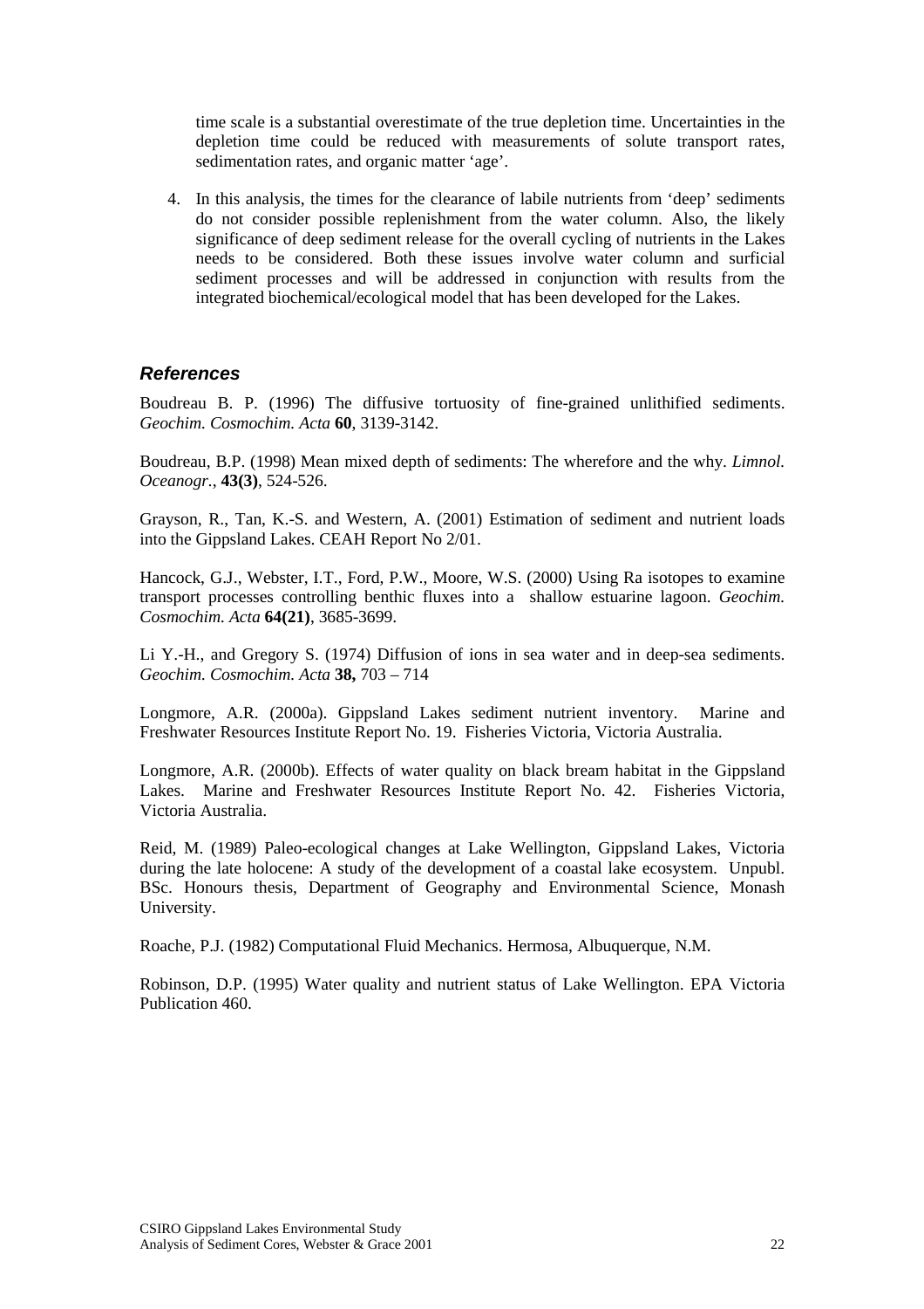time scale is a substantial overestimate of the true depletion time. Uncertainties in the depletion time could be reduced with measurements of solute transport rates, sedimentation rates, and organic matter 'age'.

4. In this analysis, the times for the clearance of labile nutrients from 'deep' sediments do not consider possible replenishment from the water column. Also, the likely significance of deep sediment release for the overall cycling of nutrients in the Lakes needs to be considered. Both these issues involve water column and surficial sediment processes and will be addressed in conjunction with results from the integrated biochemical/ecological model that has been developed for the Lakes.

### *References*

Boudreau B. P. (1996) The diffusive tortuosity of fine-grained unlithified sediments. *Geochim. Cosmochim. Acta* **60**, 3139-3142.

Boudreau, B.P. (1998) Mean mixed depth of sediments: The wherefore and the why. *Limnol. Oceanogr.*, **43(3)**, 524-526.

Grayson, R., Tan, K.-S. and Western, A. (2001) Estimation of sediment and nutrient loads into the Gippsland Lakes. CEAH Report No 2/01.

Hancock, G.J., Webster, I.T., Ford, P.W., Moore, W.S. (2000) Using Ra isotopes to examine transport processes controlling benthic fluxes into a shallow estuarine lagoon. *Geochim. Cosmochim. Acta* **64(21)**, 3685-3699.

Li Y.-H., and Gregory S. (1974) Diffusion of ions in sea water and in deep-sea sediments. *Geochim. Cosmochim. Acta* **38,** 703 – 714

Longmore, A.R. (2000a). Gippsland Lakes sediment nutrient inventory. Marine and Freshwater Resources Institute Report No. 19. Fisheries Victoria, Victoria Australia.

Longmore, A.R. (2000b). Effects of water quality on black bream habitat in the Gippsland Lakes. Marine and Freshwater Resources Institute Report No. 42. Fisheries Victoria, Victoria Australia.

Reid, M. (1989) Paleo-ecological changes at Lake Wellington, Gippsland Lakes, Victoria during the late holocene: A study of the development of a coastal lake ecosystem. Unpubl. BSc. Honours thesis, Department of Geography and Environmental Science, Monash University.

Roache, P.J. (1982) Computational Fluid Mechanics. Hermosa, Albuquerque, N.M.

Robinson, D.P. (1995) Water quality and nutrient status of Lake Wellington. EPA Victoria Publication 460.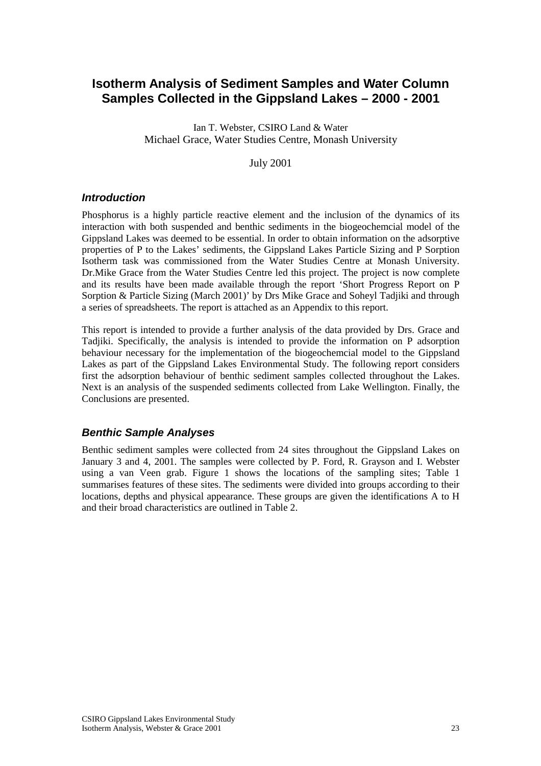# Isotherm Analysis of Sediment Samples and Water Column Samples Collected in the Gippsland Lakes – 2000 - 2001

Ian T. Webster, CSIRO Land & Water
Michael Grace, Water Studies Centre, Monash University

July 2001

### *Introduction*

Phosphorus is a highly particle reactive element and the inclusion of the dynamics of its interaction with both suspended and benthic sediments in the biogeochemcial model of the Gippsland Lakes was deemed to be essential. In order to obtain information on the adsorptive properties of P to the Lakes' sediments, the Gippsland Lakes Particle Sizing and P Sorption Isotherm task was commissioned from the Water Studies Centre at Monash University. Dr.Mike Grace from the Water Studies Centre led this project. The project is now complete and its results have been made available through the report 'Short Progress Report on P Sorption & Particle Sizing (March 2001)' by Drs Mike Grace and Soheyl Tadjiki and through a series of spreadsheets. The report is attached as an Appendix to this report.

This report is intended to provide a further analysis of the data provided by Drs. Grace and Tadjiki. Specifically, the analysis is intended to provide the information on P adsorption behaviour necessary for the implementation of the biogeochemcial model to the Gippsland Lakes as part of the Gippsland Lakes Environmental Study. The following report considers first the adsorption behaviour of benthic sediment samples collected throughout the Lakes. Next is an analysis of the suspended sediments collected from Lake Wellington. Finally, the Conclusions are presented.

### *Benthic Sample Analyses*

Benthic sediment samples were collected from 24 sites throughout the Gippsland Lakes on January 3 and 4, 2001. The samples were collected by P. Ford, R. Grayson and I. Webster using a van Veen grab. Figure 1 shows the locations of the sampling sites; Table 1 summarises features of these sites. The sediments were divided into groups according to their locations, depths and physical appearance. These groups are given the identifications A to H and their broad characteristics are outlined in Table 2.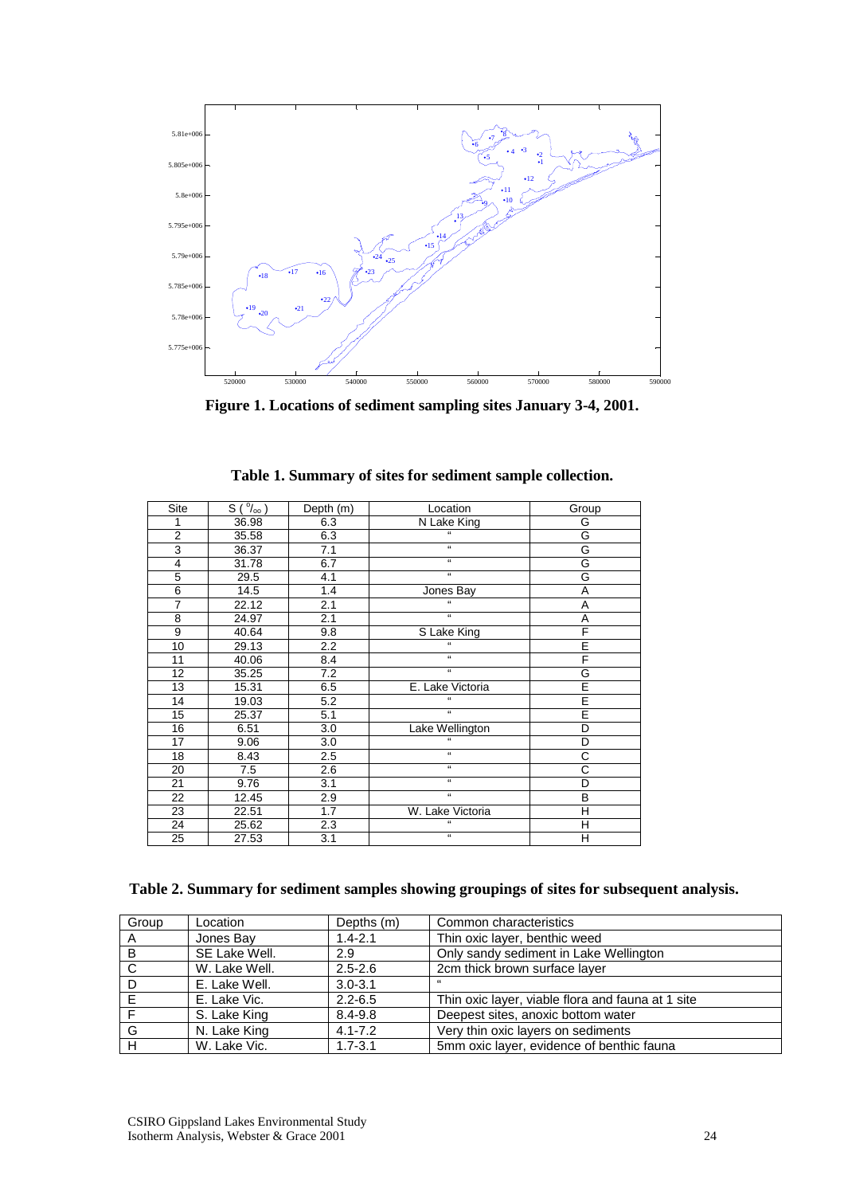**Figure 1. Locations of sediment sampling sites January 3-4, 2001.**

**Table 1. Summary of sites for sediment sample collection.**

| Site | S ( $^{o}/_{oo}$ ) | Depth (m) | Location | Group |
|---|---|---|---|---|
| 1 | 36.98 | 6.3 | N Lake King | G |
| 2 | 35.58 | 6.3 | " | G |
| 3 | 36.37 | 7.1 | " | G |
| 4 | 31.78 | 6.7 | " | G |
| 5 | 29.5 | 4.1 | " | G |
| 6 | 14.5 | 1.4 | Jones Bay | A |
| 7 | 22.12 | 2.1 | " | A |
| 8 | 24.97 | 2.1 | " | A |
| 9 | 40.64 | 9.8 | S Lake King | F |
| 10 | 29.13 | 2.2 | " | E |
| 11 | 40.06 | 8.4 | " | F |
| 12 | 35.25 | 7.2 | " | G |
| 13 | 15.31 | 6.5 | E. Lake Victoria | E |
| 14 | 19.03 | 5.2 | " | E |
| 15 | 25.37 | 5.1 | " | E |
| 16 | 6.51 | 3.0 | Lake Wellington | D |
| 17 | 9.06 | 3.0 | " | D |
| 18 | 8.43 | 2.5 | " | C |
| 20 | 7.5 | 2.6 | " | C |
| 21 | 9.76 | 3.1 | " | D |
| 22 | 12.45 | 2.9 | " | B |
| 23 | 22.51 | 1.7 | W. Lake Victoria | H |
| 24 | 25.62 | 2.3 | " | H |
| 25 | 27.53 | 3.1 | " | H |

**Table 2. Summary for sediment samples showing groupings of sites for subsequent analysis.**

| Group | Location | Depths (m) | Common characteristics |
|---|---|---|---|
| A | Jones Bay | 1.4-2.1 | Thin oxic layer, benthic weed |
| B | SE Lake Well. | 2.9 | Only sandy sediment in Lake Wellington |
| C | W. Lake Well. | 2.5-2.6 | 2cm thick brown surface layer |
| D | E. Lake Well. | 3.0-3.1 | " |
| E | E. Lake Vic. | 2.2-6.5 | Thin oxic layer, viable flora and fauna at 1 site |
| F | S. Lake King | 8.4-9.8 | Deepest sites, anoxic bottom water |
| G | N. Lake King | 4.1-7.2 | Very thin oxic layers on sediments |
| H | W. Lake Vic. | 1.7-3.1 | 5mm oxic layer, evidence of benthic fauna |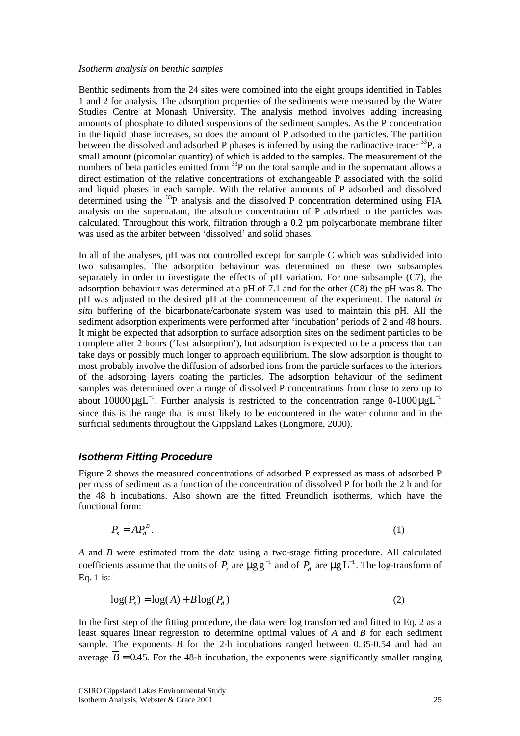*Isotherm analysis on benthic samples*

Benthic sediments from the 24 sites were combined into the eight groups identified in Tables 1 and 2 for analysis. The adsorption properties of the sediments were measured by the Water Studies Centre at Monash University. The analysis method involves adding increasing amounts of phosphate to diluted suspensions of the sediment samples. As the P concentration in the liquid phase increases, so does the amount of P adsorbed to the particles. The partition between the dissolved and adsorbed P phases is inferred by using the radioactive tracer $^{33}P$, a small amount (picomolar quantity) of which is added to the samples. The measurement of the numbers of beta particles emitted from $^{33}P$ on the total sample and in the supernatant allows a direct estimation of the relative concentrations of exchangeable P associated with the solid and liquid phases in each sample. With the relative amounts of P adsorbed and dissolved determined using the $^{33}P$ analysis and the dissolved P concentration determined using FIA analysis on the supernatant, the absolute concentration of P adsorbed to the particles was calculated. Throughout this work, filtration through a 0.2 μm polycarbonate membrane filter was used as the arbiter between 'dissolved' and solid phases.

In all of the analyses, pH was not controlled except for sample C which was subdivided into two subsamples. The adsorption behaviour was determined on these two subsamples separately in order to investigate the effects of pH variation. For one subsample (C7), the adsorption behaviour was determined at a pH of 7.1 and for the other (C8) the pH was 8. The pH was adjusted to the desired pH at the commencement of the experiment. The natural *in situ* buffering of the bicarbonate/carbonate system was used to maintain this pH. All the sediment adsorption experiments were performed after 'incubation' periods of 2 and 48 hours. It might be expected that adsorption to surface adsorption sites on the sediment particles to be complete after 2 hours ('fast adsorption'), but adsorption is expected to be a process that can take days or possibly much longer to approach equilibrium. The slow adsorption is thought to most probably involve the diffusion of adsorbed ions from the particle surfaces to the interiors of the adsorbing layers coating the particles. The adsorption behaviour of the sediment samples was determined over a range of dissolved P concentrations from close to zero up to about $10000\,\mu\mathrm{gL}^{-1}$. Further analysis is restricted to the concentration range 0-$1000\,\mu\mathrm{gL}^{-1}$ since this is the range that is most likely to be encountered in the water column and in the surficial sediments throughout the Gippsland Lakes (Longmore, 2000).

## Isotherm Fitting Procedure

Figure 2 shows the measured concentrations of adsorbed P expressed as mass of adsorbed P per mass of sediment as a function of the concentration of dissolved P for both the 2 h and for the 48 h incubations. Also shown are the fitted Freundlich isotherms, which have the functional form:

$$P_s = AP_d^B. \tag{1}$$

*A* and *B* were estimated from the data using a two-stage fitting procedure. All calculated coefficients assume that the units of $P_s$ are $\mu\mathrm{g\,g}^{-1}$ and of $P_d$ are $\mu\mathrm{g\,L}^{-1}$. The log-transform of Eq. 1 is:

$$\log(P_s) = \log(A) + B\log(P_d) \tag{2}$$

In the first step of the fitting procedure, the data were log transformed and fitted to Eq. 2 as a least squares linear regression to determine optimal values of *A* and *B* for each sediment sample. The exponents *B* for the 2-h incubations ranged between 0.35-0.54 and had an average $\overline{B} = 0.45$. For the 48-h incubation, the exponents were significantly smaller ranging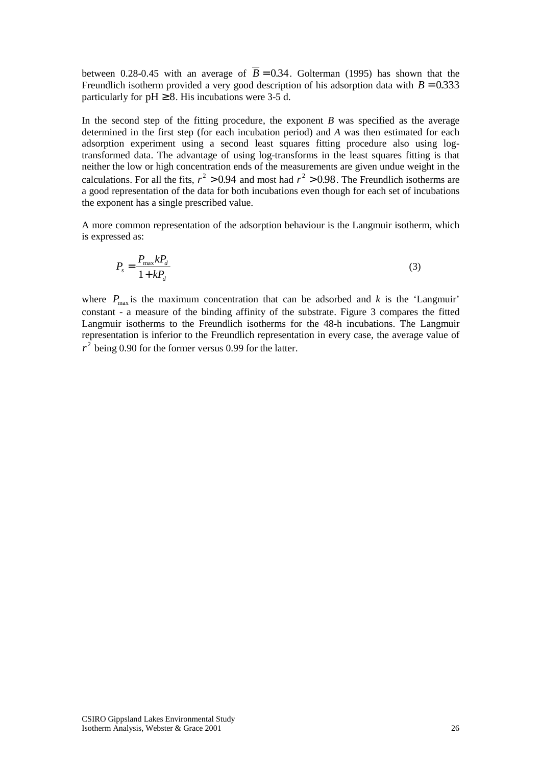between 0.28-0.45 with an average of $\overline{B} = 0.34$. Golterman (1995) has shown that the Freundlich isotherm provided a very good description of his adsorption data with $B = 0.333$ particularly for $\text{pH} \geq 8$. His incubations were 3-5 d.

In the second step of the fitting procedure, the exponent *B* was specified as the average determined in the first step (for each incubation period) and *A* was then estimated for each adsorption experiment using a second least squares fitting procedure also using log-transformed data. The advantage of using log-transforms in the least squares fitting is that neither the low or high concentration ends of the measurements are given undue weight in the calculations. For all the fits, $r^2 > 0.94$ and most had $r^2 > 0.98$. The Freundlich isotherms are a good representation of the data for both incubations even though for each set of incubations the exponent has a single prescribed value.

A more common representation of the adsorption behaviour is the Langmuir isotherm, which is expressed as:

$$P_s = \frac{P_{\max} k P_d}{1 + k P_d} \tag{3}$$

where $P_{\max}$ is the maximum concentration that can be adsorbed and *k* is the 'Langmuir' constant - a measure of the binding affinity of the substrate. Figure 3 compares the fitted Langmuir isotherms to the Freundlich isotherms for the 48-h incubations. The Langmuir representation is inferior to the Freundlich representation in every case, the average value of $r^2$ being 0.90 for the former versus 0.99 for the latter.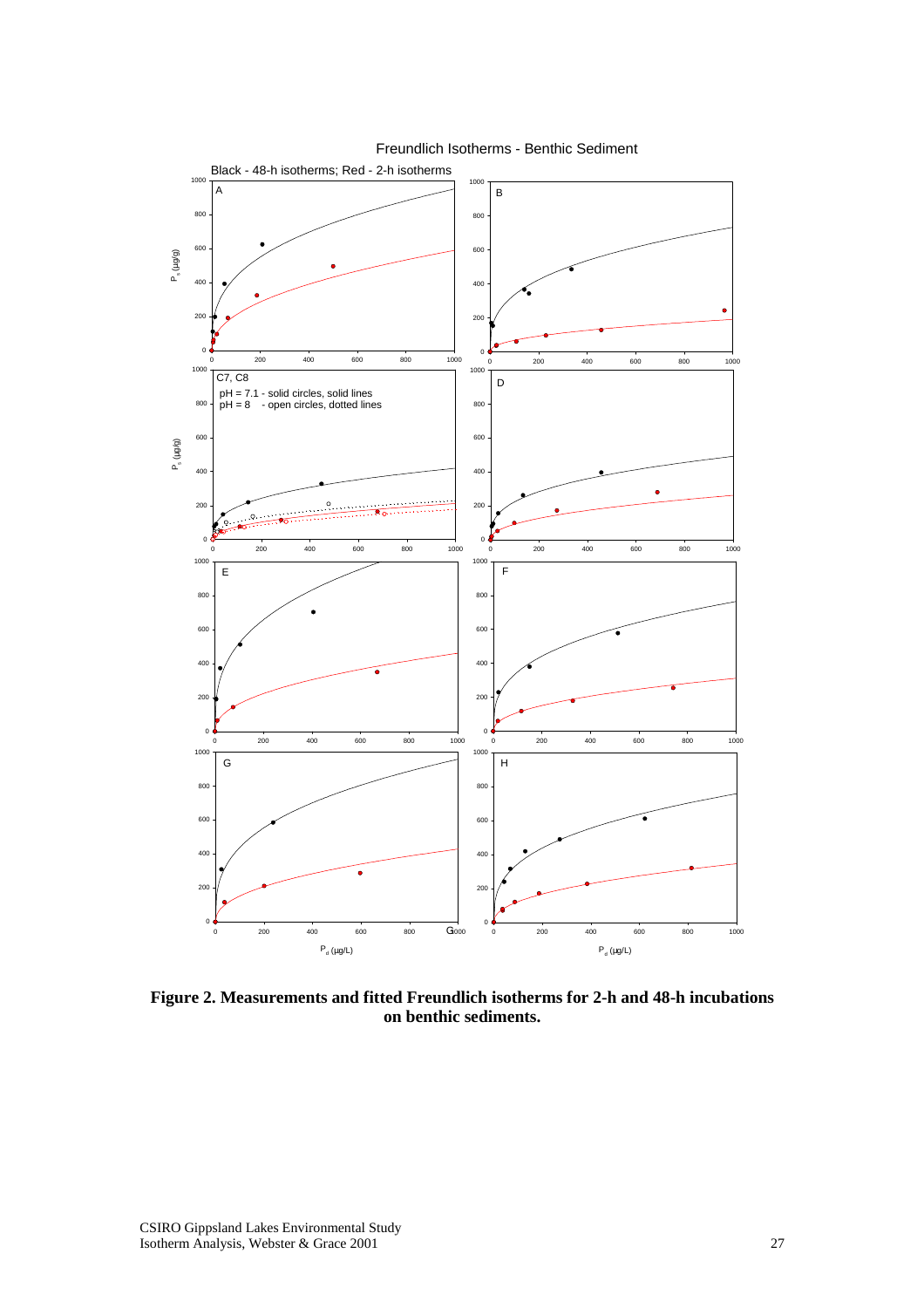**Figure 2. Measurements and fitted Freundlich isotherms for 2-h and 48-h incubations on benthic sediments.**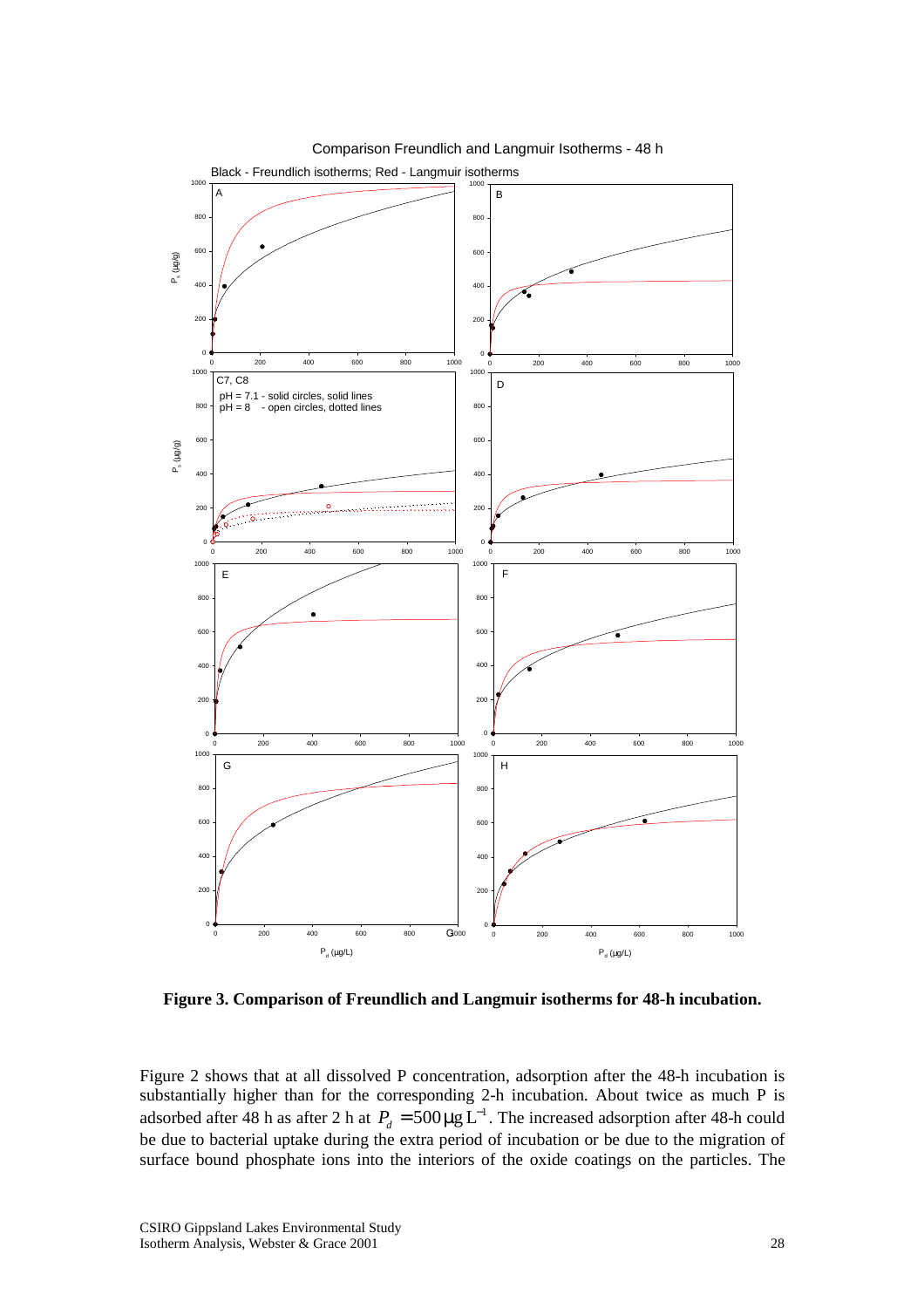**Figure 3. Comparison of Freundlich and Langmuir isotherms for 48-h incubation.**

Figure 2 shows that at all dissolved P concentration, adsorption after the 48-h incubation is substantially higher than for the corresponding 2-h incubation. About twice as much P is adsorbed after 48 h as after 2 h at $P_d = 500\,\mu g\,L^{-1}$. The increased adsorption after 48-h could be due to bacterial uptake during the extra period of incubation or be due to the migration of surface bound phosphate ions into the interiors of the oxide coatings on the particles. The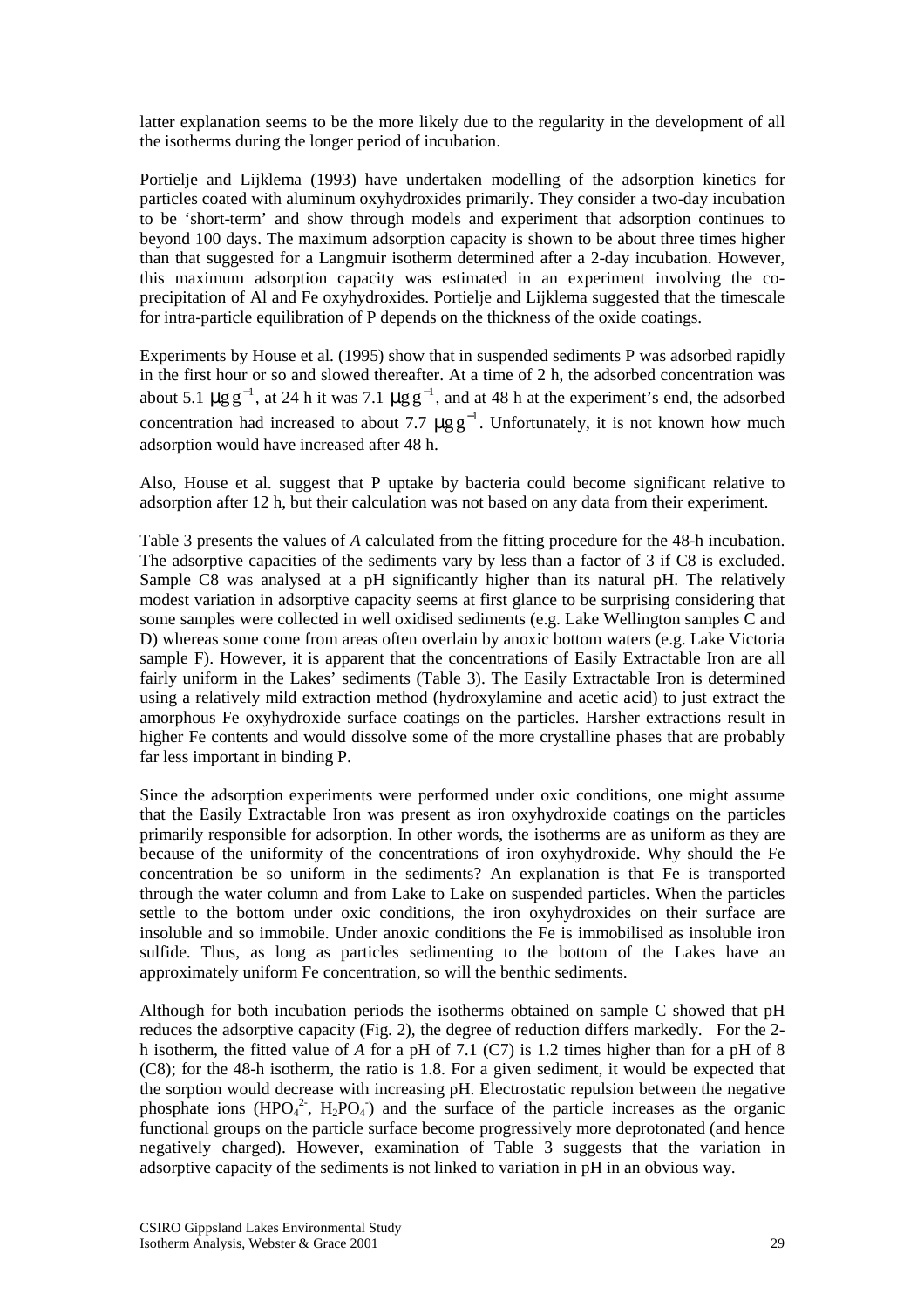latter explanation seems to be the more likely due to the regularity in the development of all the isotherms during the longer period of incubation.

Portielje and Lijklema (1993) have undertaken modelling of the adsorption kinetics for particles coated with aluminum oxyhydroxides primarily. They consider a two-day incubation to be 'short-term' and show through models and experiment that adsorption continues to beyond 100 days. The maximum adsorption capacity is shown to be about three times higher than that suggested for a Langmuir isotherm determined after a 2-day incubation. However, this maximum adsorption capacity was estimated in an experiment involving the co-precipitation of Al and Fe oxyhydroxides. Portielje and Lijklema suggested that the timescale for intra-particle equilibration of P depends on the thickness of the oxide coatings.

Experiments by House et al. (1995) show that in suspended sediments P was adsorbed rapidly in the first hour or so and slowed thereafter. At a time of 2 h, the adsorbed concentration was about 5.1 $\mu g\,g^{-1}$, at 24 h it was 7.1 $\mu g\,g^{-1}$, and at 48 h at the experiment's end, the adsorbed concentration had increased to about 7.7 $\mu g\,g^{-1}$. Unfortunately, it is not known how much adsorption would have increased after 48 h.

Also, House et al. suggest that P uptake by bacteria could become significant relative to adsorption after 12 h, but their calculation was not based on any data from their experiment.

Table 3 presents the values of $A$ calculated from the fitting procedure for the 48-h incubation. The adsorptive capacities of the sediments vary by less than a factor of 3 if C8 is excluded. Sample C8 was analysed at a pH significantly higher than its natural pH. The relatively modest variation in adsorptive capacity seems at first glance to be surprising considering that some samples were collected in well oxidised sediments (e.g. Lake Wellington samples C and D) whereas some come from areas often overlain by anoxic bottom waters (e.g. Lake Victoria sample F). However, it is apparent that the concentrations of Easily Extractable Iron are all fairly uniform in the Lakes' sediments (Table 3). The Easily Extractable Iron is determined using a relatively mild extraction method (hydroxylamine and acetic acid) to just extract the amorphous Fe oxyhydroxide surface coatings on the particles. Harsher extractions result in higher Fe contents and would dissolve some of the more crystalline phases that are probably far less important in binding P.

Since the adsorption experiments were performed under oxic conditions, one might assume that the Easily Extractable Iron was present as iron oxyhydroxide coatings on the particles primarily responsible for adsorption. In other words, the isotherms are as uniform as they are because of the uniformity of the concentrations of iron oxyhydroxide. Why should the Fe concentration be so uniform in the sediments? An explanation is that Fe is transported through the water column and from Lake to Lake on suspended particles. When the particles settle to the bottom under oxic conditions, the iron oxyhydroxides on their surface are insoluble and so immobile. Under anoxic conditions the Fe is immobilised as insoluble iron sulfide. Thus, as long as particles sedimenting to the bottom of the Lakes have an approximately uniform Fe concentration, so will the benthic sediments.

Although for both incubation periods the isotherms obtained on sample C showed that pH reduces the adsorptive capacity (Fig. 2), the degree of reduction differs markedly. For the 2-h isotherm, the fitted value of $A$ for a pH of 7.1 (C7) is 1.2 times higher than for a pH of 8 (C8); for the 48-h isotherm, the ratio is 1.8. For a given sediment, it would be expected that the sorption would decrease with increasing pH. Electrostatic repulsion between the negative phosphate ions ($HPO_4^{2-}$, $H_2PO_4^{-}$) and the surface of the particle increases as the organic functional groups on the particle surface become progressively more deprotonated (and hence negatively charged). However, examination of Table 3 suggests that the variation in adsorptive capacity of the sediments is not linked to variation in pH in an obvious way.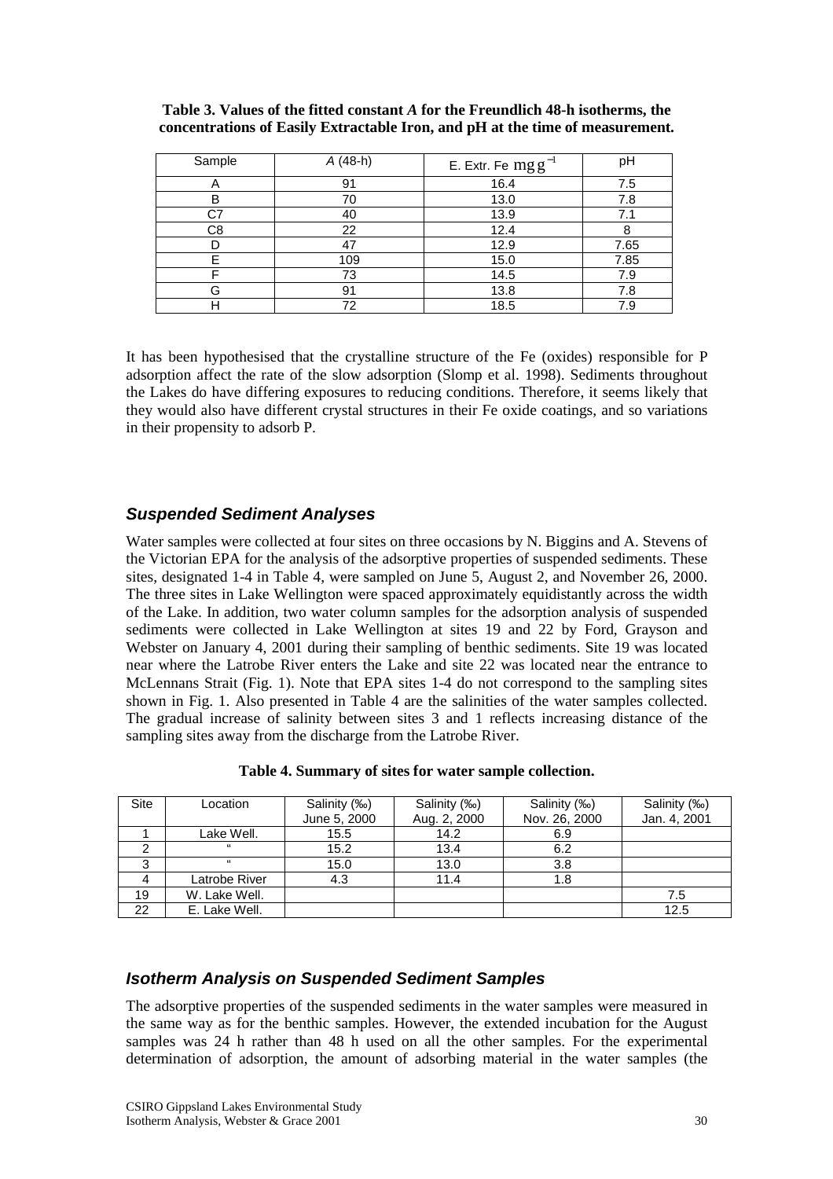**Table 3. Values of the fitted constant *A* for the Freundlich 48-h isotherms, the concentrations of Easily Extractable Iron, and pH at the time of measurement.**

| Sample | *A* (48-h) | E. Extr. Fe $\mathrm{mg\,g^{-1}}$ | pH |
|---|---|---|---|
| A | 91 | 16.4 | 7.5 |
| B | 70 | 13.0 | 7.8 |
| C7 | 40 | 13.9 | 7.1 |
| C8 | 22 | 12.4 | 8 |
| D | 47 | 12.9 | 7.65 |
| E | 109 | 15.0 | 7.85 |
| F | 73 | 14.5 | 7.9 |
| G | 91 | 13.8 | 7.8 |
| H | 72 | 18.5 | 7.9 |

It has been hypothesised that the crystalline structure of the Fe (oxides) responsible for P adsorption affect the rate of the slow adsorption (Slomp et al. 1998). Sediments throughout the Lakes do have differing exposures to reducing conditions. Therefore, it seems likely that they would also have different crystal structures in their Fe oxide coatings, and so variations in their propensity to adsorb P.

## *Suspended Sediment Analyses*

Water samples were collected at four sites on three occasions by N. Biggins and A. Stevens of the Victorian EPA for the analysis of the adsorptive properties of suspended sediments. These sites, designated 1-4 in Table 4, were sampled on June 5, August 2, and November 26, 2000. The three sites in Lake Wellington were spaced approximately equidistantly across the width of the Lake. In addition, two water column samples for the adsorption analysis of suspended sediments were collected in Lake Wellington at sites 19 and 22 by Ford, Grayson and Webster on January 4, 2001 during their sampling of benthic sediments. Site 19 was located near where the Latrobe River enters the Lake and site 22 was located near the entrance to McLennans Strait (Fig. 1). Note that EPA sites 1-4 do not correspond to the sampling sites shown in Fig. 1. Also presented in Table 4 are the salinities of the water samples collected. The gradual increase of salinity between sites 3 and 1 reflects increasing distance of the sampling sites away from the discharge from the Latrobe River.

**Table 4. Summary of sites for water sample collection.**

| Site | Location | Salinity (‰) June 5, 2000 | Salinity (‰) Aug. 2, 2000 | Salinity (‰) Nov. 26, 2000 | Salinity (‰) Jan. 4, 2001 |
|---|---|---|---|---|---|
| 1 | Lake Well. | 15.5 | 14.2 | 6.9 | |
| 2 | " | 15.2 | 13.4 | 6.2 | |
| 3 | " | 15.0 | 13.0 | 3.8 | |
| 4 | Latrobe River | 4.3 | 11.4 | 1.8 | |
| 19 | W. Lake Well. | | | | 7.5 |
| 22 | E. Lake Well. | | | | 12.5 |

## *Isotherm Analysis on Suspended Sediment Samples*

The adsorptive properties of the suspended sediments in the water samples were measured in the same way as for the benthic samples. However, the extended incubation for the August samples was 24 h rather than 48 h used on all the other samples. For the experimental determination of adsorption, the amount of adsorbing material in the water samples (the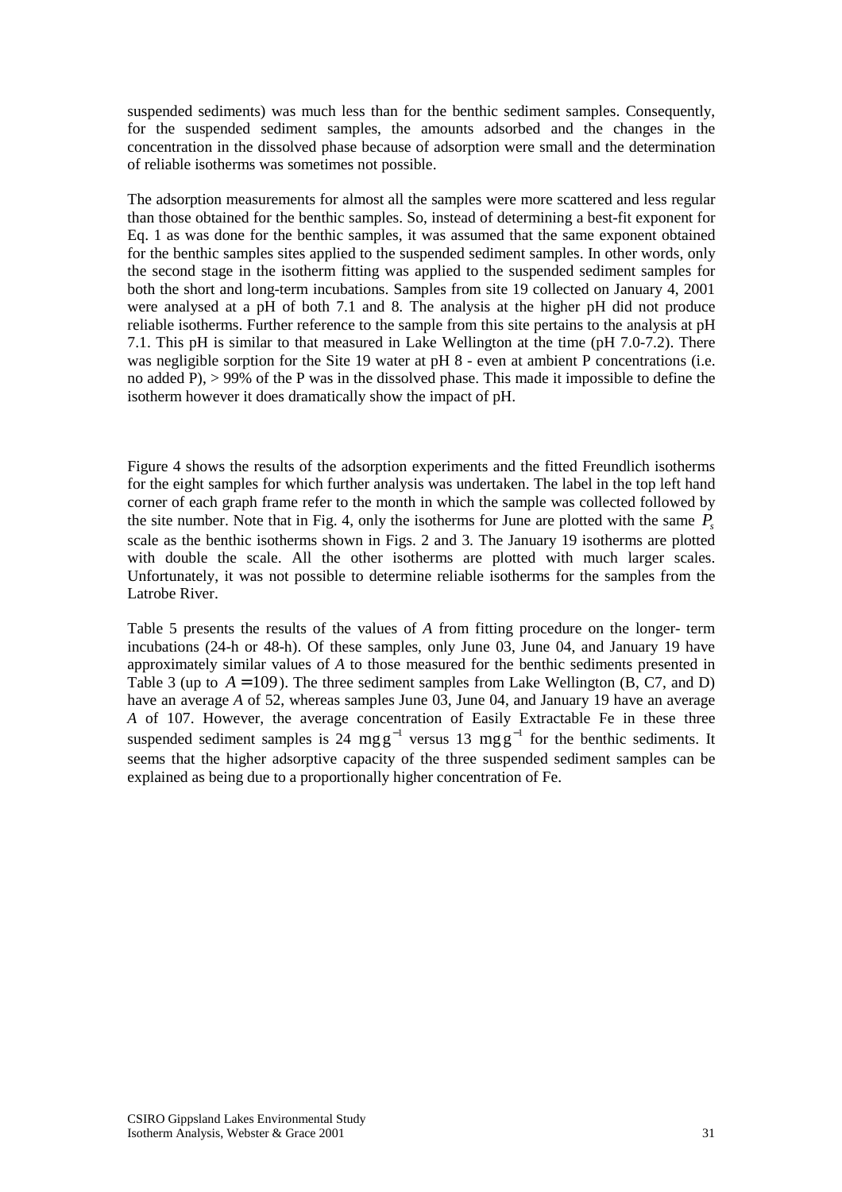suspended sediments) was much less than for the benthic sediment samples. Consequently, for the suspended sediment samples, the amounts adsorbed and the changes in the concentration in the dissolved phase because of adsorption were small and the determination of reliable isotherms was sometimes not possible.

The adsorption measurements for almost all the samples were more scattered and less regular than those obtained for the benthic samples. So, instead of determining a best-fit exponent for Eq. 1 as was done for the benthic samples, it was assumed that the same exponent obtained for the benthic samples sites applied to the suspended sediment samples. In other words, only the second stage in the isotherm fitting was applied to the suspended sediment samples for both the short and long-term incubations. Samples from site 19 collected on January 4, 2001 were analysed at a pH of both 7.1 and 8. The analysis at the higher pH did not produce reliable isotherms. Further reference to the sample from this site pertains to the analysis at pH 7.1. This pH is similar to that measured in Lake Wellington at the time (pH 7.0-7.2). There was negligible sorption for the Site 19 water at pH 8 - even at ambient P concentrations (i.e. no added P), > 99% of the P was in the dissolved phase. This made it impossible to define the isotherm however it does dramatically show the impact of pH.

Figure 4 shows the results of the adsorption experiments and the fitted Freundlich isotherms for the eight samples for which further analysis was undertaken. The label in the top left hand corner of each graph frame refer to the month in which the sample was collected followed by the site number. Note that in Fig. 4, only the isotherms for June are plotted with the same $P_s$ scale as the benthic isotherms shown in Figs. 2 and 3. The January 19 isotherms are plotted with double the scale. All the other isotherms are plotted with much larger scales. Unfortunately, it was not possible to determine reliable isotherms for the samples from the Latrobe River.

Table 5 presents the results of the values of *A* from fitting procedure on the longer- term incubations (24-h or 48-h). Of these samples, only June 03, June 04, and January 19 have approximately similar values of *A* to those measured for the benthic sediments presented in Table 3 (up to $A = 109$). The three sediment samples from Lake Wellington (B, C7, and D) have an average *A* of 52, whereas samples June 03, June 04, and January 19 have an average *A* of 107. However, the average concentration of Easily Extractable Fe in these three suspended sediment samples is 24 $\mathrm{mg\,g^{-1}}$ versus 13 $\mathrm{mg\,g^{-1}}$ for the benthic sediments. It seems that the higher adsorptive capacity of the three suspended sediment samples can be explained as being due to a proportionally higher concentration of Fe.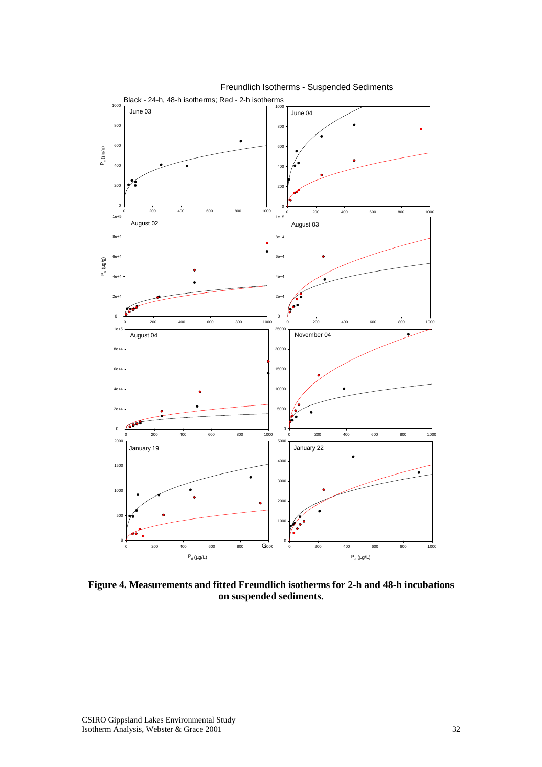**Figure 4. Measurements and fitted Freundlich isotherms for 2-h and 48-h incubations on suspended sediments.**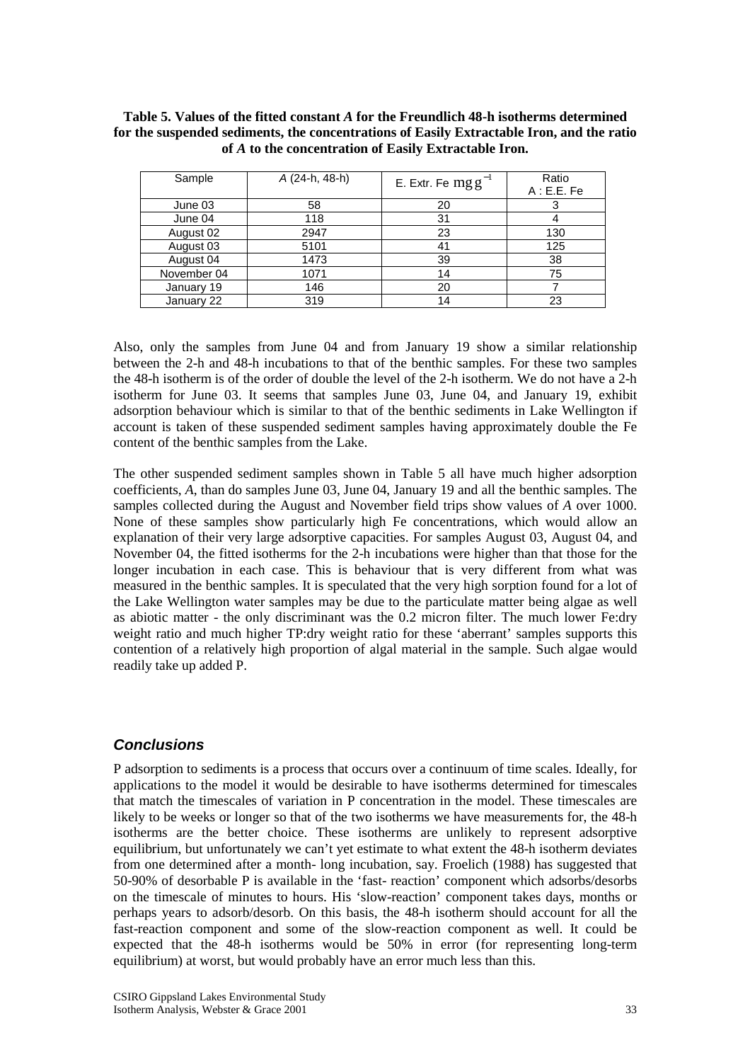**Table 5. Values of the fitted constant *A* for the Freundlich 48-h isotherms determined for the suspended sediments, the concentrations of Easily Extractable Iron, and the ratio of *A* to the concentration of Easily Extractable Iron.**

| Sample | *A* (24-h, 48-h) | E. Extr. Fe $mg\,g^{-1}$ | Ratio A : E.E. Fe |
|---|---|---|---|
| June 03 | 58 | 20 | 3 |
| June 04 | 118 | 31 | 4 |
| August 02 | 2947 | 23 | 130 |
| August 03 | 5101 | 41 | 125 |
| August 04 | 1473 | 39 | 38 |
| November 04 | 1071 | 14 | 75 |
| January 19 | 146 | 20 | 7 |
| January 22 | 319 | 14 | 23 |

Also, only the samples from June 04 and from January 19 show a similar relationship between the 2-h and 48-h incubations to that of the benthic samples. For these two samples the 48-h isotherm is of the order of double the level of the 2-h isotherm. We do not have a 2-h isotherm for June 03. It seems that samples June 03, June 04, and January 19, exhibit adsorption behaviour which is similar to that of the benthic sediments in Lake Wellington if account is taken of these suspended sediment samples having approximately double the Fe content of the benthic samples from the Lake.

The other suspended sediment samples shown in Table 5 all have much higher adsorption coefficients, *A*, than do samples June 03, June 04, January 19 and all the benthic samples. The samples collected during the August and November field trips show values of *A* over 1000. None of these samples show particularly high Fe concentrations, which would allow an explanation of their very large adsorptive capacities. For samples August 03, August 04, and November 04, the fitted isotherms for the 2-h incubations were higher than that those for the longer incubation in each case. This is behaviour that is very different from what was measured in the benthic samples. It is speculated that the very high sorption found for a lot of the Lake Wellington water samples may be due to the particulate matter being algae as well as abiotic matter - the only discriminant was the 0.2 micron filter. The much lower Fe:dry weight ratio and much higher TP:dry weight ratio for these 'aberrant' samples supports this contention of a relatively high proportion of algal material in the sample. Such algae would readily take up added P.

## *Conclusions*

P adsorption to sediments is a process that occurs over a continuum of time scales. Ideally, for applications to the model it would be desirable to have isotherms determined for timescales that match the timescales of variation in P concentration in the model. These timescales are likely to be weeks or longer so that of the two isotherms we have measurements for, the 48-h isotherms are the better choice. These isotherms are unlikely to represent adsorptive equilibrium, but unfortunately we can't yet estimate to what extent the 48-h isotherm deviates from one determined after a month- long incubation, say. Froelich (1988) has suggested that 50-90% of desorbable P is available in the 'fast- reaction' component which adsorbs/desorbs on the timescale of minutes to hours. His 'slow-reaction' component takes days, months or perhaps years to adsorb/desorb. On this basis, the 48-h isotherm should account for all the fast-reaction component and some of the slow-reaction component as well. It could be expected that the 48-h isotherms would be 50% in error (for representing long-term equilibrium) at worst, but would probably have an error much less than this.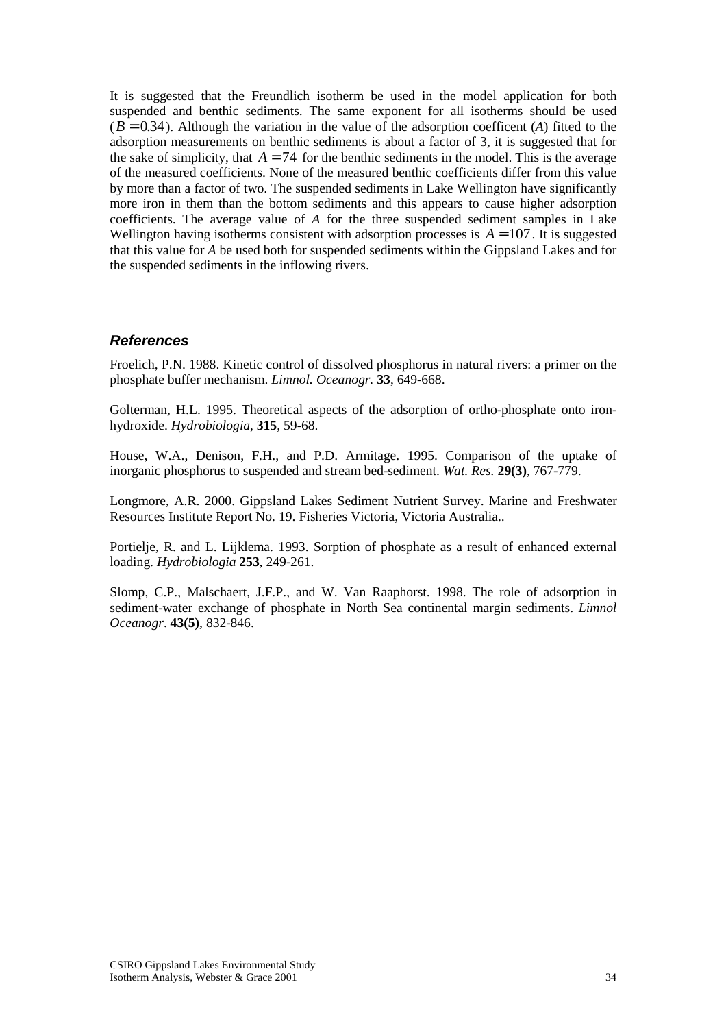It is suggested that the Freundlich isotherm be used in the model application for both suspended and benthic sediments. The same exponent for all isotherms should be used ($B = 0.34$). Although the variation in the value of the adsorption coefficent (*A*) fitted to the adsorption measurements on benthic sediments is about a factor of 3, it is suggested that for the sake of simplicity, that $A = 74$ for the benthic sediments in the model. This is the average of the measured coefficients. None of the measured benthic coefficients differ from this value by more than a factor of two. The suspended sediments in Lake Wellington have significantly more iron in them than the bottom sediments and this appears to cause higher adsorption coefficients. The average value of *A* for the three suspended sediment samples in Lake Wellington having isotherms consistent with adsorption processes is $A = 107$. It is suggested that this value for *A* be used both for suspended sediments within the Gippsland Lakes and for the suspended sediments in the inflowing rivers.

## References

Froelich, P.N. 1988. Kinetic control of dissolved phosphorus in natural rivers: a primer on the phosphate buffer mechanism. *Limnol. Oceanogr.* **33**, 649-668.

Golterman, H.L. 1995. Theoretical aspects of the adsorption of ortho-phosphate onto iron-hydroxide. *Hydrobiologia*, **315**, 59-68.

House, W.A., Denison, F.H., and P.D. Armitage. 1995. Comparison of the uptake of inorganic phosphorus to suspended and stream bed-sediment. *Wat. Res.* **29(3)**, 767-779.

Longmore, A.R. 2000. Gippsland Lakes Sediment Nutrient Survey. Marine and Freshwater Resources Institute Report No. 19. Fisheries Victoria, Victoria Australia..

Portielje, R. and L. Lijklema. 1993. Sorption of phosphate as a result of enhanced external loading. *Hydrobiologia* **253**, 249-261.

Slomp, C.P., Malschaert, J.F.P., and W. Van Raaphorst. 1998. The role of adsorption in sediment-water exchange of phosphate in North Sea continental margin sediments. *Limnol Oceanogr*. **43(5)**, 832-846.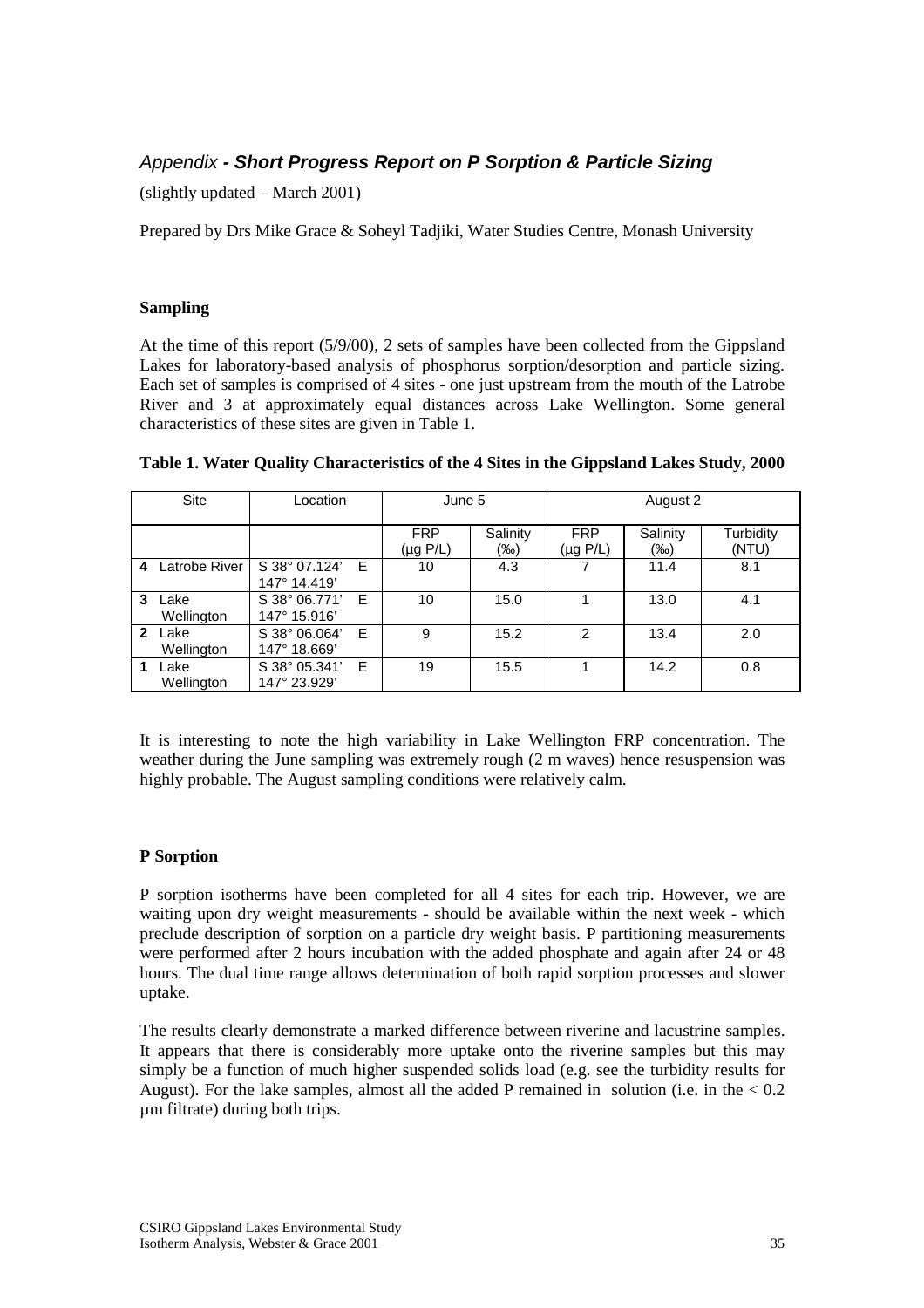## *Appendix - Short Progress Report on P Sorption & Particle Sizing*

(slightly updated – March 2001)

Prepared by Drs Mike Grace & Soheyl Tadjiki, Water Studies Centre, Monash University

### Sampling

At the time of this report (5/9/00), 2 sets of samples have been collected from the Gippsland Lakes for laboratory-based analysis of phosphorus sorption/desorption and particle sizing. Each set of samples is comprised of 4 sites - one just upstream from the mouth of the Latrobe River and 3 at approximately equal distances across Lake Wellington. Some general characteristics of these sites are given in Table 1.

**Table 1. Water Quality Characteristics of the 4 Sites in the Gippsland Lakes Study, 2000**

| Site | Location | June 5 | | August 2 | | |
|---|---|---|---|---|---|---|
| | | FRP (µg P/L) | Salinity (‰) | FRP (µg P/L) | Salinity (‰) | Turbidity (NTU) |
| **4** Latrobe River | S 38° 07.124' E 147° 14.419' | 10 | 4.3 | 7 | 11.4 | 8.1 |
| **3** Lake Wellington | S 38° 06.771' E 147° 15.916' | 10 | 15.0 | 1 | 13.0 | 4.1 |
| **2** Lake Wellington | S 38° 06.064' E 147° 18.669' | 9 | 15.2 | 2 | 13.4 | 2.0 |
| **1** Lake Wellington | S 38° 05.341' E 147° 23.929' | 19 | 15.5 | 1 | 14.2 | 0.8 |

It is interesting to note the high variability in Lake Wellington FRP concentration. The weather during the June sampling was extremely rough (2 m waves) hence resuspension was highly probable. The August sampling conditions were relatively calm.

### P Sorption

P sorption isotherms have been completed for all 4 sites for each trip. However, we are waiting upon dry weight measurements - should be available within the next week - which preclude description of sorption on a particle dry weight basis. P partitioning measurements were performed after 2 hours incubation with the added phosphate and again after 24 or 48 hours. The dual time range allows determination of both rapid sorption processes and slower uptake.

The results clearly demonstrate a marked difference between riverine and lacustrine samples. It appears that there is considerably more uptake onto the riverine samples but this may simply be a function of much higher suspended solids load (e.g. see the turbidity results for August). For the lake samples, almost all the added P remained in solution (i.e. in the < 0.2 µm filtrate) during both trips.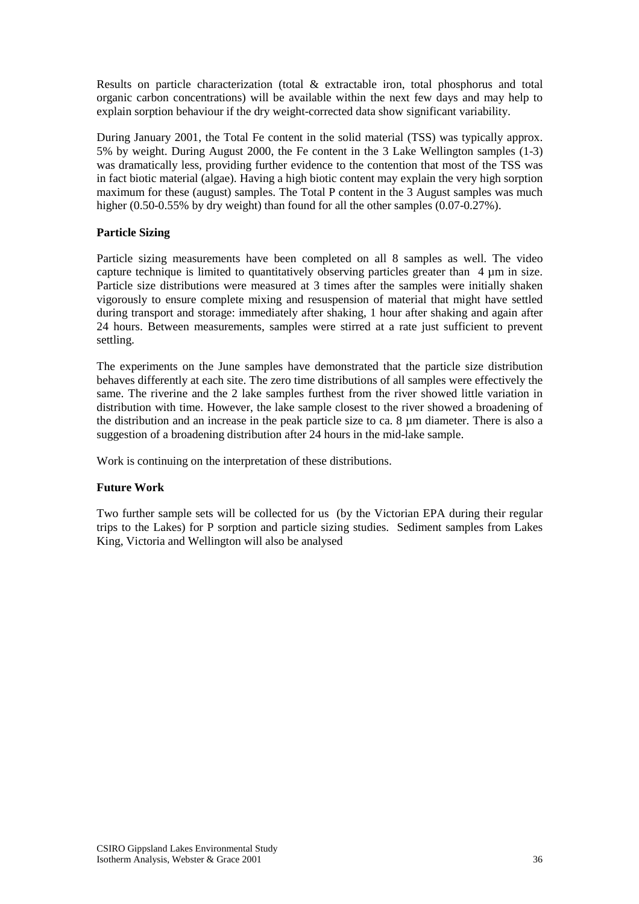Results on particle characterization (total & extractable iron, total phosphorus and total organic carbon concentrations) will be available within the next few days and may help to explain sorption behaviour if the dry weight-corrected data show significant variability.

During January 2001, the Total Fe content in the solid material (TSS) was typically approx. 5% by weight. During August 2000, the Fe content in the 3 Lake Wellington samples (1-3) was dramatically less, providing further evidence to the contention that most of the TSS was in fact biotic material (algae). Having a high biotic content may explain the very high sorption maximum for these (august) samples. The Total P content in the 3 August samples was much higher (0.50-0.55% by dry weight) than found for all the other samples (0.07-0.27%).

### Particle Sizing

Particle sizing measurements have been completed on all 8 samples as well. The video capture technique is limited to quantitatively observing particles greater than 4 µm in size. Particle size distributions were measured at 3 times after the samples were initially shaken vigorously to ensure complete mixing and resuspension of material that might have settled during transport and storage: immediately after shaking, 1 hour after shaking and again after 24 hours. Between measurements, samples were stirred at a rate just sufficient to prevent settling.

The experiments on the June samples have demonstrated that the particle size distribution behaves differently at each site. The zero time distributions of all samples were effectively the same. The riverine and the 2 lake samples furthest from the river showed little variation in distribution with time. However, the lake sample closest to the river showed a broadening of the distribution and an increase in the peak particle size to ca. 8 µm diameter. There is also a suggestion of a broadening distribution after 24 hours in the mid-lake sample.

Work is continuing on the interpretation of these distributions.

### Future Work

Two further sample sets will be collected for us (by the Victorian EPA during their regular trips to the Lakes) for P sorption and particle sizing studies. Sediment samples from Lakes King, Victoria and Wellington will also be analysed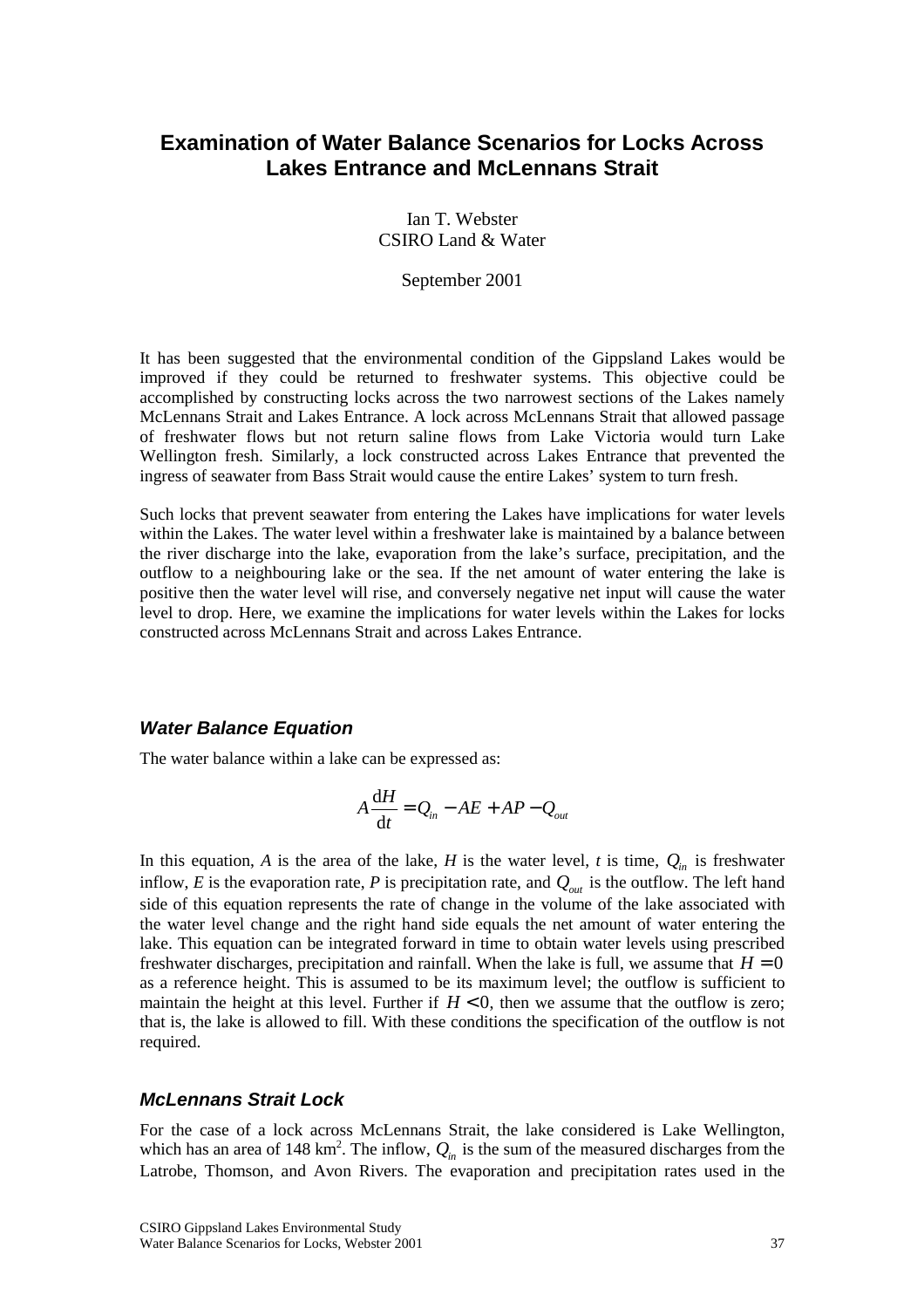# Examination of Water Balance Scenarios for Locks Across Lakes Entrance and McLennans Strait

Ian T. Webster
CSIRO Land & Water

September 2001

It has been suggested that the environmental condition of the Gippsland Lakes would be improved if they could be returned to freshwater systems. This objective could be accomplished by constructing locks across the two narrowest sections of the Lakes namely McLennans Strait and Lakes Entrance. A lock across McLennans Strait that allowed passage of freshwater flows but not return saline flows from Lake Victoria would turn Lake Wellington fresh. Similarly, a lock constructed across Lakes Entrance that prevented the ingress of seawater from Bass Strait would cause the entire Lakes' system to turn fresh.

Such locks that prevent seawater from entering the Lakes have implications for water levels within the Lakes. The water level within a freshwater lake is maintained by a balance between the river discharge into the lake, evaporation from the lake's surface, precipitation, and the outflow to a neighbouring lake or the sea. If the net amount of water entering the lake is positive then the water level will rise, and conversely negative net input will cause the water level to drop. Here, we examine the implications for water levels within the Lakes for locks constructed across McLennans Strait and across Lakes Entrance.

### *Water Balance Equation*

The water balance within a lake can be expressed as:

$$A\frac{\mathrm{d}H}{\mathrm{d}t} = Q_{in} - AE + AP - Q_{out}$$

In this equation, $A$ is the area of the lake, $H$ is the water level, $t$ is time, $Q_{in}$ is freshwater inflow, $E$ is the evaporation rate, $P$ is precipitation rate, and $Q_{out}$ is the outflow. The left hand side of this equation represents the rate of change in the volume of the lake associated with the water level change and the right hand side equals the net amount of water entering the lake. This equation can be integrated forward in time to obtain water levels using prescribed freshwater discharges, precipitation and rainfall. When the lake is full, we assume that $H = 0$ as a reference height. This is assumed to be its maximum level; the outflow is sufficient to maintain the height at this level. Further if $H < 0$, then we assume that the outflow is zero; that is, the lake is allowed to fill. With these conditions the specification of the outflow is not required.

### *McLennans Strait Lock*

For the case of a lock across McLennans Strait, the lake considered is Lake Wellington, which has an area of 148 km$^2$. The inflow, $Q_{in}$ is the sum of the measured discharges from the Latrobe, Thomson, and Avon Rivers. The evaporation and precipitation rates used in the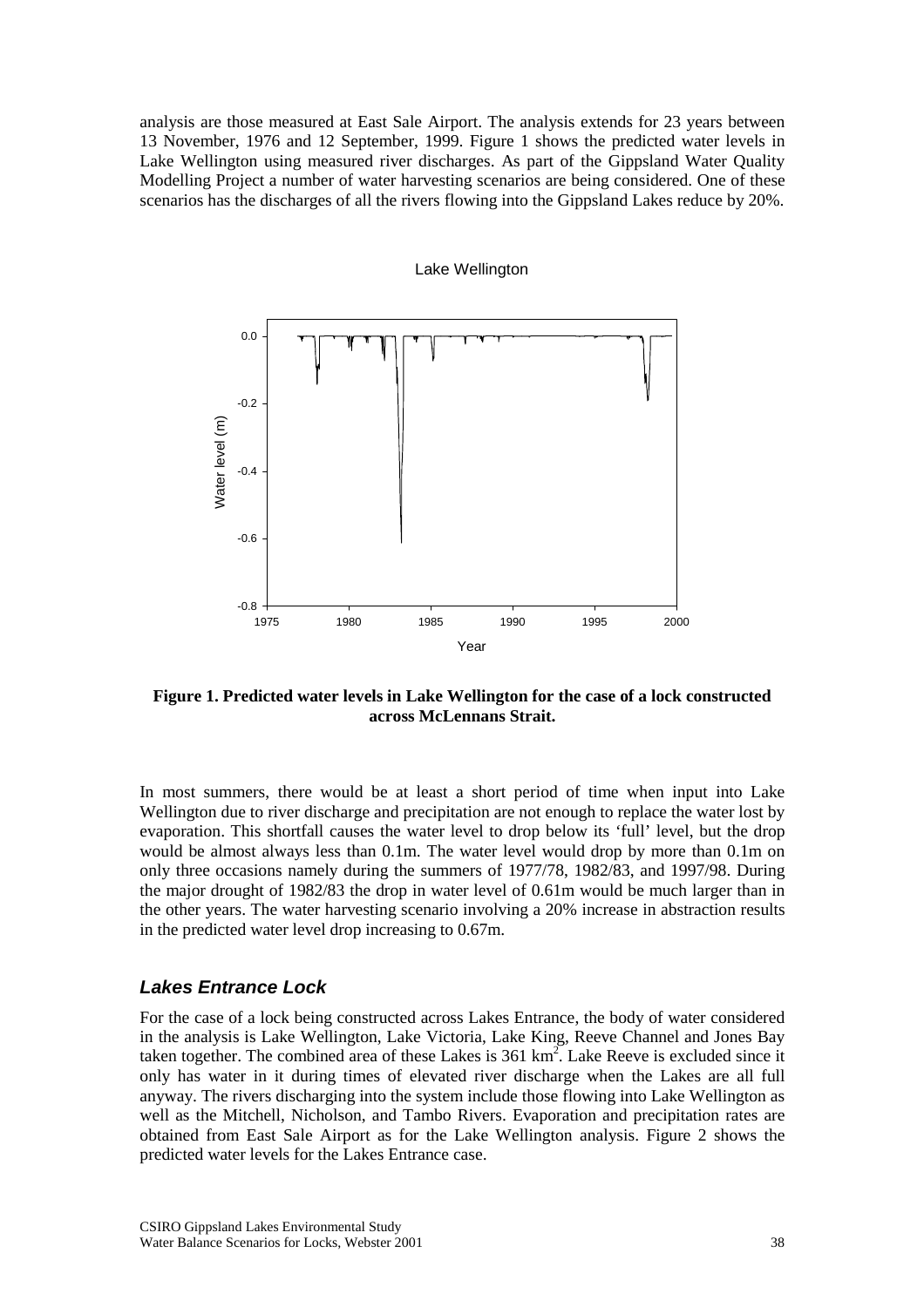analysis are those measured at East Sale Airport. The analysis extends for 23 years between 13 November, 1976 and 12 September, 1999. Figure 1 shows the predicted water levels in Lake Wellington using measured river discharges. As part of the Gippsland Water Quality Modelling Project a number of water harvesting scenarios are being considered. One of these scenarios has the discharges of all the rivers flowing into the Gippsland Lakes reduce by 20%.

**Figure 1. Predicted water levels in Lake Wellington for the case of a lock constructed across McLennans Strait.**

In most summers, there would be at least a short period of time when input into Lake Wellington due to river discharge and precipitation are not enough to replace the water lost by evaporation. This shortfall causes the water level to drop below its 'full' level, but the drop would be almost always less than 0.1m. The water level would drop by more than 0.1m on only three occasions namely during the summers of 1977/78, 1982/83, and 1997/98. During the major drought of 1982/83 the drop in water level of 0.61m would be much larger than in the other years. The water harvesting scenario involving a 20% increase in abstraction results in the predicted water level drop increasing to 0.67m.

## *Lakes Entrance Lock*

For the case of a lock being constructed across Lakes Entrance, the body of water considered in the analysis is Lake Wellington, Lake Victoria, Lake King, Reeve Channel and Jones Bay taken together. The combined area of these Lakes is 361 km$^2$. Lake Reeve is excluded since it only has water in it during times of elevated river discharge when the Lakes are all full anyway. The rivers discharging into the system include those flowing into Lake Wellington as well as the Mitchell, Nicholson, and Tambo Rivers. Evaporation and precipitation rates are obtained from East Sale Airport as for the Lake Wellington analysis. Figure 2 shows the predicted water levels for the Lakes Entrance case.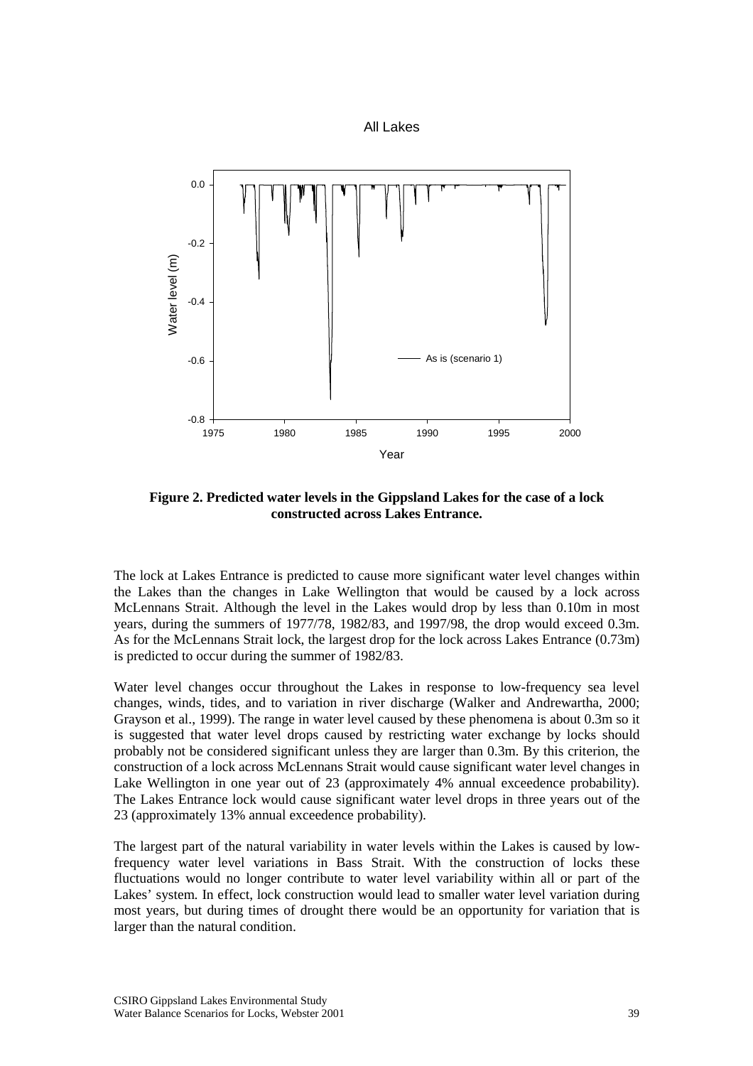**Figure 2. Predicted water levels in the Gippsland Lakes for the case of a lock constructed across Lakes Entrance.**

The lock at Lakes Entrance is predicted to cause more significant water level changes within the Lakes than the changes in Lake Wellington that would be caused by a lock across McLennans Strait. Although the level in the Lakes would drop by less than 0.10m in most years, during the summers of 1977/78, 1982/83, and 1997/98, the drop would exceed 0.3m. As for the McLennans Strait lock, the largest drop for the lock across Lakes Entrance (0.73m) is predicted to occur during the summer of 1982/83.

Water level changes occur throughout the Lakes in response to low-frequency sea level changes, winds, tides, and to variation in river discharge (Walker and Andrewartha, 2000; Grayson et al., 1999). The range in water level caused by these phenomena is about 0.3m so it is suggested that water level drops caused by restricting water exchange by locks should probably not be considered significant unless they are larger than 0.3m. By this criterion, the construction of a lock across McLennans Strait would cause significant water level changes in Lake Wellington in one year out of 23 (approximately 4% annual exceedence probability). The Lakes Entrance lock would cause significant water level drops in three years out of the 23 (approximately 13% annual exceedence probability).

The largest part of the natural variability in water levels within the Lakes is caused by low-frequency water level variations in Bass Strait. With the construction of locks these fluctuations would no longer contribute to water level variability within all or part of the Lakes' system. In effect, lock construction would lead to smaller water level variation during most years, but during times of drought there would be an opportunity for variation that is larger than the natural condition.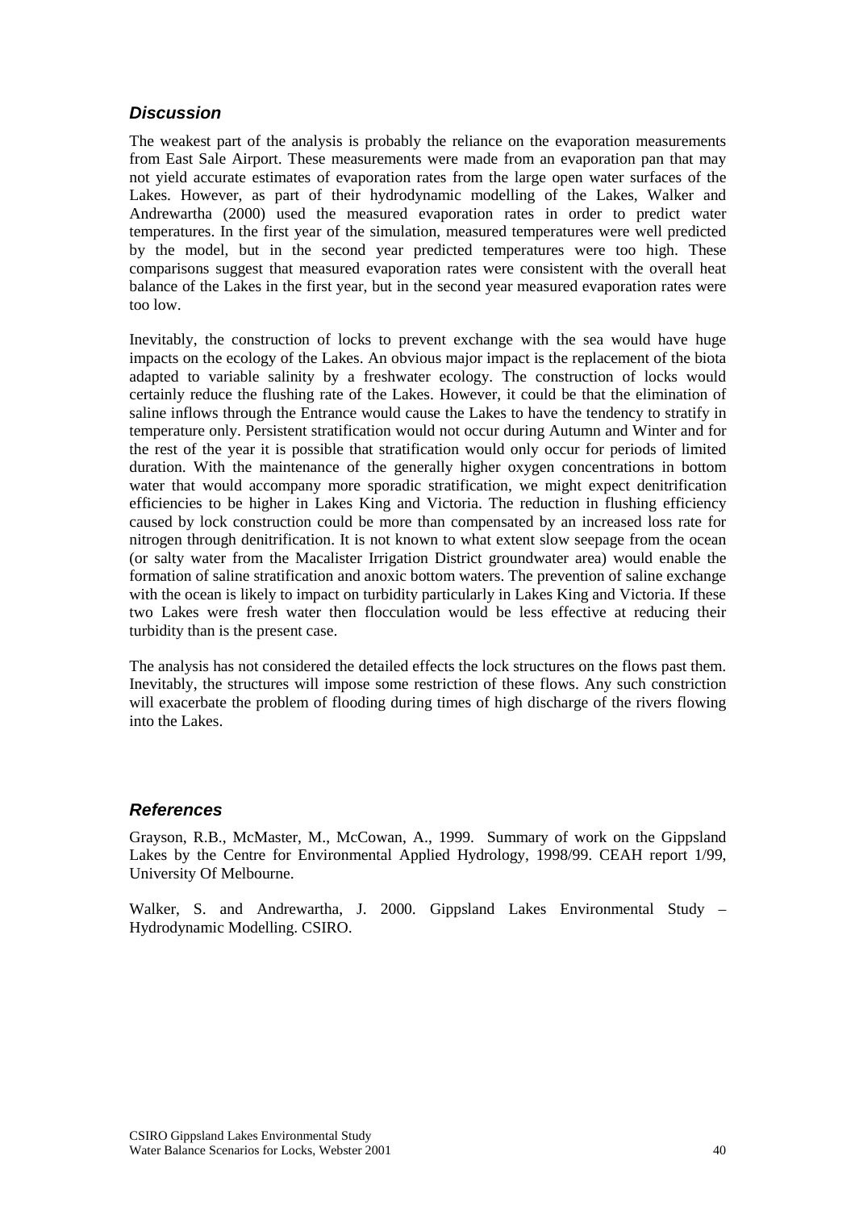## *Discussion*

The weakest part of the analysis is probably the reliance on the evaporation measurements from East Sale Airport. These measurements were made from an evaporation pan that may not yield accurate estimates of evaporation rates from the large open water surfaces of the Lakes. However, as part of their hydrodynamic modelling of the Lakes, Walker and Andrewartha (2000) used the measured evaporation rates in order to predict water temperatures. In the first year of the simulation, measured temperatures were well predicted by the model, but in the second year predicted temperatures were too high. These comparisons suggest that measured evaporation rates were consistent with the overall heat balance of the Lakes in the first year, but in the second year measured evaporation rates were too low.

Inevitably, the construction of locks to prevent exchange with the sea would have huge impacts on the ecology of the Lakes. An obvious major impact is the replacement of the biota adapted to variable salinity by a freshwater ecology. The construction of locks would certainly reduce the flushing rate of the Lakes. However, it could be that the elimination of saline inflows through the Entrance would cause the Lakes to have the tendency to stratify in temperature only. Persistent stratification would not occur during Autumn and Winter and for the rest of the year it is possible that stratification would only occur for periods of limited duration. With the maintenance of the generally higher oxygen concentrations in bottom water that would accompany more sporadic stratification, we might expect denitrification efficiencies to be higher in Lakes King and Victoria. The reduction in flushing efficiency caused by lock construction could be more than compensated by an increased loss rate for nitrogen through denitrification. It is not known to what extent slow seepage from the ocean (or salty water from the Macalister Irrigation District groundwater area) would enable the formation of saline stratification and anoxic bottom waters. The prevention of saline exchange with the ocean is likely to impact on turbidity particularly in Lakes King and Victoria. If these two Lakes were fresh water then flocculation would be less effective at reducing their turbidity than is the present case.

The analysis has not considered the detailed effects the lock structures on the flows past them. Inevitably, the structures will impose some restriction of these flows. Any such constriction will exacerbate the problem of flooding during times of high discharge of the rivers flowing into the Lakes.

## *References*

Grayson, R.B., McMaster, M., McCowan, A., 1999. Summary of work on the Gippsland Lakes by the Centre for Environmental Applied Hydrology, 1998/99. CEAH report 1/99, University Of Melbourne.

Walker, S. and Andrewartha, J. 2000. Gippsland Lakes Environmental Study – Hydrodynamic Modelling. CSIRO.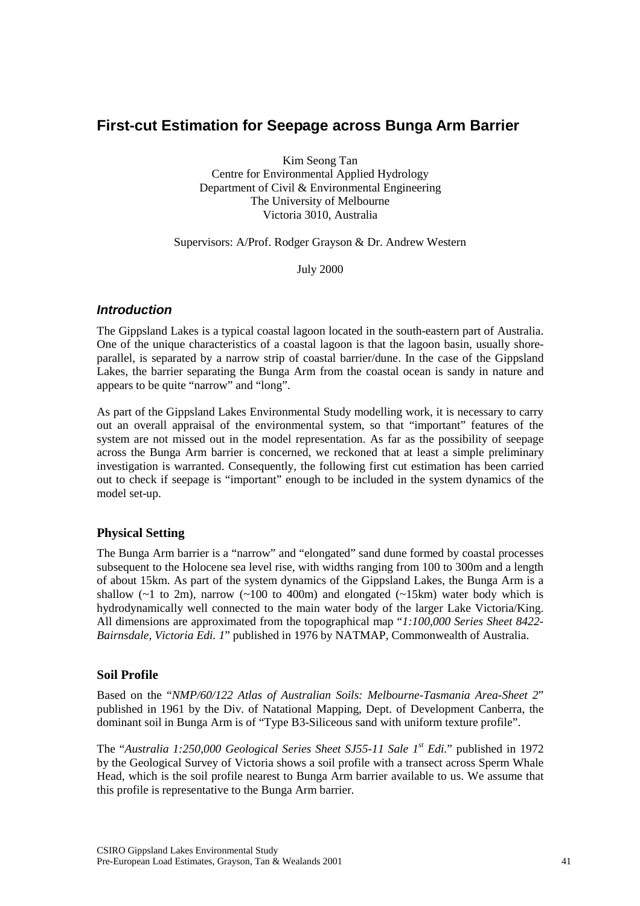# First-cut Estimation for Seepage across Bunga Arm Barrier

Kim Seong Tan
Centre for Environmental Applied Hydrology
Department of Civil & Environmental Engineering
The University of Melbourne
Victoria 3010, Australia

Supervisors: A/Prof. Rodger Grayson & Dr. Andrew Western

July 2000

### *Introduction*

The Gippsland Lakes is a typical coastal lagoon located in the south-eastern part of Australia. One of the unique characteristics of a coastal lagoon is that the lagoon basin, usually shore-parallel, is separated by a narrow strip of coastal barrier/dune. In the case of the Gippsland Lakes, the barrier separating the Bunga Arm from the coastal ocean is sandy in nature and appears to be quite "narrow" and "long".

As part of the Gippsland Lakes Environmental Study modelling work, it is necessary to carry out an overall appraisal of the environmental system, so that "important" features of the system are not missed out in the model representation. As far as the possibility of seepage across the Bunga Arm barrier is concerned, we reckoned that at least a simple preliminary investigation is warranted. Consequently, the following first cut estimation has been carried out to check if seepage is "important" enough to be included in the system dynamics of the model set-up.

### Physical Setting

The Bunga Arm barrier is a "narrow" and "elongated" sand dune formed by coastal processes subsequent to the Holocene sea level rise, with widths ranging from 100 to 300m and a length of about 15km. As part of the system dynamics of the Gippsland Lakes, the Bunga Arm is a shallow (~1 to 2m), narrow (~100 to 400m) and elongated (~15km) water body which is hydrodynamically well connected to the main water body of the larger Lake Victoria/King. All dimensions are approximated from the topographical map "*1:100,000 Series Sheet 8422-Bairnsdale, Victoria Edi. 1*" published in 1976 by NATMAP, Commonwealth of Australia.

### Soil Profile

Based on the "*NMP/60/122 Atlas of Australian Soils: Melbourne-Tasmania Area-Sheet 2*" published in 1961 by the Div. of Natational Mapping, Dept. of Development Canberra, the dominant soil in Bunga Arm is of "Type B3-Siliceous sand with uniform texture profile".

The "*Australia 1:250,000 Geological Series Sheet SJ55-11 Sale 1st Edi.*" published in 1972 by the Geological Survey of Victoria shows a soil profile with a transect across Sperm Whale Head, which is the soil profile nearest to Bunga Arm barrier available to us. We assume that this profile is representative to the Bunga Arm barrier.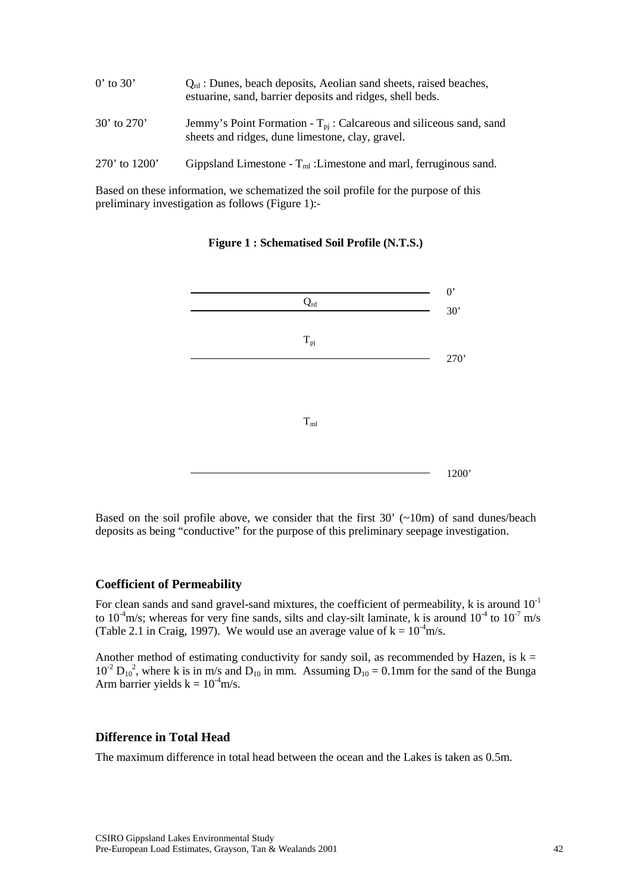| | |
|---|---|
| 0' to 30' | $Q_{rd}$ : Dunes, beach deposits, Aeolian sand sheets, raised beaches, estuarine, sand, barrier deposits and ridges, shell beds. |
| 30' to 270' | Jemmy's Point Formation - $T_{pj}$ : Calcareous and siliceous sand, sand sheets and ridges, dune limestone, clay, gravel. |
| 270' to 1200' | Gippsland Limestone - $T_{ml}$ :Limestone and marl, ferruginous sand. |

Based on these information, we schematized the soil profile for the purpose of this preliminary investigation as follows (Figure 1):-

**Figure 1 : Schematised Soil Profile (N.T.S.)**

| Layer | Depth |
|---|---|
| | 0' |
| $Q_{rd}$ | 30' |
| $T_{pj}$ | 270' |
| $T_{ml}$ | 1200' |

Based on the soil profile above, we consider that the first 30' (~10m) of sand dunes/beach deposits as being "conductive" for the purpose of this preliminary seepage investigation.

## Coefficient of Permeability

For clean sands and sand gravel-sand mixtures, the coefficient of permeability, k is around $10^{-1}$ to $10^{-4}$m/s; whereas for very fine sands, silts and clay-silt laminate, k is around $10^{-4}$ to $10^{-7}$ m/s (Table 2.1 in Craig, 1997). We would use an average value of $k = 10^{-4}$m/s.

Another method of estimating conductivity for sandy soil, as recommended by Hazen, is $k = 10^{-2} D_{10}^{2}$, where k is in m/s and $D_{10}$ in mm. Assuming $D_{10} = 0.1$mm for the sand of the Bunga Arm barrier yields $k = 10^{-4}$m/s.

## Difference in Total Head

The maximum difference in total head between the ocean and the Lakes is taken as 0.5m.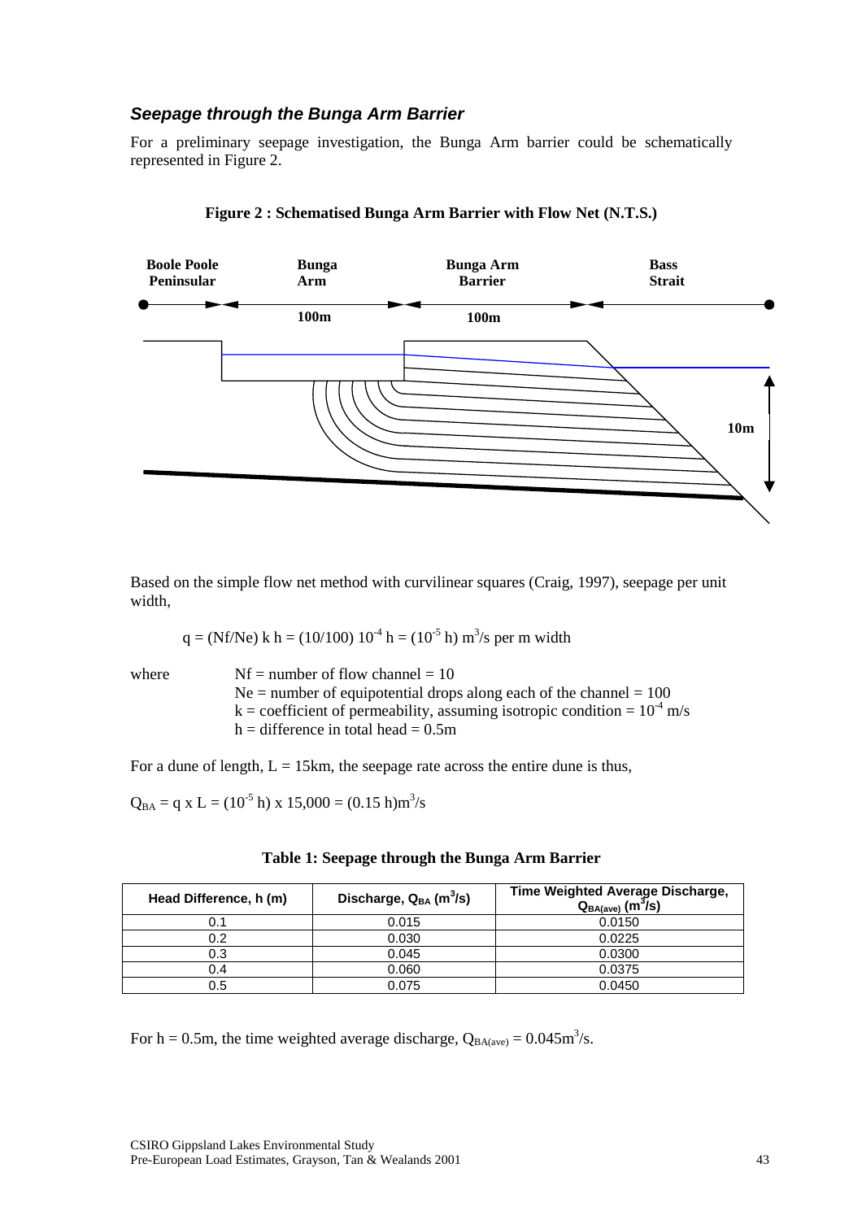### *Seepage through the Bunga Arm Barrier*

For a preliminary seepage investigation, the Bunga Arm barrier could be schematically represented in Figure 2.

**Figure 2 : Schematised Bunga Arm Barrier with Flow Net (N.T.S.)**

Boole Poole Peninsular | Bunga Arm | Bunga Arm Barrier | Bass Strait

100m | 100m | 10m

Based on the simple flow net method with curvilinear squares (Craig, 1997), seepage per unit width,

$$q = (Nf/Ne)\ k\ h = (10/100)\ 10^{-4}\ h = (10^{-5}\ h)\ m^3/s \text{ per m width}$$

where
- $Nf$ = number of flow channel = 10
- $Ne$ = number of equipotential drops along each of the channel = 100
- $k$ = coefficient of permeability, assuming isotropic condition = $10^{-4}$ m/s
- $h$ = difference in total head = 0.5m

For a dune of length, $L$ = 15km, the seepage rate across the entire dune is thus,

$$Q_{BA} = q \times L = (10^{-5}\ h) \times 15{,}000 = (0.15\ h)m^3/s$$

**Table 1: Seepage through the Bunga Arm Barrier**

| Head Difference, h (m) | Discharge, $Q_{BA}$ ($m^3$/s) | Time Weighted Average Discharge, $Q_{BA(ave)}$ ($m^3$/s) |
|---|---|---|
| 0.1 | 0.015 | 0.0150 |
| 0.2 | 0.030 | 0.0225 |
| 0.3 | 0.045 | 0.0300 |
| 0.4 | 0.060 | 0.0375 |
| 0.5 | 0.075 | 0.0450 |

For h = 0.5m, the time weighted average discharge, $Q_{BA(ave)} = 0.045m^3/s$.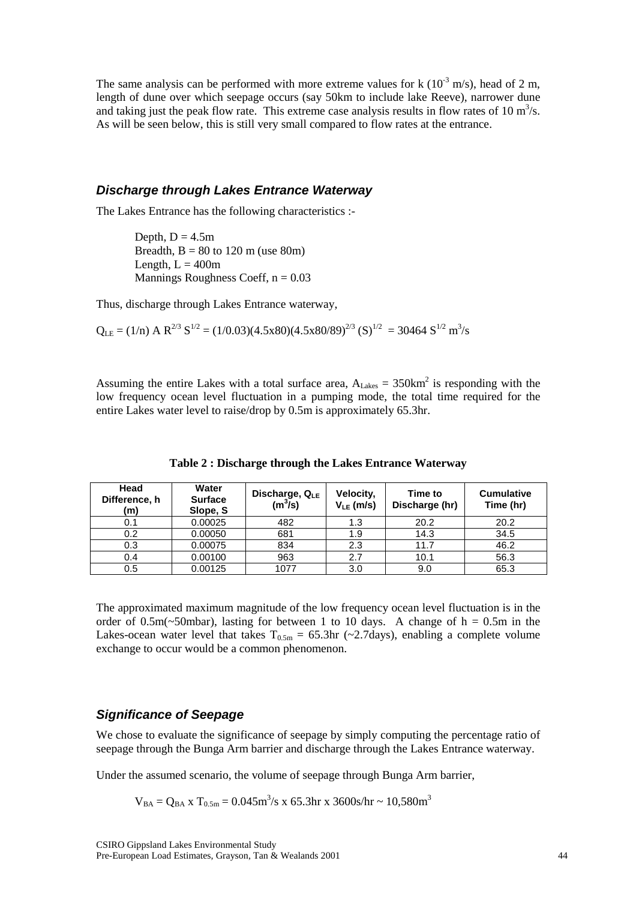The same analysis can be performed with more extreme values for k ($10^{-3}$ m/s), head of 2 m, length of dune over which seepage occurs (say 50km to include lake Reeve), narrower dune and taking just the peak flow rate. This extreme case analysis results in flow rates of 10 $m^3$/s. As will be seen below, this is still very small compared to flow rates at the entrance.

### *Discharge through Lakes Entrance Waterway*

The Lakes Entrance has the following characteristics :-

Depth, D = 4.5m
Breadth, B = 80 to 120 m (use 80m)
Length, L = 400m
Mannings Roughness Coeff, n = 0.03

Thus, discharge through Lakes Entrance waterway,

$$Q_{LE} = (1/n)\, A\, R^{2/3}\, S^{1/2} = (1/0.03)(4.5\text{x}80)(4.5\text{x}80/89)^{2/3}\,(S)^{1/2} = 30464\, S^{1/2}\ m^3/s$$

Assuming the entire Lakes with a total surface area, $A_{Lakes}$ = 350$km^2$ is responding with the low frequency ocean level fluctuation in a pumping mode, the total time required for the entire Lakes water level to raise/drop by 0.5m is approximately 65.3hr.

**Table 2 : Discharge through the Lakes Entrance Waterway**

| Head Difference, h (m) | Water Surface Slope, S | Discharge, $Q_{LE}$ ($m^3$/s) | Velocity, $V_{LE}$ (m/s) | Time to Discharge (hr) | Cumulative Time (hr) |
|---|---|---|---|---|---|
| 0.1 | 0.00025 | 482 | 1.3 | 20.2 | 20.2 |
| 0.2 | 0.00050 | 681 | 1.9 | 14.3 | 34.5 |
| 0.3 | 0.00075 | 834 | 2.3 | 11.7 | 46.2 |
| 0.4 | 0.00100 | 963 | 2.7 | 10.1 | 56.3 |
| 0.5 | 0.00125 | 1077 | 3.0 | 9.0 | 65.3 |

The approximated maximum magnitude of the low frequency ocean level fluctuation is in the order of 0.5m(~50mbar), lasting for between 1 to 10 days. A change of h = 0.5m in the Lakes-ocean water level that takes $T_{0.5m}$ = 65.3hr (~2.7days), enabling a complete volume exchange to occur would be a common phenomenon.

### *Significance of Seepage*

We chose to evaluate the significance of seepage by simply computing the percentage ratio of seepage through the Bunga Arm barrier and discharge through the Lakes Entrance waterway.

Under the assumed scenario, the volume of seepage through Bunga Arm barrier,

$$V_{BA} = Q_{BA} \text{ x } T_{0.5m} = 0.045m^3/s \text{ x } 65.3hr \text{ x } 3600s/hr \sim 10{,}580m^3$$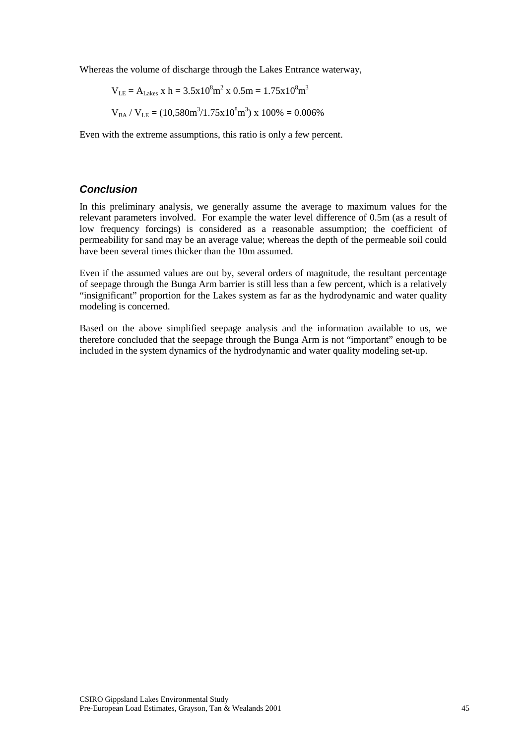Whereas the volume of discharge through the Lakes Entrance waterway,

$$V_{LE} = A_{Lakes} \times h = 3.5 \times 10^8 m^2 \times 0.5m = 1.75 \times 10^8 m^3$$

$$V_{BA} / V_{LE} = (10{,}580 m^3 / 1.75 \times 10^8 m^3) \times 100\% = 0.006\%$$

Even with the extreme assumptions, this ratio is only a few percent.

### *Conclusion*

In this preliminary analysis, we generally assume the average to maximum values for the relevant parameters involved. For example the water level difference of 0.5m (as a result of low frequency forcings) is considered as a reasonable assumption; the coefficient of permeability for sand may be an average value; whereas the depth of the permeable soil could have been several times thicker than the 10m assumed.

Even if the assumed values are out by, several orders of magnitude, the resultant percentage of seepage through the Bunga Arm barrier is still less than a few percent, which is a relatively "insignificant" proportion for the Lakes system as far as the hydrodynamic and water quality modeling is concerned.

Based on the above simplified seepage analysis and the information available to us, we therefore concluded that the seepage through the Bunga Arm is not "important" enough to be included in the system dynamics of the hydrodynamic and water quality modeling set-up.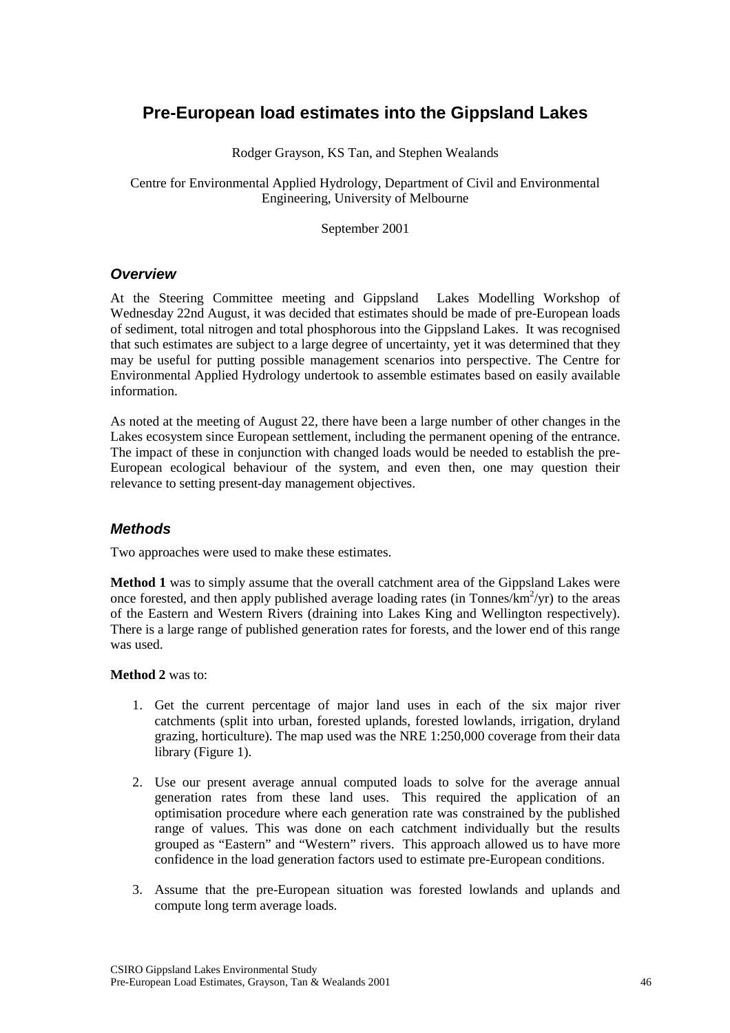# Pre-European load estimates into the Gippsland Lakes

Rodger Grayson, KS Tan, and Stephen Wealands

Centre for Environmental Applied Hydrology, Department of Civil and Environmental Engineering, University of Melbourne

September 2001

## *Overview*

At the Steering Committee meeting and Gippsland Lakes Modelling Workshop of Wednesday 22nd August, it was decided that estimates should be made of pre-European loads of sediment, total nitrogen and total phosphorous into the Gippsland Lakes. It was recognised that such estimates are subject to a large degree of uncertainty, yet it was determined that they may be useful for putting possible management scenarios into perspective. The Centre for Environmental Applied Hydrology undertook to assemble estimates based on easily available information.

As noted at the meeting of August 22, there have been a large number of other changes in the Lakes ecosystem since European settlement, including the permanent opening of the entrance. The impact of these in conjunction with changed loads would be needed to establish the pre-European ecological behaviour of the system, and even then, one may question their relevance to setting present-day management objectives.

## *Methods*

Two approaches were used to make these estimates.

**Method 1** was to simply assume that the overall catchment area of the Gippsland Lakes were once forested, and then apply published average loading rates (in Tonnes/km$^2$/yr) to the areas of the Eastern and Western Rivers (draining into Lakes King and Wellington respectively). There is a large range of published generation rates for forests, and the lower end of this range was used.

**Method 2** was to:

1. Get the current percentage of major land uses in each of the six major river catchments (split into urban, forested uplands, forested lowlands, irrigation, dryland grazing, horticulture). The map used was the NRE 1:250,000 coverage from their data library (Figure 1).
2. Use our present average annual computed loads to solve for the average annual generation rates from these land uses. This required the application of an optimisation procedure where each generation rate was constrained by the published range of values. This was done on each catchment individually but the results grouped as "Eastern" and "Western" rivers. This approach allowed us to have more confidence in the load generation factors used to estimate pre-European conditions.
3. Assume that the pre-European situation was forested lowlands and uplands and compute long term average loads.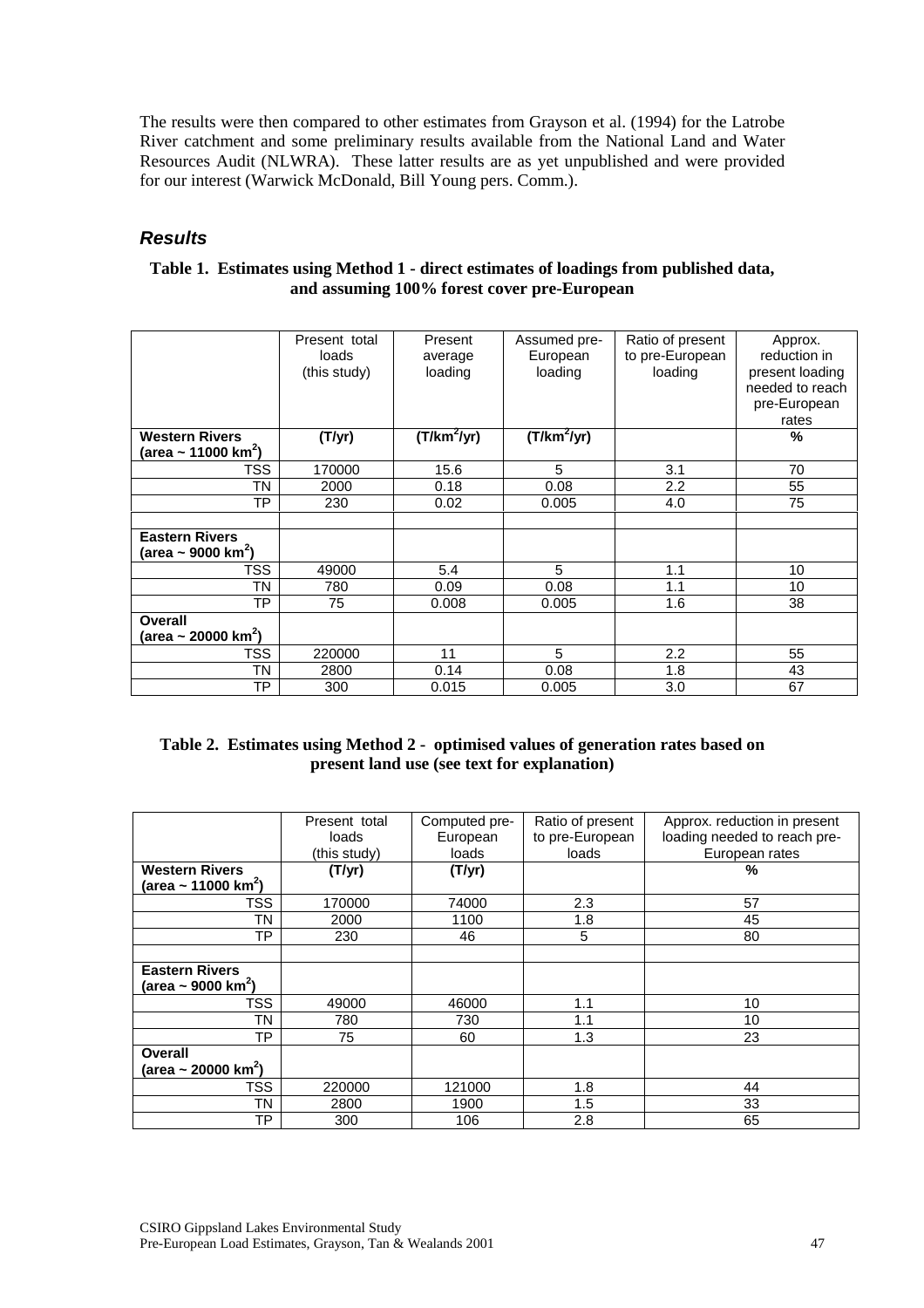The results were then compared to other estimates from Grayson et al. (1994) for the Latrobe River catchment and some preliminary results available from the National Land and Water Resources Audit (NLWRA). These latter results are as yet unpublished and were provided for our interest (Warwick McDonald, Bill Young pers. Comm.).

## *Results*

**Table 1. Estimates using Method 1 - direct estimates of loadings from published data, and assuming 100% forest cover pre-European**

| | Present total loads (this study) | Present average loading | Assumed pre-European loading | Ratio of present to pre-European loading | Approx. reduction in present loading needed to reach pre-European rates |
|---|---|---|---|---|---|
| **Western Rivers (area ~ 11000 km$^2$)** | **(T/yr)** | **(T/km$^2$/yr)** | **(T/km$^2$/yr)** | | **%** |
| TSS | 170000 | 15.6 | 5 | 3.1 | 70 |
| TN | 2000 | 0.18 | 0.08 | 2.2 | 55 |
| TP | 230 | 0.02 | 0.005 | 4.0 | 75 |
| | | | | | |
| **Eastern Rivers (area ~ 9000 km$^2$)** | | | | | |
| TSS | 49000 | 5.4 | 5 | 1.1 | 10 |
| TN | 780 | 0.09 | 0.08 | 1.1 | 10 |
| TP | 75 | 0.008 | 0.005 | 1.6 | 38 |
| **Overall (area ~ 20000 km$^2$)** | | | | | |
| TSS | 220000 | 11 | 5 | 2.2 | 55 |
| TN | 2800 | 0.14 | 0.08 | 1.8 | 43 |
| TP | 300 | 0.015 | 0.005 | 3.0 | 67 |

**Table 2. Estimates using Method 2 - optimised values of generation rates based on present land use (see text for explanation)**

| | Present total loads (this study) | Computed pre-European loads | Ratio of present to pre-European loads | Approx. reduction in present loading needed to reach pre-European rates |
|---|---|---|---|---|
| **Western Rivers (area ~ 11000 km$^2$)** | **(T/yr)** | **(T/yr)** | | **%** |
| TSS | 170000 | 74000 | 2.3 | 57 |
| TN | 2000 | 1100 | 1.8 | 45 |
| TP | 230 | 46 | 5 | 80 |
| | | | | |
| **Eastern Rivers (area ~ 9000 km$^2$)** | | | | |
| TSS | 49000 | 46000 | 1.1 | 10 |
| TN | 780 | 730 | 1.1 | 10 |
| TP | 75 | 60 | 1.3 | 23 |
| **Overall (area ~ 20000 km$^2$)** | | | | |
| TSS | 220000 | 121000 | 1.8 | 44 |
| TN | 2800 | 1900 | 1.5 | 33 |
| TP | 300 | 106 | 2.8 | 65 |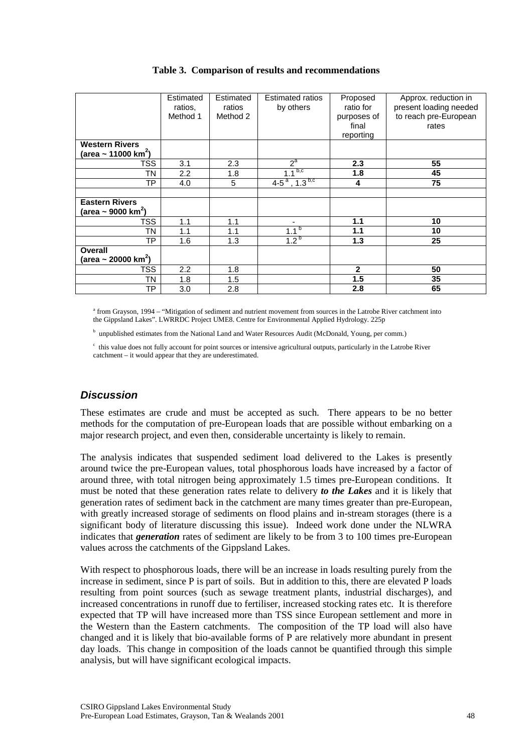**Table 3. Comparison of results and recommendations**

| | Estimated ratios, Method 1 | Estimated ratios Method 2 | Estimated ratios by others | Proposed ratio for purposes of final reporting | Approx. reduction in present loading needed to reach pre-European rates |
|---|---|---|---|---|---|
| **Western Rivers (area ~ 11000 km$^2$)** | | | | | |
| TSS | 3.1 | 2.3 | 2[a] | **2.3** | **55** |
| TN | 2.2 | 1.8 | 1.1[b,c] | **1.8** | **45** |
| TP | 4.0 | 5 | 4-5[a], 1.3[b,c] | **4** | **75** |
| | | | | | |
| **Eastern Rivers (area ~ 9000 km$^2$)** | | | | | |
| TSS | 1.1 | 1.1 | - | **1.1** | **10** |
| TN | 1.1 | 1.1 | 1.1[b] | **1.1** | **10** |
| TP | 1.6 | 1.3 | 1.2[b] | **1.3** | **25** |
| **Overall (area ~ 20000 km$^2$)** | | | | | |
| TSS | 2.2 | 1.8 | | **2** | **50** |
| TN | 1.8 | 1.5 | | **1.5** | **35** |
| TP | 3.0 | 2.8 | | **2.8** | **65** |

[a] from Grayson, 1994 – "Mitigation of sediment and nutrient movement from sources in the Latrobe River catchment into the Gippsland Lakes". LWRRDC Project UME8. Centre for Environmental Applied Hydrology. 225p

[b] unpublished estimates from the National Land and Water Resources Audit (McDonald, Young, per comm.)

[c] this value does not fully account for point sources or intensive agricultural outputs, particularly in the Latrobe River catchment – it would appear that they are underestimated.

## *Discussion*

These estimates are crude and must be accepted as such. There appears to be no better methods for the computation of pre-European loads that are possible without embarking on a major research project, and even then, considerable uncertainty is likely to remain.

The analysis indicates that suspended sediment load delivered to the Lakes is presently around twice the pre-European values, total phosphorous loads have increased by a factor of around three, with total nitrogen being approximately 1.5 times pre-European conditions. It must be noted that these generation rates relate to delivery ***to the Lakes*** and it is likely that generation rates of sediment back in the catchment are many times greater than pre-European, with greatly increased storage of sediments on flood plains and in-stream storages (there is a significant body of literature discussing this issue). Indeed work done under the NLWRA indicates that ***generation*** rates of sediment are likely to be from 3 to 100 times pre-European values across the catchments of the Gippsland Lakes.

With respect to phosphorous loads, there will be an increase in loads resulting purely from the increase in sediment, since P is part of soils. But in addition to this, there are elevated P loads resulting from point sources (such as sewage treatment plants, industrial discharges), and increased concentrations in runoff due to fertiliser, increased stocking rates etc. It is therefore expected that TP will have increased more than TSS since European settlement and more in the Western than the Eastern catchments. The composition of the TP load will also have changed and it is likely that bio-available forms of P are relatively more abundant in present day loads. This change in composition of the loads cannot be quantified through this simple analysis, but will have significant ecological impacts.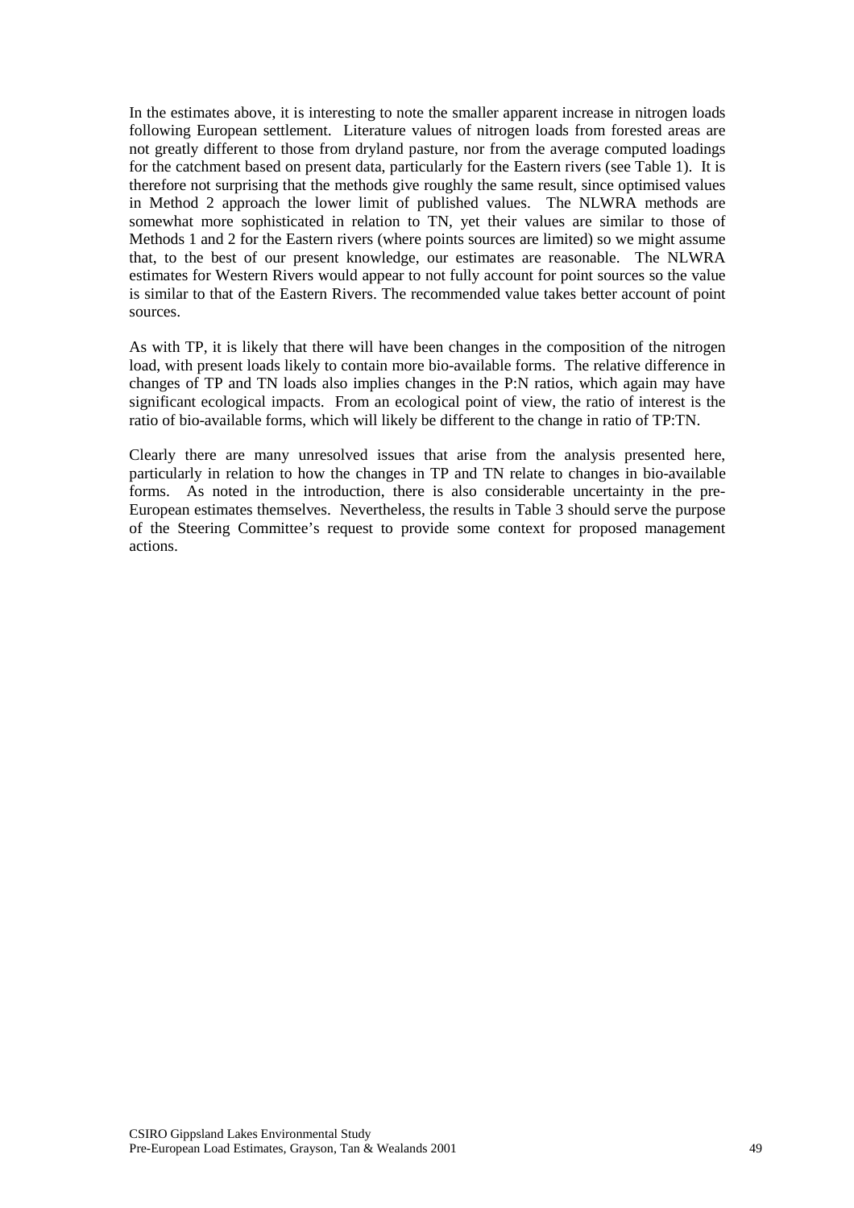In the estimates above, it is interesting to note the smaller apparent increase in nitrogen loads following European settlement. Literature values of nitrogen loads from forested areas are not greatly different to those from dryland pasture, nor from the average computed loadings for the catchment based on present data, particularly for the Eastern rivers (see Table 1). It is therefore not surprising that the methods give roughly the same result, since optimised values in Method 2 approach the lower limit of published values. The NLWRA methods are somewhat more sophisticated in relation to TN, yet their values are similar to those of Methods 1 and 2 for the Eastern rivers (where points sources are limited) so we might assume that, to the best of our present knowledge, our estimates are reasonable. The NLWRA estimates for Western Rivers would appear to not fully account for point sources so the value is similar to that of the Eastern Rivers. The recommended value takes better account of point sources.

As with TP, it is likely that there will have been changes in the composition of the nitrogen load, with present loads likely to contain more bio-available forms. The relative difference in changes of TP and TN loads also implies changes in the P:N ratios, which again may have significant ecological impacts. From an ecological point of view, the ratio of interest is the ratio of bio-available forms, which will likely be different to the change in ratio of TP:TN.

Clearly there are many unresolved issues that arise from the analysis presented here, particularly in relation to how the changes in TP and TN relate to changes in bio-available forms. As noted in the introduction, there is also considerable uncertainty in the pre-European estimates themselves. Nevertheless, the results in Table 3 should serve the purpose of the Steering Committee's request to provide some context for proposed management actions.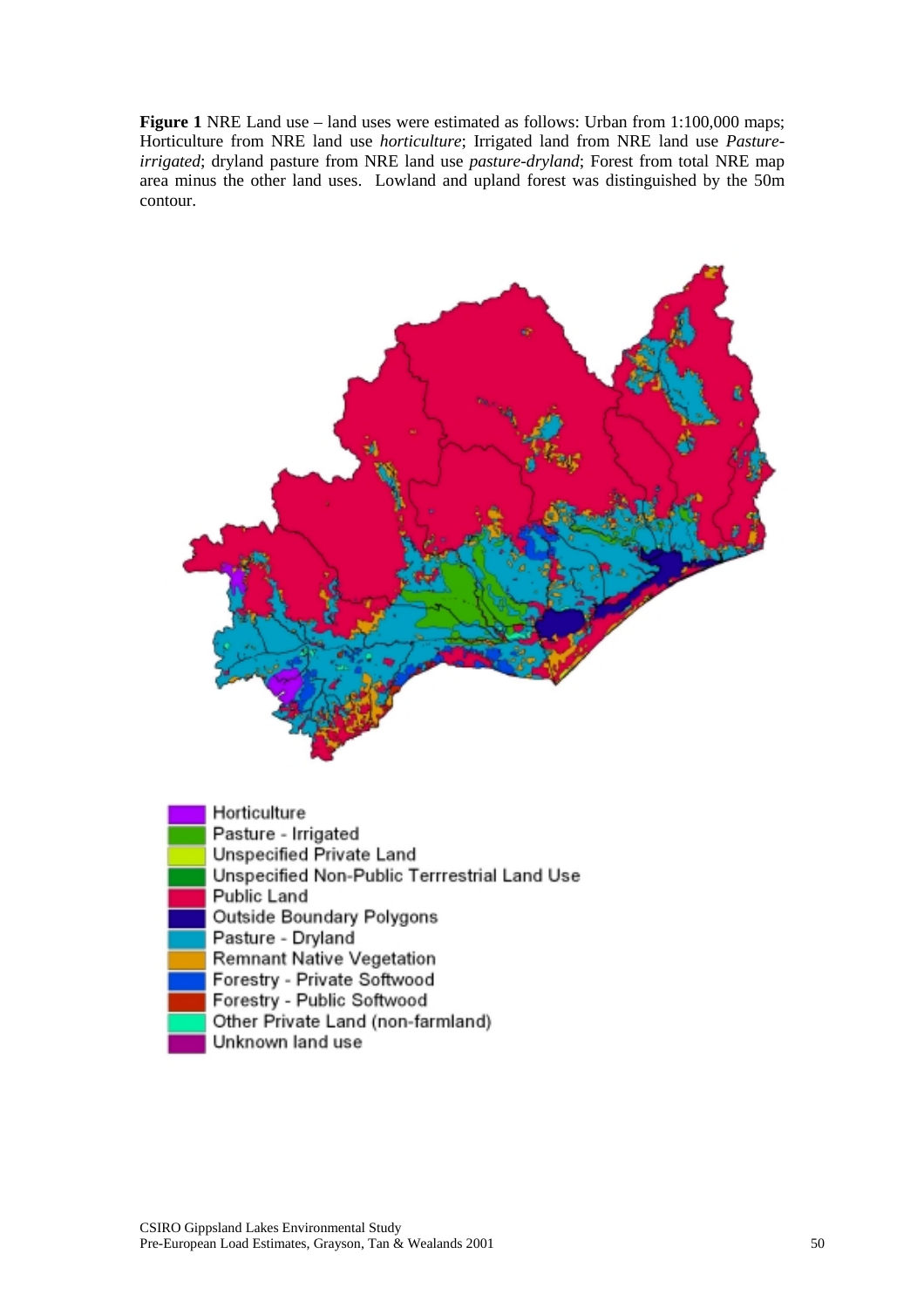**Figure 1** NRE Land use – land uses were estimated as follows: Urban from 1:100,000 maps; Horticulture from NRE land use *horticulture*; Irrigated land from NRE land use *Pasture-irrigated*; dryland pasture from NRE land use *pasture-dryland*; Forest from total NRE map area minus the other land uses. Lowland and upland forest was distinguished by the 50m contour.

Horticulture
Pasture - Irrigated
Unspecified Private Land
Unspecified Non-Public Terrrestrial Land Use
Public Land
Outside Boundary Polygons
Pasture - Dryland
Remnant Native Vegetation
Forestry - Private Softwood
Forestry - Public Softwood
Other Private Land (non-farmland)
Unknown land use